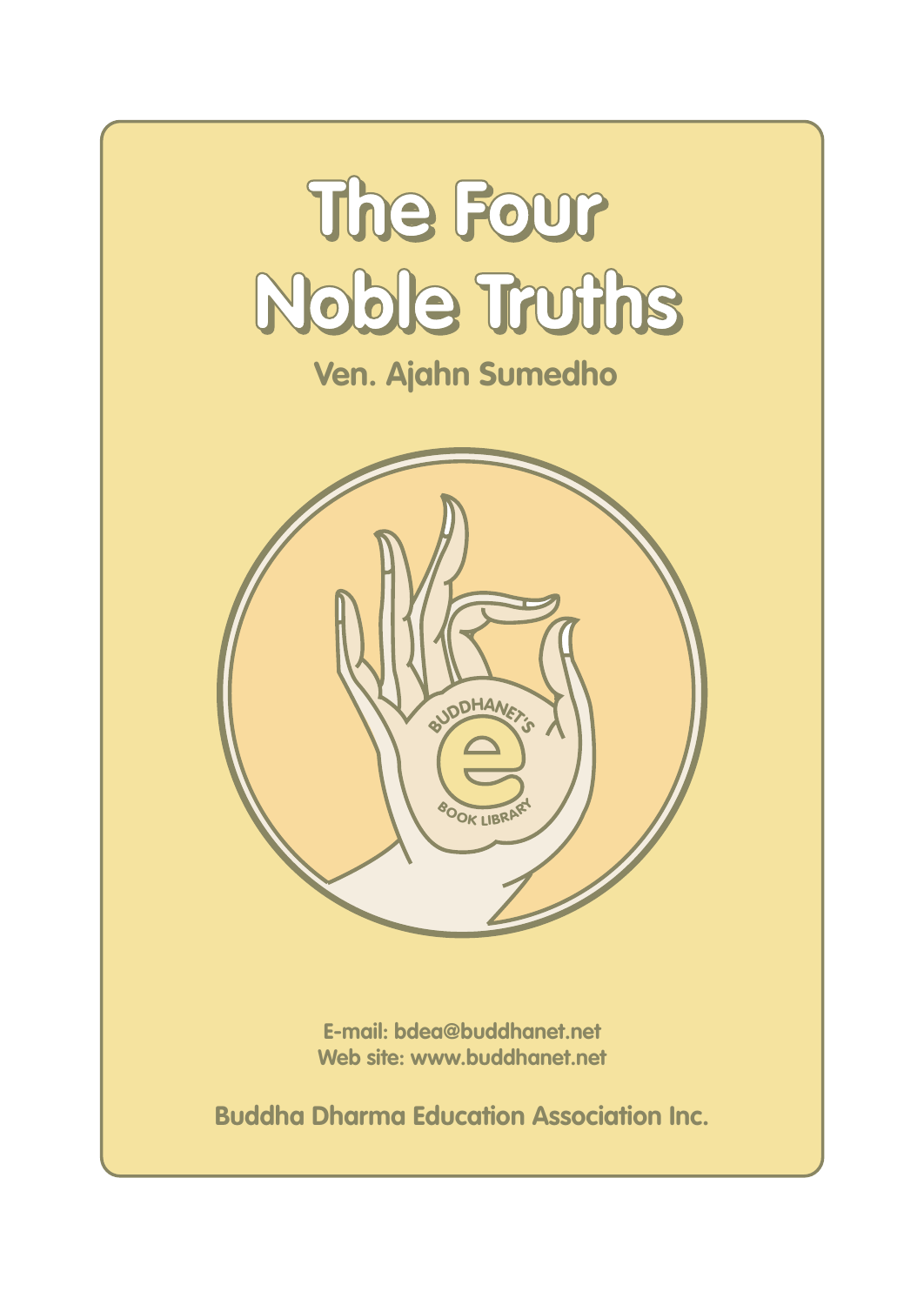# The Four Noble Truths

**Ven. Ajahn Sumedho**

BUDDHANET'S e BOOK LIBRARY

E-mail: bdea@buddhanet.net
Web site: www.buddhanet.net

**Buddha Dharma Education Association Inc.**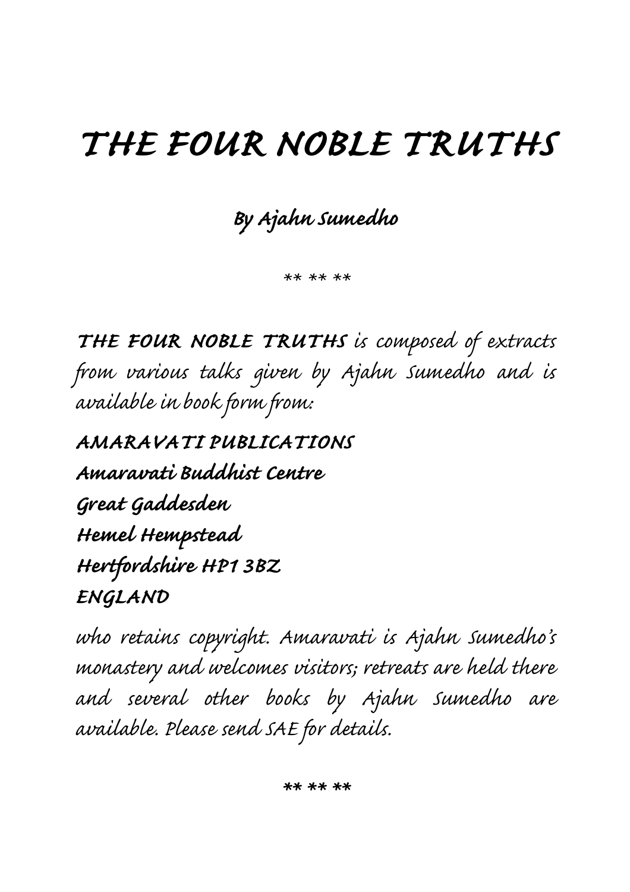# THE FOUR NOBLE TRUTHS

### By Ajahn Sumedho

\*\* \*\* \*\*

***THE FOUR NOBLE TRUTHS*** *is composed of extracts from various talks given by Ajahn Sumedho and is available in book form from:*

***AMARAVATI PUBLICATIONS***
***Amaravati Buddhist Centre***
***Great Gaddesden***
***Hemel Hempstead***
***Hertfordshire HP1 3BZ***
***ENGLAND***

*who retains copyright. Amaravati is Ajahn Sumedho's monastery and welcomes visitors; retreats are held there and several other books by Ajahn Sumedho are available. Please send SAE for details.*

\*\* \*\* \*\*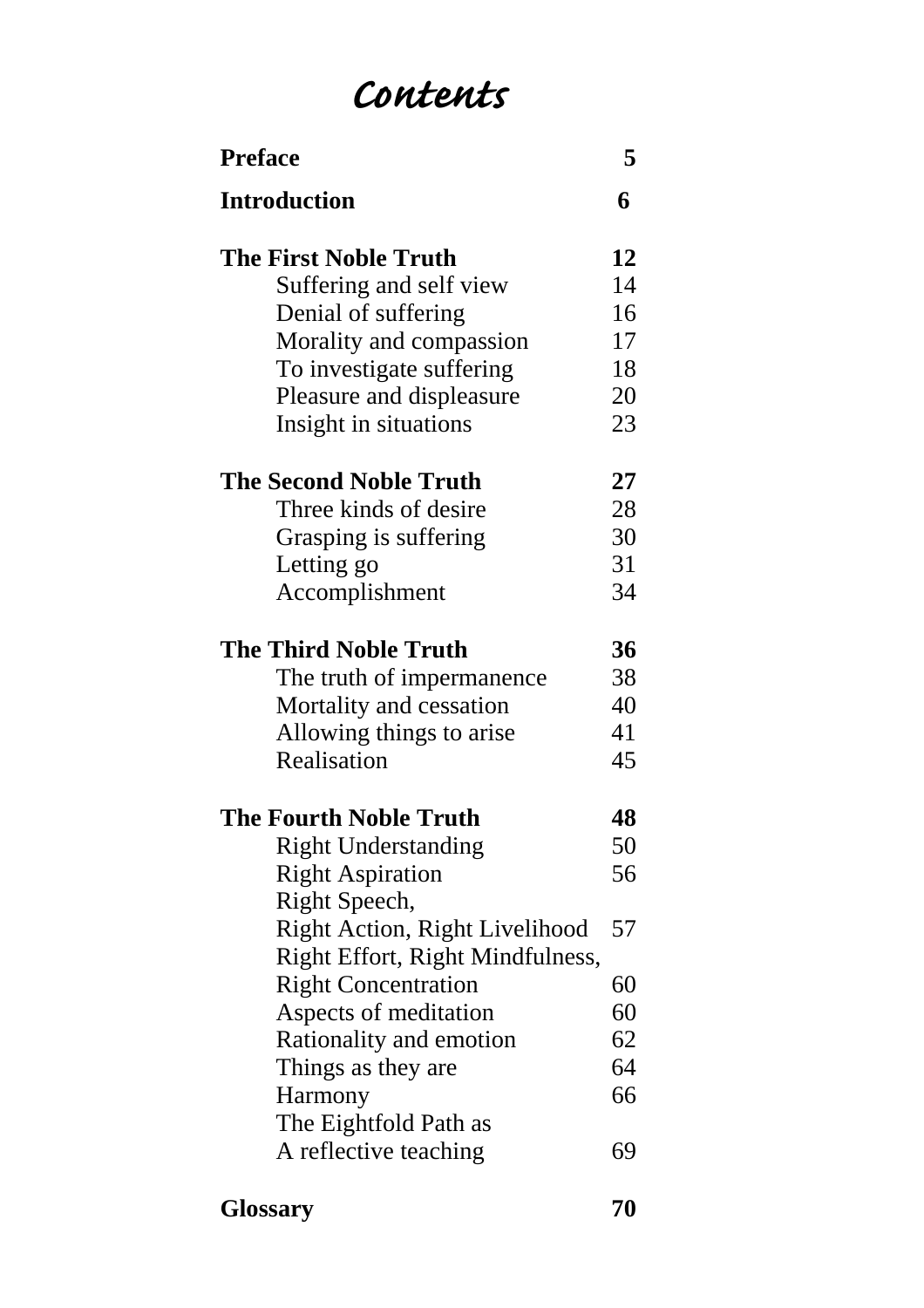# Contents

| | |
|---|---|
| **Preface** | **5** |
| **Introduction** | **6** |
| **The First Noble Truth** | **12** |
| Suffering and self view | 14 |
| Denial of suffering | 16 |
| Morality and compassion | 17 |
| To investigate suffering | 18 |
| Pleasure and displeasure | 20 |
| Insight in situations | 23 |
| **The Second Noble Truth** | **27** |
| Three kinds of desire | 28 |
| Grasping is suffering | 30 |
| Letting go | 31 |
| Accomplishment | 34 |
| **The Third Noble Truth** | **36** |
| The truth of impermanence | 38 |
| Mortality and cessation | 40 |
| Allowing things to arise | 41 |
| Realisation | 45 |
| **The Fourth Noble Truth** | **48** |
| Right Understanding | 50 |
| Right Aspiration | 56 |
| Right Speech, Right Action, Right Livelihood | 57 |
| Right Effort, Right Mindfulness, Right Concentration | 60 |
| Aspects of meditation | 60 |
| Rationality and emotion | 62 |
| Things as they are | 64 |
| Harmony | 66 |
| The Eightfold Path as A reflective teaching | 69 |
| **Glossary** | **70** |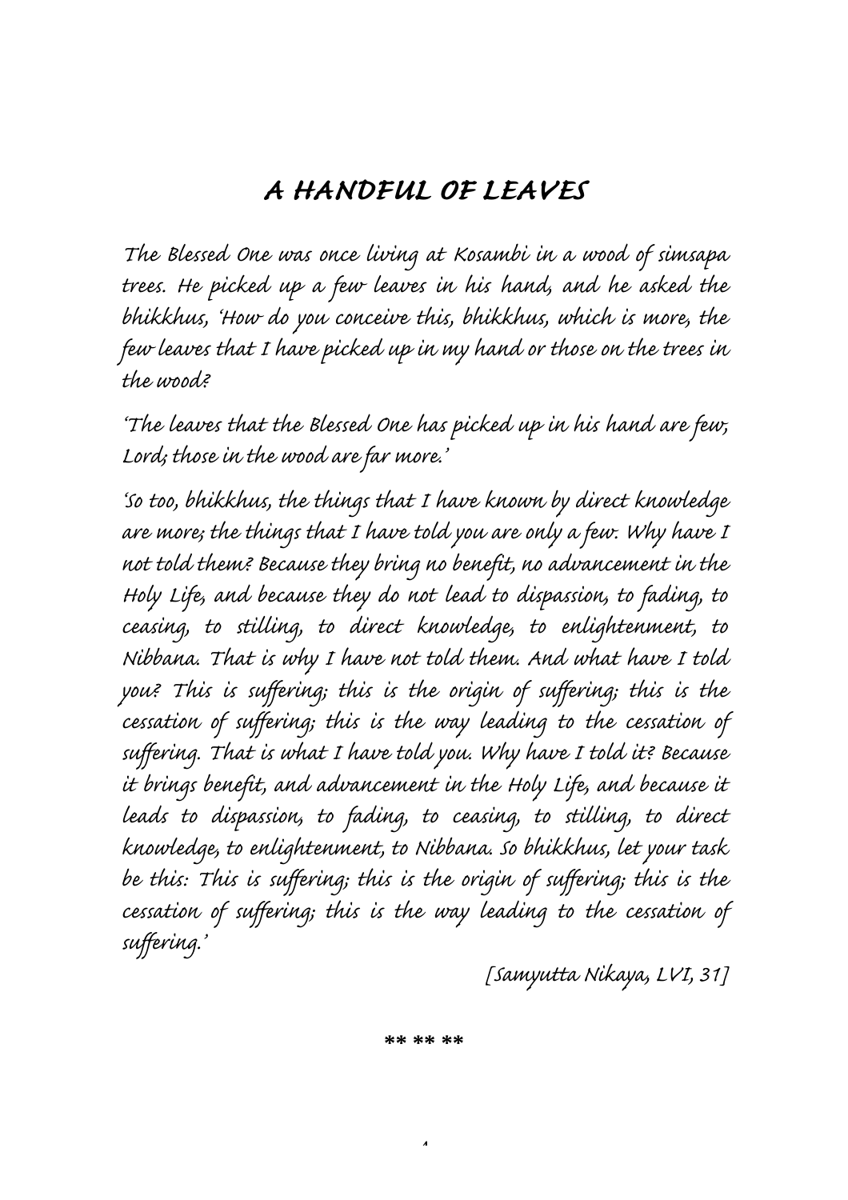# A HANDFUL OF LEAVES

The Blessed One was once living at Kosambi in a wood of simsapa trees. He picked up a few leaves in his hand, and he asked the bhikkhus, 'How do you conceive this, bhikkhus, which is more, the few leaves that I have picked up in my hand or those on the trees in the wood?

'The leaves that the Blessed One has picked up in his hand are few, Lord; those in the wood are far more.'

'So too, bhikkhus, the things that I have known by direct knowledge are more; the things that I have told you are only a few. Why have I not told them? Because they bring no benefit, no advancement in the Holy Life, and because they do not lead to dispassion, to fading, to ceasing, to stilling, to direct knowledge, to enlightenment, to Nibbana. That is why I have not told them. And what have I told you? This is suffering; this is the origin of suffering; this is the cessation of suffering; this is the way leading to the cessation of suffering. That is what I have told you. Why have I told it? Because it brings benefit, and advancement in the Holy Life, and because it leads to dispassion, to fading, to ceasing, to stilling, to direct knowledge, to enlightenment, to Nibbana. So bhikkhus, let your task be this: This is suffering; this is the origin of suffering; this is the cessation of suffering; this is the way leading to the cessation of suffering.'

[Samyutta Nikaya, LVI, 31]

\*\* \*\* \*\*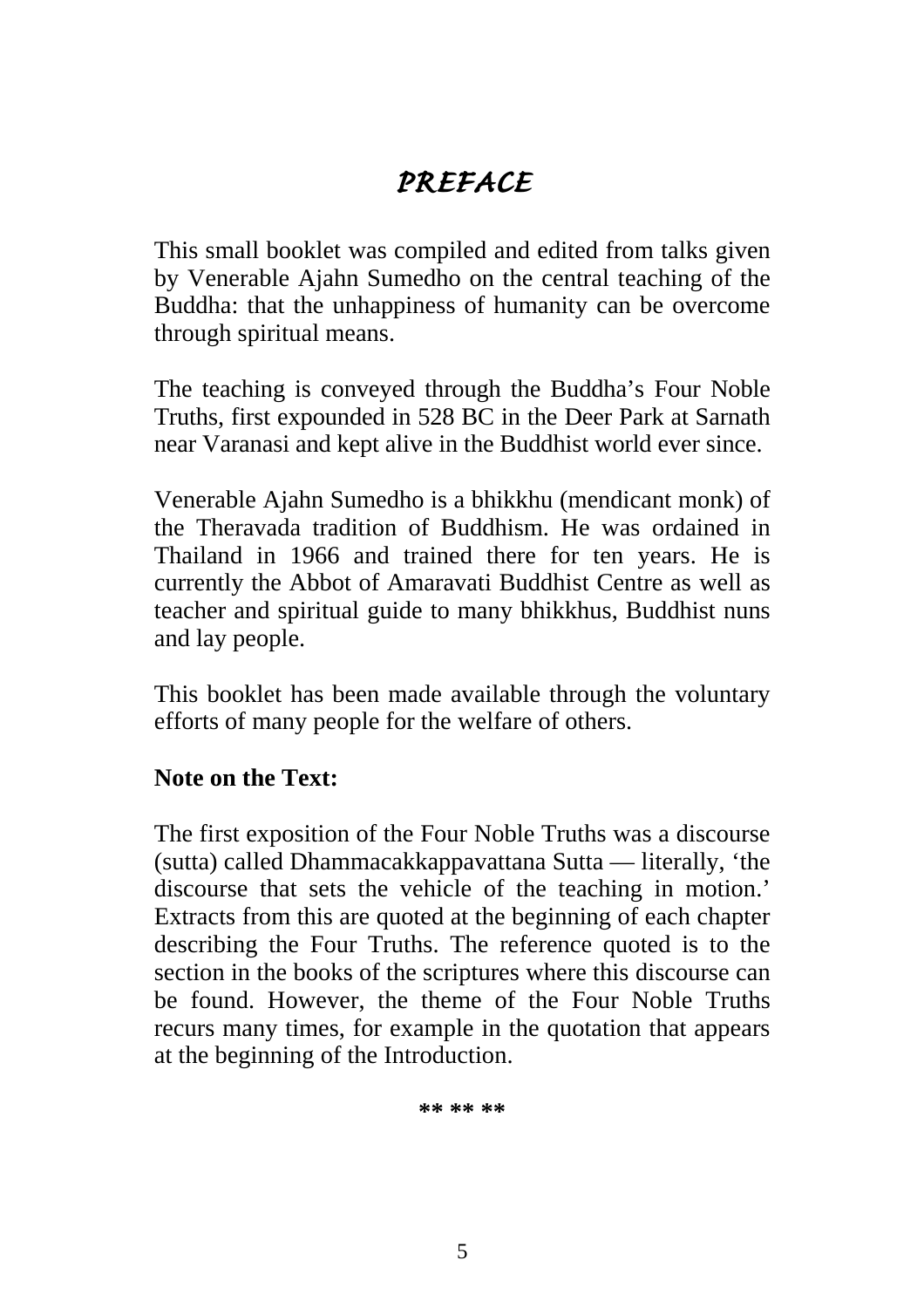# *PREFACE*

This small booklet was compiled and edited from talks given by Venerable Ajahn Sumedho on the central teaching of the Buddha: that the unhappiness of humanity can be overcome through spiritual means.

The teaching is conveyed through the Buddha's Four Noble Truths, first expounded in 528 BC in the Deer Park at Sarnath near Varanasi and kept alive in the Buddhist world ever since.

Venerable Ajahn Sumedho is a bhikkhu (mendicant monk) of the Theravada tradition of Buddhism. He was ordained in Thailand in 1966 and trained there for ten years. He is currently the Abbot of Amaravati Buddhist Centre as well as teacher and spiritual guide to many bhikkhus, Buddhist nuns and lay people.

This booklet has been made available through the voluntary efforts of many people for the welfare of others.

**Note on the Text:**

The first exposition of the Four Noble Truths was a discourse (sutta) called Dhammacakkappavattana Sutta — literally, 'the discourse that sets the vehicle of the teaching in motion.' Extracts from this are quoted at the beginning of each chapter describing the Four Truths. The reference quoted is to the section in the books of the scriptures where this discourse can be found. However, the theme of the Four Noble Truths recurs many times, for example in the quotation that appears at the beginning of the Introduction.

** ** **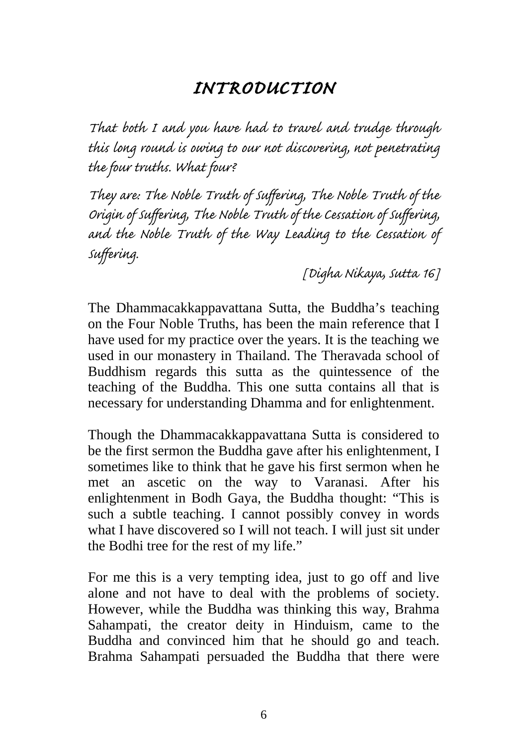# *INTRODUCTION*

*That both I and you have had to travel and trudge through this long round is owing to our not discovering, not penetrating the four truths. What four?*

*They are: The Noble Truth of Suffering, The Noble Truth of the Origin of Suffering, The Noble Truth of the Cessation of Suffering, and the Noble Truth of the Way Leading to the Cessation of Suffering.*

*[Digha Nikaya, Sutta 16]*

The Dhammacakkappavattana Sutta, the Buddha's teaching on the Four Noble Truths, has been the main reference that I have used for my practice over the years. It is the teaching we used in our monastery in Thailand. The Theravada school of Buddhism regards this sutta as the quintessence of the teaching of the Buddha. This one sutta contains all that is necessary for understanding Dhamma and for enlightenment.

Though the Dhammacakkappavattana Sutta is considered to be the first sermon the Buddha gave after his enlightenment, I sometimes like to think that he gave his first sermon when he met an ascetic on the way to Varanasi. After his enlightenment in Bodh Gaya, the Buddha thought: "This is such a subtle teaching. I cannot possibly convey in words what I have discovered so I will not teach. I will just sit under the Bodhi tree for the rest of my life."

For me this is a very tempting idea, just to go off and live alone and not have to deal with the problems of society. However, while the Buddha was thinking this way, Brahma Sahampati, the creator deity in Hinduism, came to the Buddha and convinced him that he should go and teach. Brahma Sahampati persuaded the Buddha that there were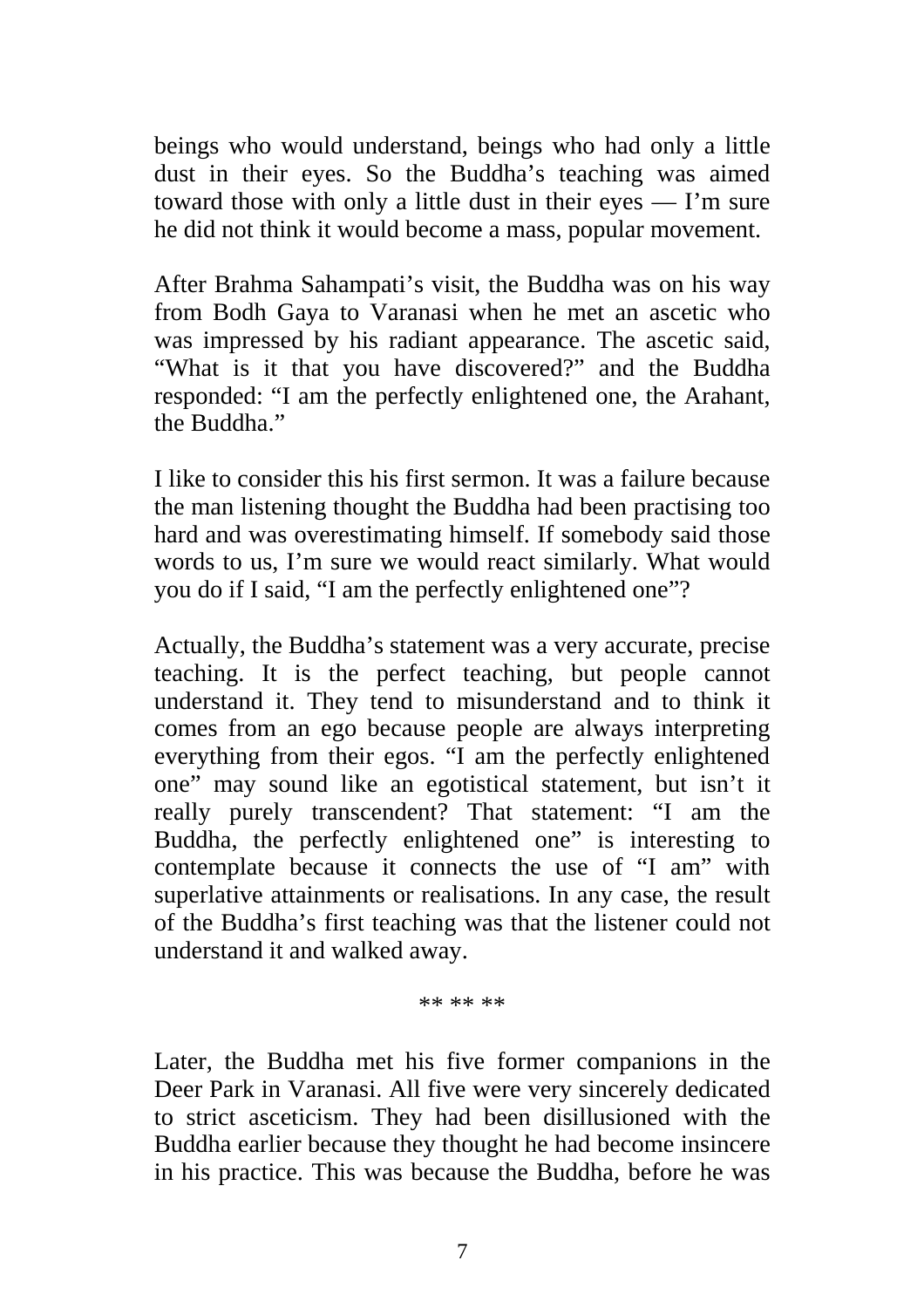beings who would understand, beings who had only a little dust in their eyes. So the Buddha's teaching was aimed toward those with only a little dust in their eyes — I'm sure he did not think it would become a mass, popular movement.

After Brahma Sahampati's visit, the Buddha was on his way from Bodh Gaya to Varanasi when he met an ascetic who was impressed by his radiant appearance. The ascetic said, "What is it that you have discovered?" and the Buddha responded: "I am the perfectly enlightened one, the Arahant, the Buddha."

I like to consider this his first sermon. It was a failure because the man listening thought the Buddha had been practising too hard and was overestimating himself. If somebody said those words to us, I'm sure we would react similarly. What would you do if I said, "I am the perfectly enlightened one"?

Actually, the Buddha's statement was a very accurate, precise teaching. It is the perfect teaching, but people cannot understand it. They tend to misunderstand and to think it comes from an ego because people are always interpreting everything from their egos. "I am the perfectly enlightened one" may sound like an egotistical statement, but isn't it really purely transcendent? That statement: "I am the Buddha, the perfectly enlightened one" is interesting to contemplate because it connects the use of "I am" with superlative attainments or realisations. In any case, the result of the Buddha's first teaching was that the listener could not understand it and walked away.

** ** **

Later, the Buddha met his five former companions in the Deer Park in Varanasi. All five were very sincerely dedicated to strict asceticism. They had been disillusioned with the Buddha earlier because they thought he had become insincere in his practice. This was because the Buddha, before he was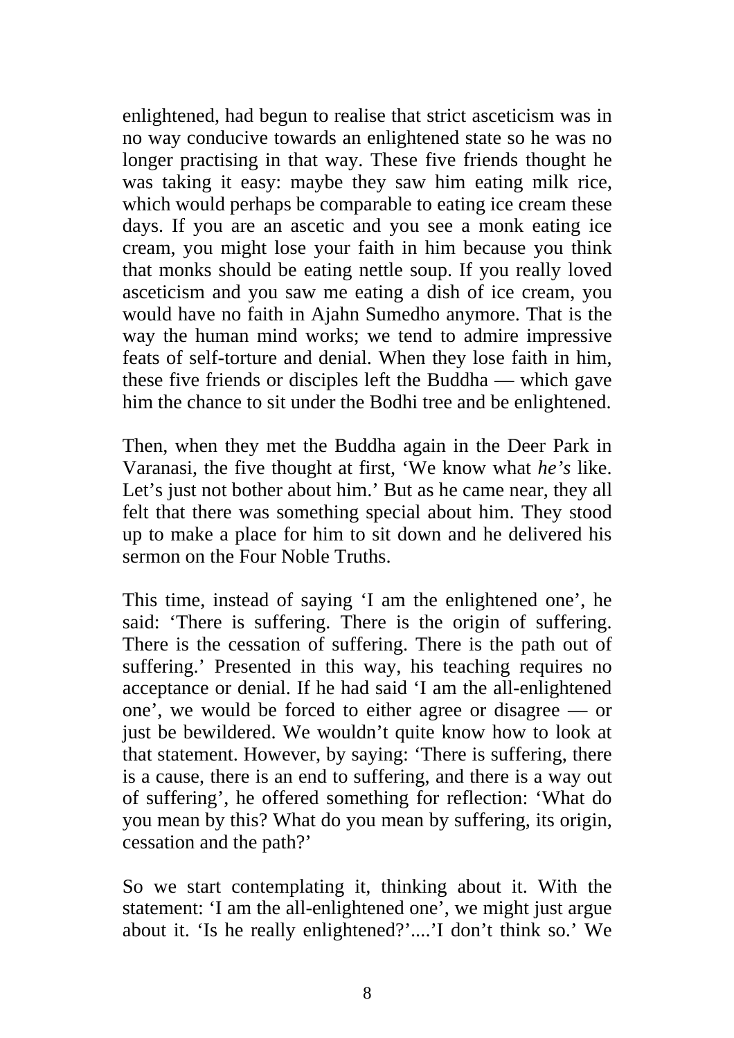enlightened, had begun to realise that strict asceticism was in no way conducive towards an enlightened state so he was no longer practising in that way. These five friends thought he was taking it easy: maybe they saw him eating milk rice, which would perhaps be comparable to eating ice cream these days. If you are an ascetic and you see a monk eating ice cream, you might lose your faith in him because you think that monks should be eating nettle soup. If you really loved asceticism and you saw me eating a dish of ice cream, you would have no faith in Ajahn Sumedho anymore. That is the way the human mind works; we tend to admire impressive feats of self-torture and denial. When they lose faith in him, these five friends or disciples left the Buddha — which gave him the chance to sit under the Bodhi tree and be enlightened.

Then, when they met the Buddha again in the Deer Park in Varanasi, the five thought at first, 'We know what *he's* like. Let's just not bother about him.' But as he came near, they all felt that there was something special about him. They stood up to make a place for him to sit down and he delivered his sermon on the Four Noble Truths.

This time, instead of saying 'I am the enlightened one', he said: 'There is suffering. There is the origin of suffering. There is the cessation of suffering. There is the path out of suffering.' Presented in this way, his teaching requires no acceptance or denial. If he had said 'I am the all-enlightened one', we would be forced to either agree or disagree — or just be bewildered. We wouldn't quite know how to look at that statement. However, by saying: 'There is suffering, there is a cause, there is an end to suffering, and there is a way out of suffering', he offered something for reflection: 'What do you mean by this? What do you mean by suffering, its origin, cessation and the path?'

So we start contemplating it, thinking about it. With the statement: 'I am the all-enlightened one', we might just argue about it. 'Is he really enlightened?'....'I don't think so.' We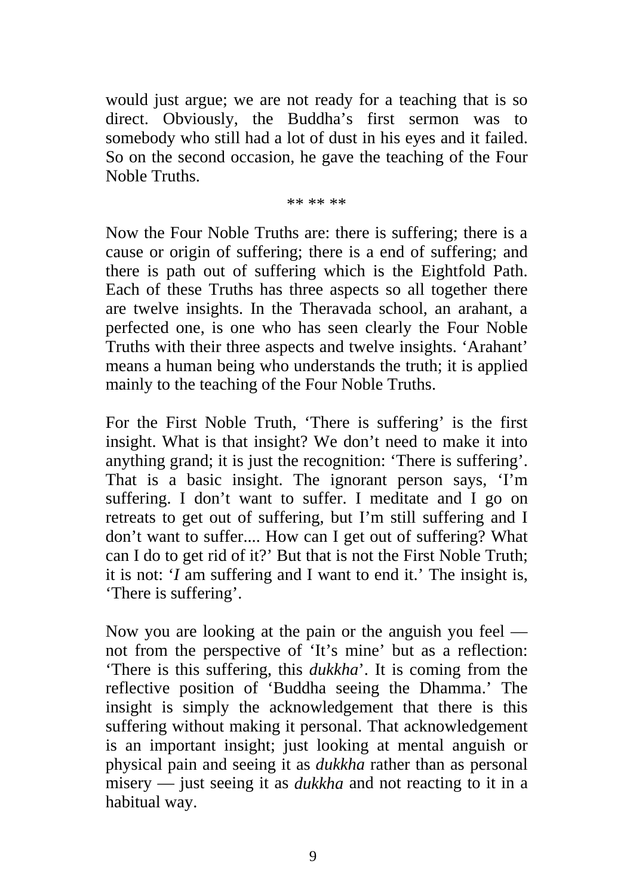would just argue; we are not ready for a teaching that is so direct. Obviously, the Buddha's first sermon was to somebody who still had a lot of dust in his eyes and it failed. So on the second occasion, he gave the teaching of the Four Noble Truths.

** ** **

Now the Four Noble Truths are: there is suffering; there is a cause or origin of suffering; there is a end of suffering; and there is path out of suffering which is the Eightfold Path. Each of these Truths has three aspects so all together there are twelve insights. In the Theravada school, an arahant, a perfected one, is one who has seen clearly the Four Noble Truths with their three aspects and twelve insights. 'Arahant' means a human being who understands the truth; it is applied mainly to the teaching of the Four Noble Truths.

For the First Noble Truth, 'There is suffering' is the first insight. What is that insight? We don't need to make it into anything grand; it is just the recognition: 'There is suffering'. That is a basic insight. The ignorant person says, 'I'm suffering. I don't want to suffer. I meditate and I go on retreats to get out of suffering, but I'm still suffering and I don't want to suffer.... How can I get out of suffering? What can I do to get rid of it?' But that is not the First Noble Truth; it is not: '*I* am suffering and I want to end it.' The insight is, 'There is suffering'.

Now you are looking at the pain or the anguish you feel — not from the perspective of 'It's mine' but as a reflection: 'There is this suffering, this *dukkha*'. It is coming from the reflective position of 'Buddha seeing the Dhamma.' The insight is simply the acknowledgement that there is this suffering without making it personal. That acknowledgement is an important insight; just looking at mental anguish or physical pain and seeing it as *dukkha* rather than as personal misery — just seeing it as *dukkha* and not reacting to it in a habitual way.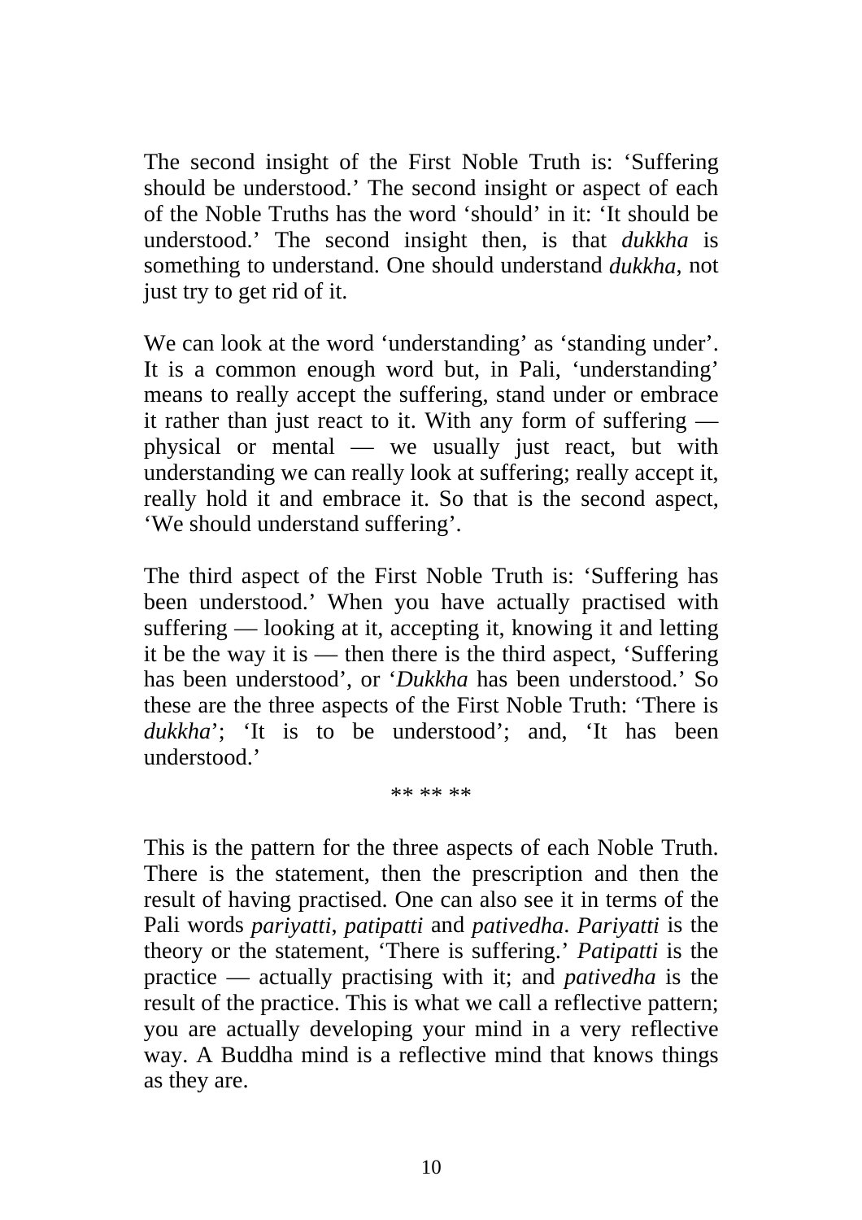The second insight of the First Noble Truth is: 'Suffering should be understood.' The second insight or aspect of each of the Noble Truths has the word 'should' in it: 'It should be understood.' The second insight then, is that *dukkha* is something to understand. One should understand *dukkha*, not just try to get rid of it.

We can look at the word 'understanding' as 'standing under'. It is a common enough word but, in Pali, 'understanding' means to really accept the suffering, stand under or embrace it rather than just react to it. With any form of suffering — physical or mental — we usually just react, but with understanding we can really look at suffering; really accept it, really hold it and embrace it. So that is the second aspect, 'We should understand suffering'.

The third aspect of the First Noble Truth is: 'Suffering has been understood.' When you have actually practised with suffering — looking at it, accepting it, knowing it and letting it be the way it is — then there is the third aspect, 'Suffering has been understood', or '*Dukkha* has been understood.' So these are the three aspects of the First Noble Truth: 'There is *dukkha*'; 'It is to be understood'; and, 'It has been understood.'

** ** **

This is the pattern for the three aspects of each Noble Truth. There is the statement, then the prescription and then the result of having practised. One can also see it in terms of the Pali words *pariyatti*, *patipatti* and *pativedha*. *Pariyatti* is the theory or the statement, 'There is suffering.' *Patipatti* is the practice — actually practising with it; and *pativedha* is the result of the practice. This is what we call a reflective pattern; you are actually developing your mind in a very reflective way. A Buddha mind is a reflective mind that knows things as they are.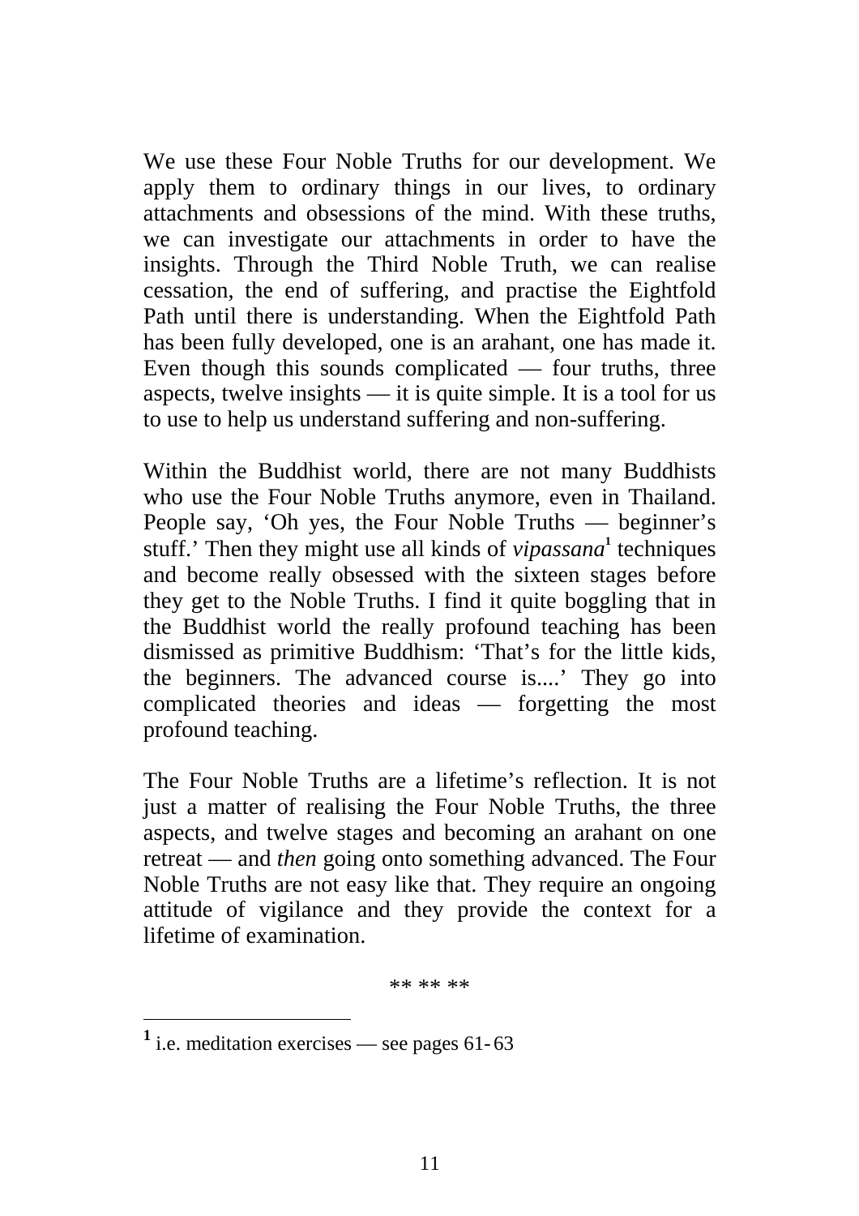We use these Four Noble Truths for our development. We apply them to ordinary things in our lives, to ordinary attachments and obsessions of the mind. With these truths, we can investigate our attachments in order to have the insights. Through the Third Noble Truth, we can realise cessation, the end of suffering, and practise the Eightfold Path until there is understanding. When the Eightfold Path has been fully developed, one is an arahant, one has made it. Even though this sounds complicated — four truths, three aspects, twelve insights — it is quite simple. It is a tool for us to use to help us understand suffering and non-suffering.

Within the Buddhist world, there are not many Buddhists who use the Four Noble Truths anymore, even in Thailand. People say, 'Oh yes, the Four Noble Truths — beginner's stuff.' Then they might use all kinds of *vipassana*[1] techniques and become really obsessed with the sixteen stages before they get to the Noble Truths. I find it quite boggling that in the Buddhist world the really profound teaching has been dismissed as primitive Buddhism: 'That's for the little kids, the beginners. The advanced course is....' They go into complicated theories and ideas — forgetting the most profound teaching.

The Four Noble Truths are a lifetime's reflection. It is not just a matter of realising the Four Noble Truths, the three aspects, and twelve stages and becoming an arahant on one retreat — and *then* going onto something advanced. The Four Noble Truths are not easy like that. They require an ongoing attitude of vigilance and they provide the context for a lifetime of examination.

** ** **

---

[1] i.e. meditation exercises — see pages 61-63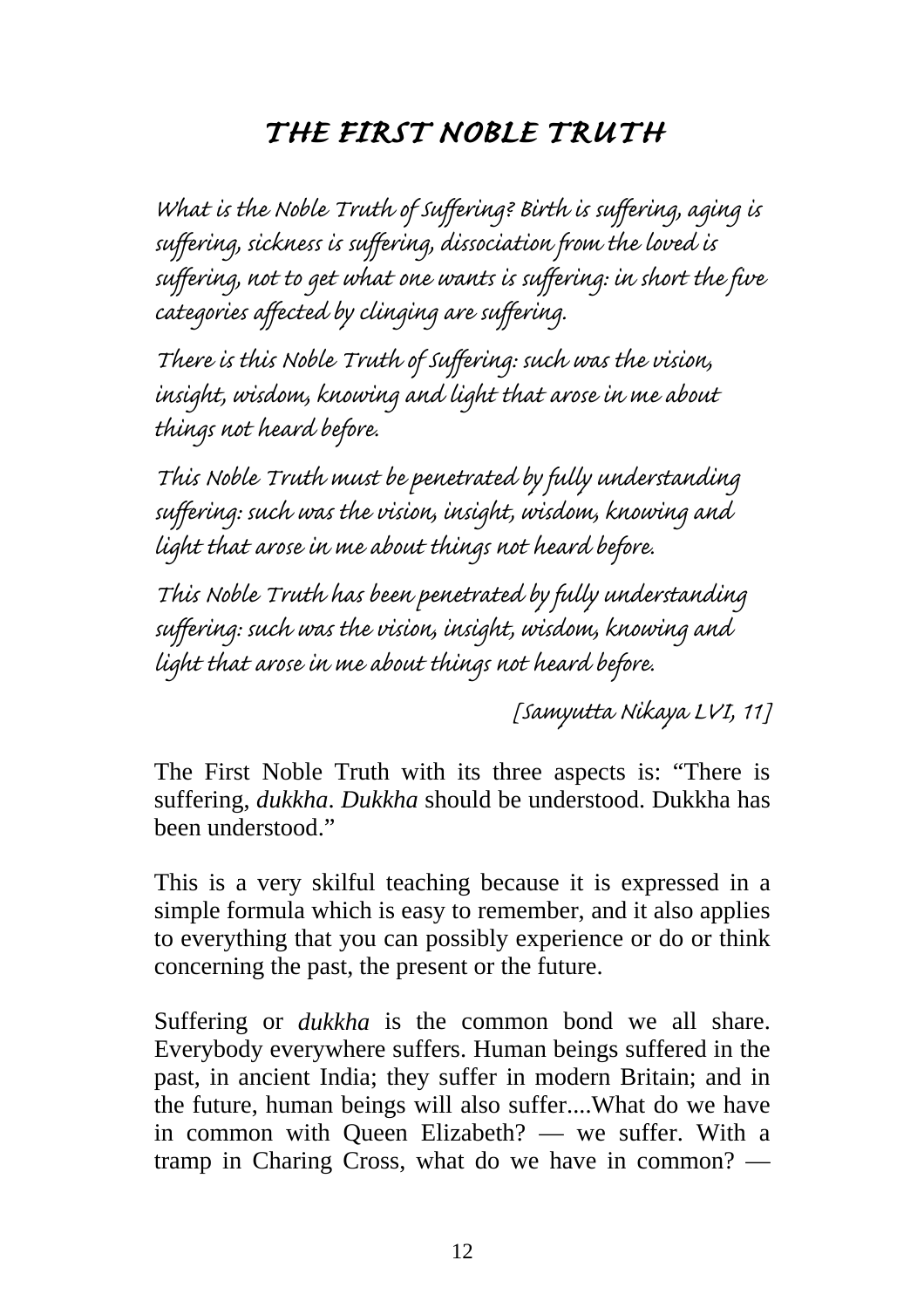# *THE FIRST NOBLE TRUTH*

*What is the Noble Truth of Suffering? Birth is suffering, aging is suffering, sickness is suffering, dissociation from the loved is suffering, not to get what one wants is suffering: in short the five categories affected by clinging are suffering.*

*There is this Noble Truth of Suffering: such was the vision, insight, wisdom, knowing and light that arose in me about things not heard before.*

*This Noble Truth must be penetrated by fully understanding suffering: such was the vision, insight, wisdom, knowing and light that arose in me about things not heard before.*

*This Noble Truth has been penetrated by fully understanding suffering: such was the vision, insight, wisdom, knowing and light that arose in me about things not heard before.*

*[Samyutta Nikaya LVI, 11]*

The First Noble Truth with its three aspects is: "There is suffering, *dukkha*. *Dukkha* should be understood. Dukkha has been understood."

This is a very skilful teaching because it is expressed in a simple formula which is easy to remember, and it also applies to everything that you can possibly experience or do or think concerning the past, the present or the future.

Suffering or *dukkha* is the common bond we all share. Everybody everywhere suffers. Human beings suffered in the past, in ancient India; they suffer in modern Britain; and in the future, human beings will also suffer....What do we have in common with Queen Elizabeth? — we suffer. With a tramp in Charing Cross, what do we have in common? —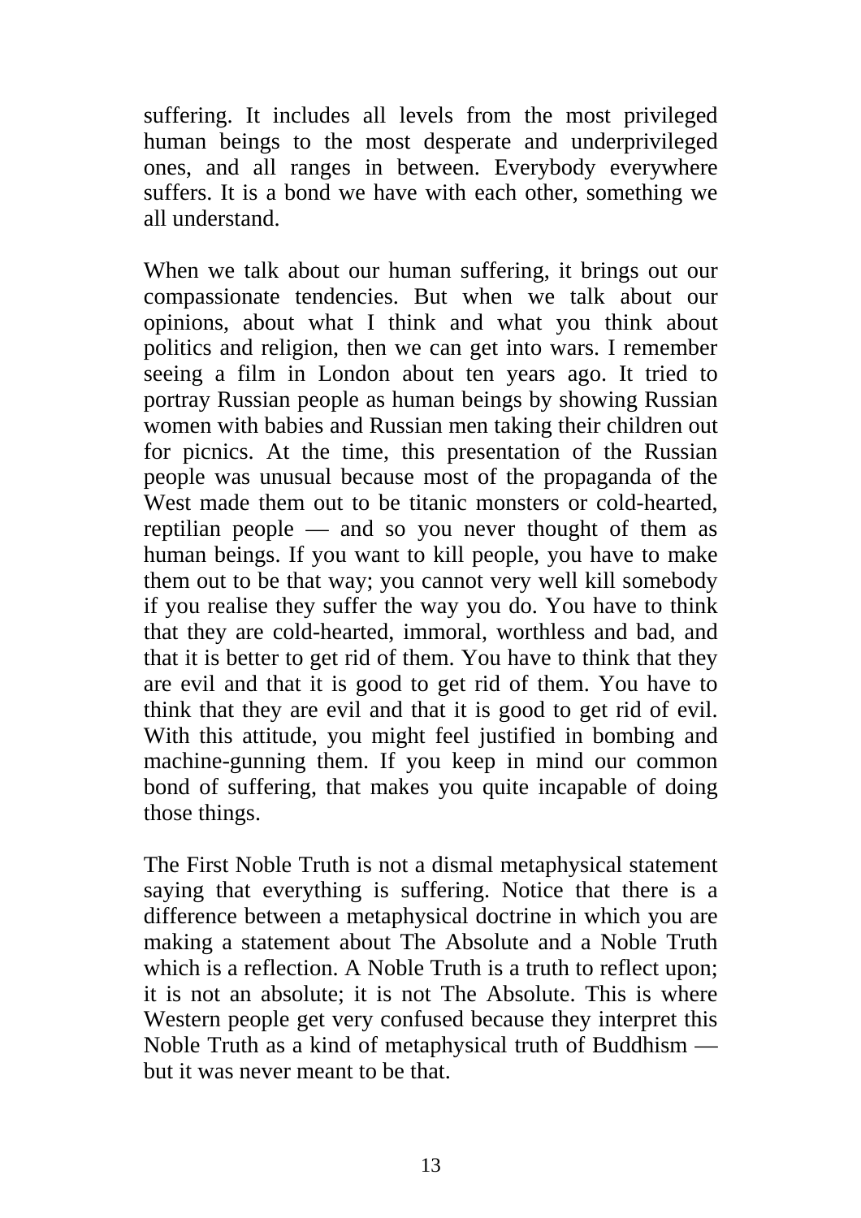suffering. It includes all levels from the most privileged human beings to the most desperate and underprivileged ones, and all ranges in between. Everybody everywhere suffers. It is a bond we have with each other, something we all understand.

When we talk about our human suffering, it brings out our compassionate tendencies. But when we talk about our opinions, about what I think and what you think about politics and religion, then we can get into wars. I remember seeing a film in London about ten years ago. It tried to portray Russian people as human beings by showing Russian women with babies and Russian men taking their children out for picnics. At the time, this presentation of the Russian people was unusual because most of the propaganda of the West made them out to be titanic monsters or cold-hearted, reptilian people — and so you never thought of them as human beings. If you want to kill people, you have to make them out to be that way; you cannot very well kill somebody if you realise they suffer the way you do. You have to think that they are cold-hearted, immoral, worthless and bad, and that it is better to get rid of them. You have to think that they are evil and that it is good to get rid of them. You have to think that they are evil and that it is good to get rid of evil. With this attitude, you might feel justified in bombing and machine-gunning them. If you keep in mind our common bond of suffering, that makes you quite incapable of doing those things.

The First Noble Truth is not a dismal metaphysical statement saying that everything is suffering. Notice that there is a difference between a metaphysical doctrine in which you are making a statement about The Absolute and a Noble Truth which is a reflection. A Noble Truth is a truth to reflect upon; it is not an absolute; it is not The Absolute. This is where Western people get very confused because they interpret this Noble Truth as a kind of metaphysical truth of Buddhism — but it was never meant to be that.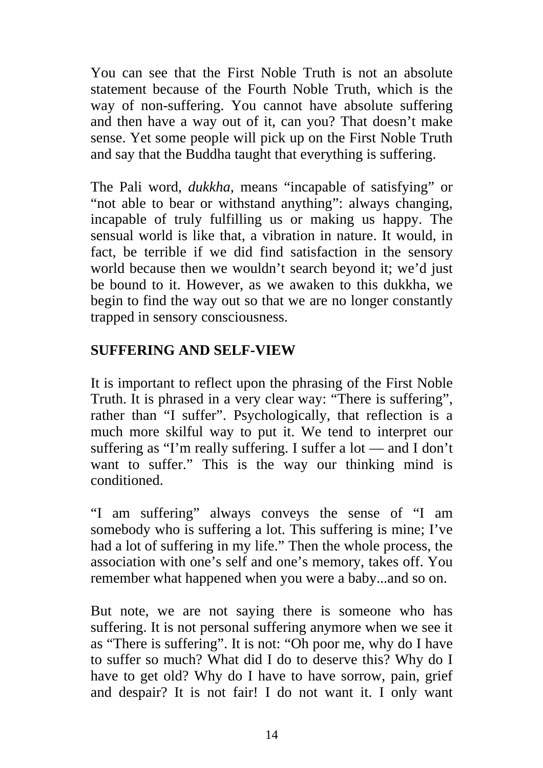You can see that the First Noble Truth is not an absolute statement because of the Fourth Noble Truth, which is the way of non-suffering. You cannot have absolute suffering and then have a way out of it, can you? That doesn't make sense. Yet some people will pick up on the First Noble Truth and say that the Buddha taught that everything is suffering.

The Pali word, *dukkha*, means "incapable of satisfying" or "not able to bear or withstand anything": always changing, incapable of truly fulfilling us or making us happy. The sensual world is like that, a vibration in nature. It would, in fact, be terrible if we did find satisfaction in the sensory world because then we wouldn't search beyond it; we'd just be bound to it. However, as we awaken to this dukkha, we begin to find the way out so that we are no longer constantly trapped in sensory consciousness.

## SUFFERING AND SELF-VIEW

It is important to reflect upon the phrasing of the First Noble Truth. It is phrased in a very clear way: "There is suffering", rather than "I suffer". Psychologically, that reflection is a much more skilful way to put it. We tend to interpret our suffering as "I'm really suffering. I suffer a lot — and I don't want to suffer." This is the way our thinking mind is conditioned.

"I am suffering" always conveys the sense of "I am somebody who is suffering a lot. This suffering is mine; I've had a lot of suffering in my life." Then the whole process, the association with one's self and one's memory, takes off. You remember what happened when you were a baby...and so on.

But note, we are not saying there is someone who has suffering. It is not personal suffering anymore when we see it as "There is suffering". It is not: "Oh poor me, why do I have to suffer so much? What did I do to deserve this? Why do I have to get old? Why do I have to have sorrow, pain, grief and despair? It is not fair! I do not want it. I only want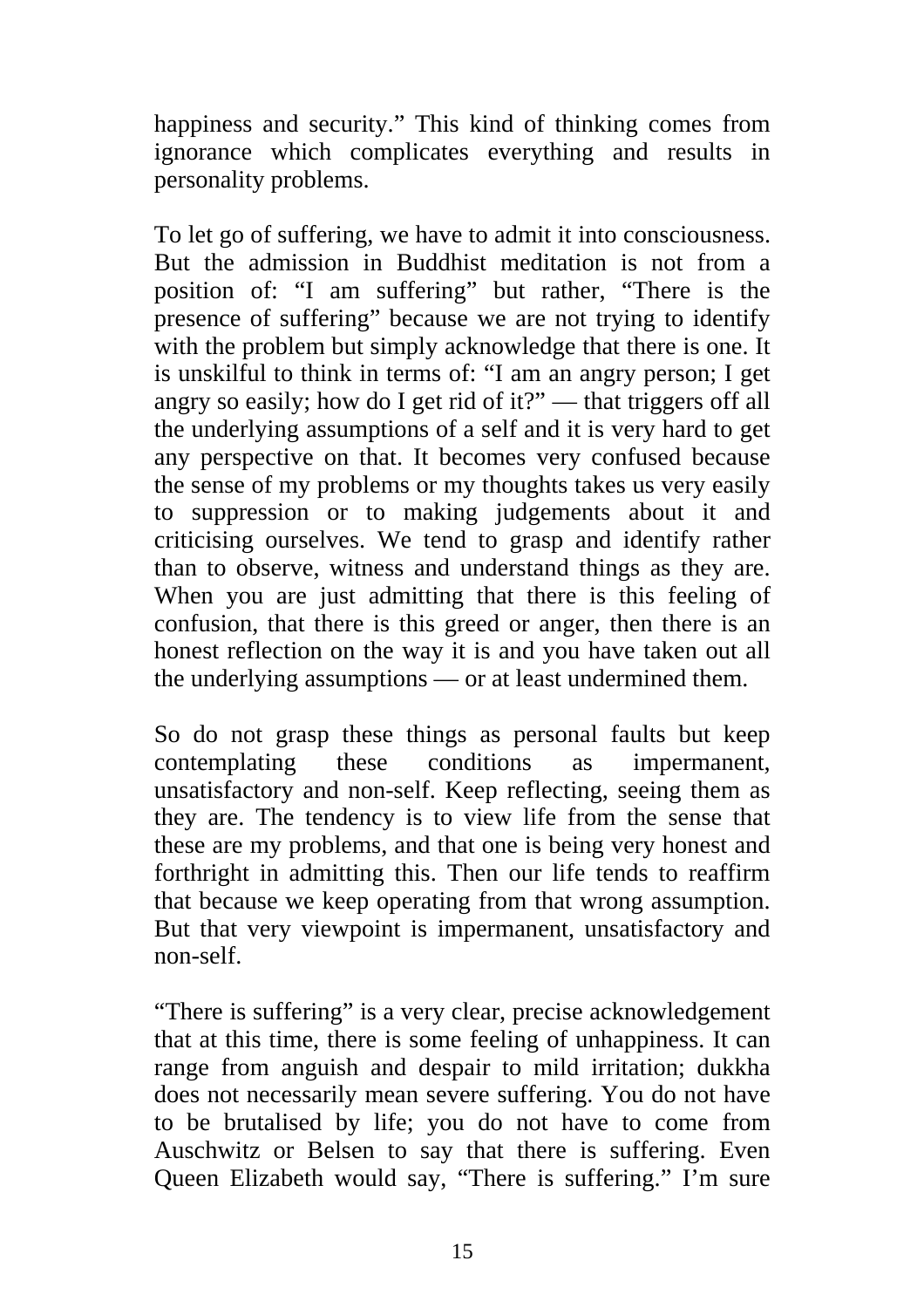happiness and security." This kind of thinking comes from ignorance which complicates everything and results in personality problems.

To let go of suffering, we have to admit it into consciousness. But the admission in Buddhist meditation is not from a position of: "I am suffering" but rather, "There is the presence of suffering" because we are not trying to identify with the problem but simply acknowledge that there is one. It is unskilful to think in terms of: "I am an angry person; I get angry so easily; how do I get rid of it?" — that triggers off all the underlying assumptions of a self and it is very hard to get any perspective on that. It becomes very confused because the sense of my problems or my thoughts takes us very easily to suppression or to making judgements about it and criticising ourselves. We tend to grasp and identify rather than to observe, witness and understand things as they are. When you are just admitting that there is this feeling of confusion, that there is this greed or anger, then there is an honest reflection on the way it is and you have taken out all the underlying assumptions — or at least undermined them.

So do not grasp these things as personal faults but keep contemplating these conditions as impermanent, unsatisfactory and non-self. Keep reflecting, seeing them as they are. The tendency is to view life from the sense that these are my problems, and that one is being very honest and forthright in admitting this. Then our life tends to reaffirm that because we keep operating from that wrong assumption. But that very viewpoint is impermanent, unsatisfactory and non-self.

"There is suffering" is a very clear, precise acknowledgement that at this time, there is some feeling of unhappiness. It can range from anguish and despair to mild irritation; dukkha does not necessarily mean severe suffering. You do not have to be brutalised by life; you do not have to come from Auschwitz or Belsen to say that there is suffering. Even Queen Elizabeth would say, "There is suffering." I'm sure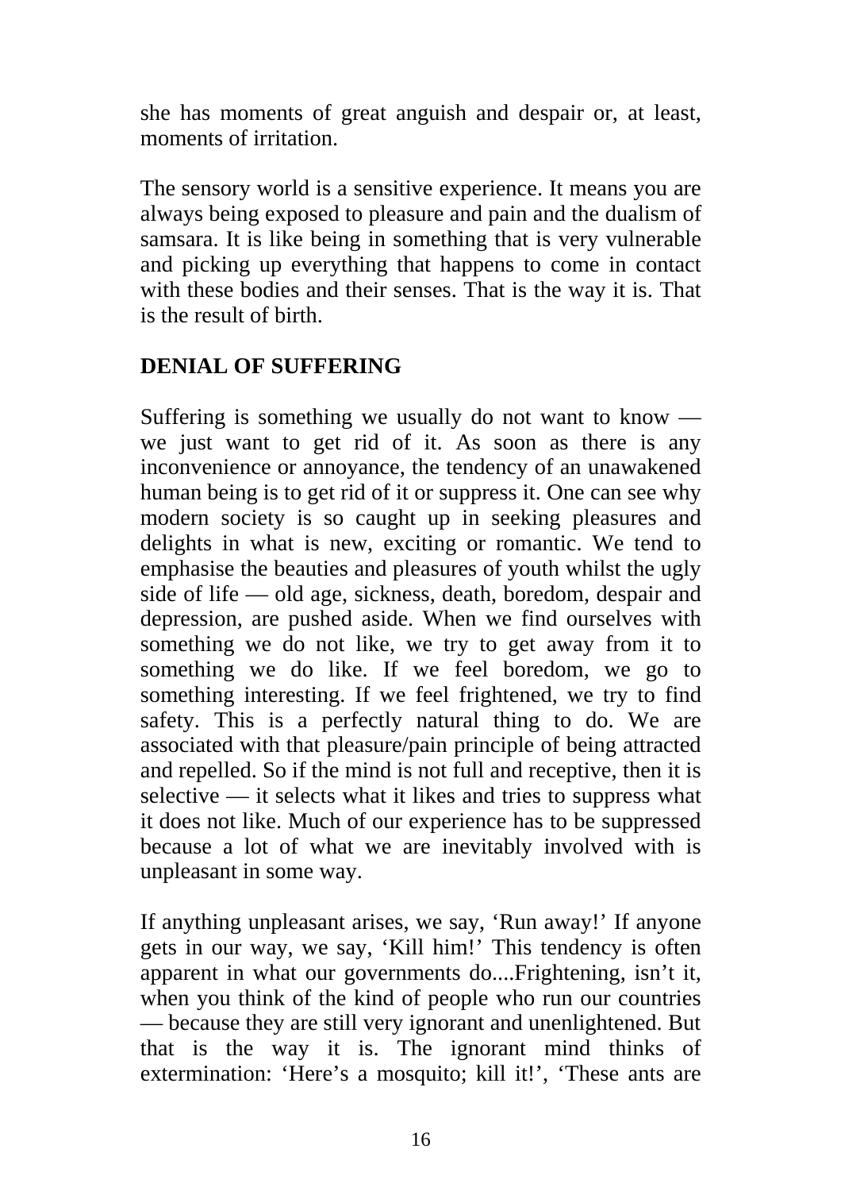she has moments of great anguish and despair or, at least, moments of irritation.

The sensory world is a sensitive experience. It means you are always being exposed to pleasure and pain and the dualism of samsara. It is like being in something that is very vulnerable and picking up everything that happens to come in contact with these bodies and their senses. That is the way it is. That is the result of birth.

## DENIAL OF SUFFERING

Suffering is something we usually do not want to know — we just want to get rid of it. As soon as there is any inconvenience or annoyance, the tendency of an unawakened human being is to get rid of it or suppress it. One can see why modern society is so caught up in seeking pleasures and delights in what is new, exciting or romantic. We tend to emphasise the beauties and pleasures of youth whilst the ugly side of life — old age, sickness, death, boredom, despair and depression, are pushed aside. When we find ourselves with something we do not like, we try to get away from it to something we do like. If we feel boredom, we go to something interesting. If we feel frightened, we try to find safety. This is a perfectly natural thing to do. We are associated with that pleasure/pain principle of being attracted and repelled. So if the mind is not full and receptive, then it is selective — it selects what it likes and tries to suppress what it does not like. Much of our experience has to be suppressed because a lot of what we are inevitably involved with is unpleasant in some way.

If anything unpleasant arises, we say, 'Run away!' If anyone gets in our way, we say, 'Kill him!' This tendency is often apparent in what our governments do....Frightening, isn't it, when you think of the kind of people who run our countries — because they are still very ignorant and unenlightened. But that is the way it is. The ignorant mind thinks of extermination: 'Here's a mosquito; kill it!', 'These ants are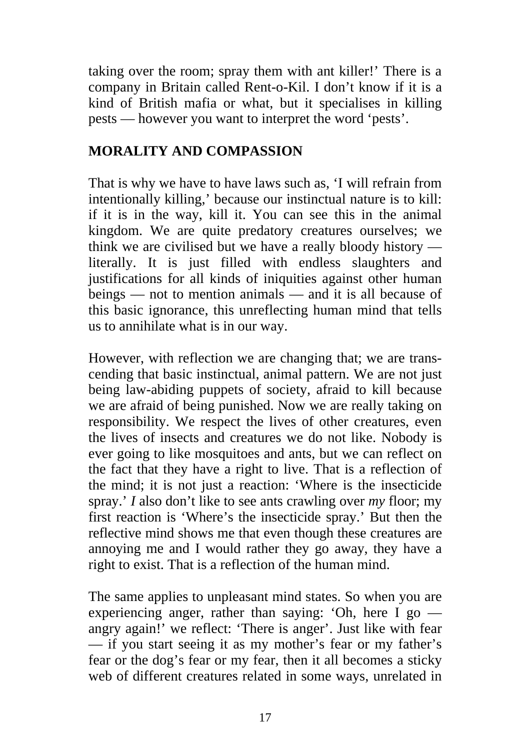taking over the room; spray them with ant killer!' There is a company in Britain called Rent-o-Kil. I don't know if it is a kind of British mafia or what, but it specialises in killing pests — however you want to interpret the word 'pests'.

## MORALITY AND COMPASSION

That is why we have to have laws such as, 'I will refrain from intentionally killing,' because our instinctual nature is to kill: if it is in the way, kill it. You can see this in the animal kingdom. We are quite predatory creatures ourselves; we think we are civilised but we have a really bloody history — literally. It is just filled with endless slaughters and justifications for all kinds of iniquities against other human beings — not to mention animals — and it is all because of this basic ignorance, this unreflecting human mind that tells us to annihilate what is in our way.

However, with reflection we are changing that; we are transcending that basic instinctual, animal pattern. We are not just being law-abiding puppets of society, afraid to kill because we are afraid of being punished. Now we are really taking on responsibility. We respect the lives of other creatures, even the lives of insects and creatures we do not like. Nobody is ever going to like mosquitoes and ants, but we can reflect on the fact that they have a right to live. That is a reflection of the mind; it is not just a reaction: 'Where is the insecticide spray.' *I* also don't like to see ants crawling over *my* floor; my first reaction is 'Where's the insecticide spray.' But then the reflective mind shows me that even though these creatures are annoying me and I would rather they go away, they have a right to exist. That is a reflection of the human mind.

The same applies to unpleasant mind states. So when you are experiencing anger, rather than saying: 'Oh, here I go — angry again!' we reflect: 'There is anger'. Just like with fear — if you start seeing it as my mother's fear or my father's fear or the dog's fear or my fear, then it all becomes a sticky web of different creatures related in some ways, unrelated in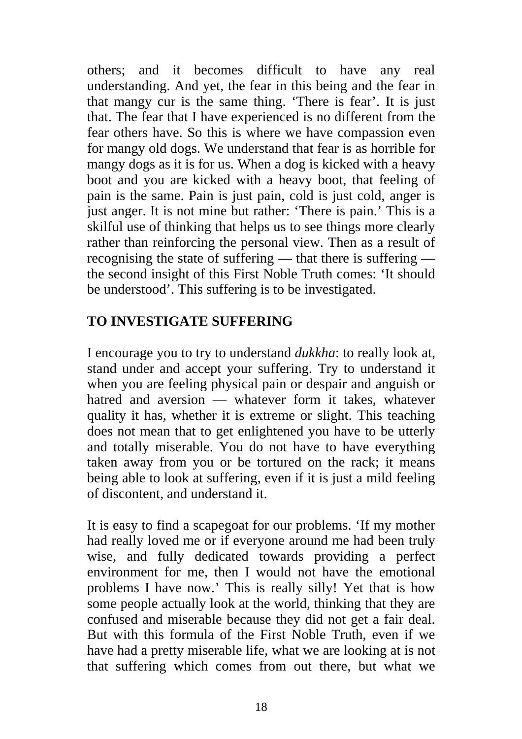others; and it becomes difficult to have any real understanding. And yet, the fear in this being and the fear in that mangy cur is the same thing. ‘There is fear’. It is just that. The fear that I have experienced is no different from the fear others have. So this is where we have compassion even for mangy old dogs. We understand that fear is as horrible for mangy dogs as it is for us. When a dog is kicked with a heavy boot and you are kicked with a heavy boot, that feeling of pain is the same. Pain is just pain, cold is just cold, anger is just anger. It is not mine but rather: ‘There is pain.’ This is a skilful use of thinking that helps us to see things more clearly rather than reinforcing the personal view. Then as a result of recognising the state of suffering — that there is suffering — the second insight of this First Noble Truth comes: ‘It should be understood’. This suffering is to be investigated.

## TO INVESTIGATE SUFFERING

I encourage you to try to understand *dukkha*: to really look at, stand under and accept your suffering. Try to understand it when you are feeling physical pain or despair and anguish or hatred and aversion — whatever form it takes, whatever quality it has, whether it is extreme or slight. This teaching does not mean that to get enlightened you have to be utterly and totally miserable. You do not have to have everything taken away from you or be tortured on the rack; it means being able to look at suffering, even if it is just a mild feeling of discontent, and understand it.

It is easy to find a scapegoat for our problems. ‘If my mother had really loved me or if everyone around me had been truly wise, and fully dedicated towards providing a perfect environment for me, then I would not have the emotional problems I have now.’ This is really silly! Yet that is how some people actually look at the world, thinking that they are confused and miserable because they did not get a fair deal. But with this formula of the First Noble Truth, even if we have had a pretty miserable life, what we are looking at is not that suffering which comes from out there, but what we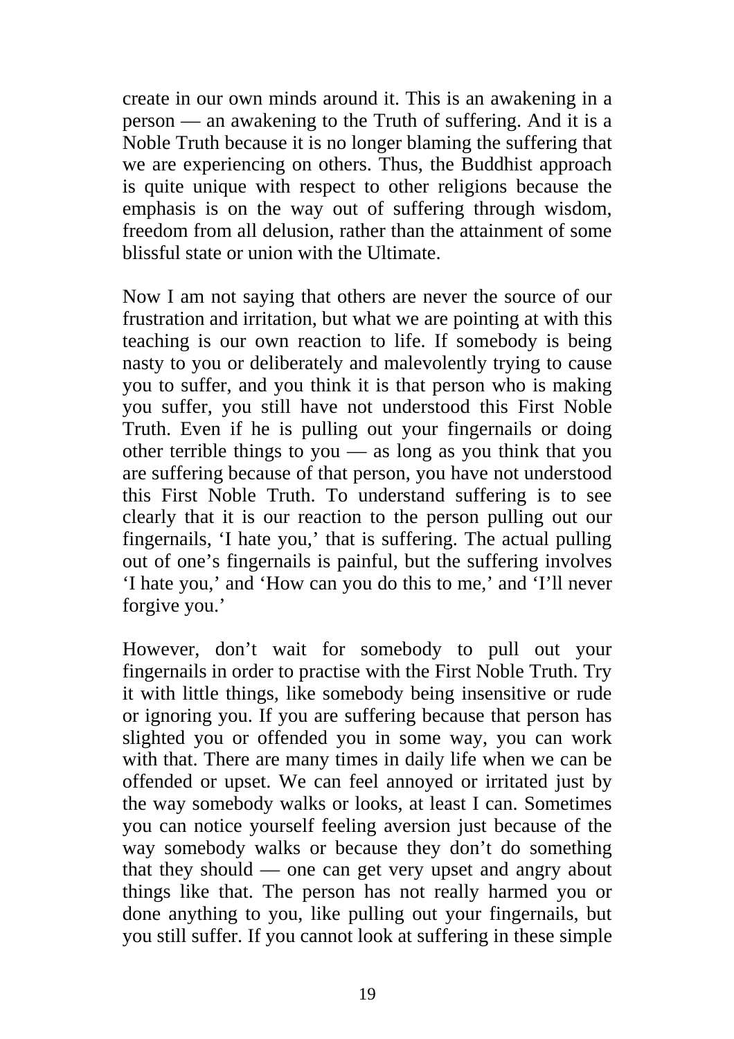create in our own minds around it. This is an awakening in a person — an awakening to the Truth of suffering. And it is a Noble Truth because it is no longer blaming the suffering that we are experiencing on others. Thus, the Buddhist approach is quite unique with respect to other religions because the emphasis is on the way out of suffering through wisdom, freedom from all delusion, rather than the attainment of some blissful state or union with the Ultimate.

Now I am not saying that others are never the source of our frustration and irritation, but what we are pointing at with this teaching is our own reaction to life. If somebody is being nasty to you or deliberately and malevolently trying to cause you to suffer, and you think it is that person who is making you suffer, you still have not understood this First Noble Truth. Even if he is pulling out your fingernails or doing other terrible things to you — as long as you think that you are suffering because of that person, you have not understood this First Noble Truth. To understand suffering is to see clearly that it is our reaction to the person pulling out our fingernails, 'I hate you,' that is suffering. The actual pulling out of one's fingernails is painful, but the suffering involves 'I hate you,' and 'How can you do this to me,' and 'I'll never forgive you.'

However, don't wait for somebody to pull out your fingernails in order to practise with the First Noble Truth. Try it with little things, like somebody being insensitive or rude or ignoring you. If you are suffering because that person has slighted you or offended you in some way, you can work with that. There are many times in daily life when we can be offended or upset. We can feel annoyed or irritated just by the way somebody walks or looks, at least I can. Sometimes you can notice yourself feeling aversion just because of the way somebody walks or because they don't do something that they should — one can get very upset and angry about things like that. The person has not really harmed you or done anything to you, like pulling out your fingernails, but you still suffer. If you cannot look at suffering in these simple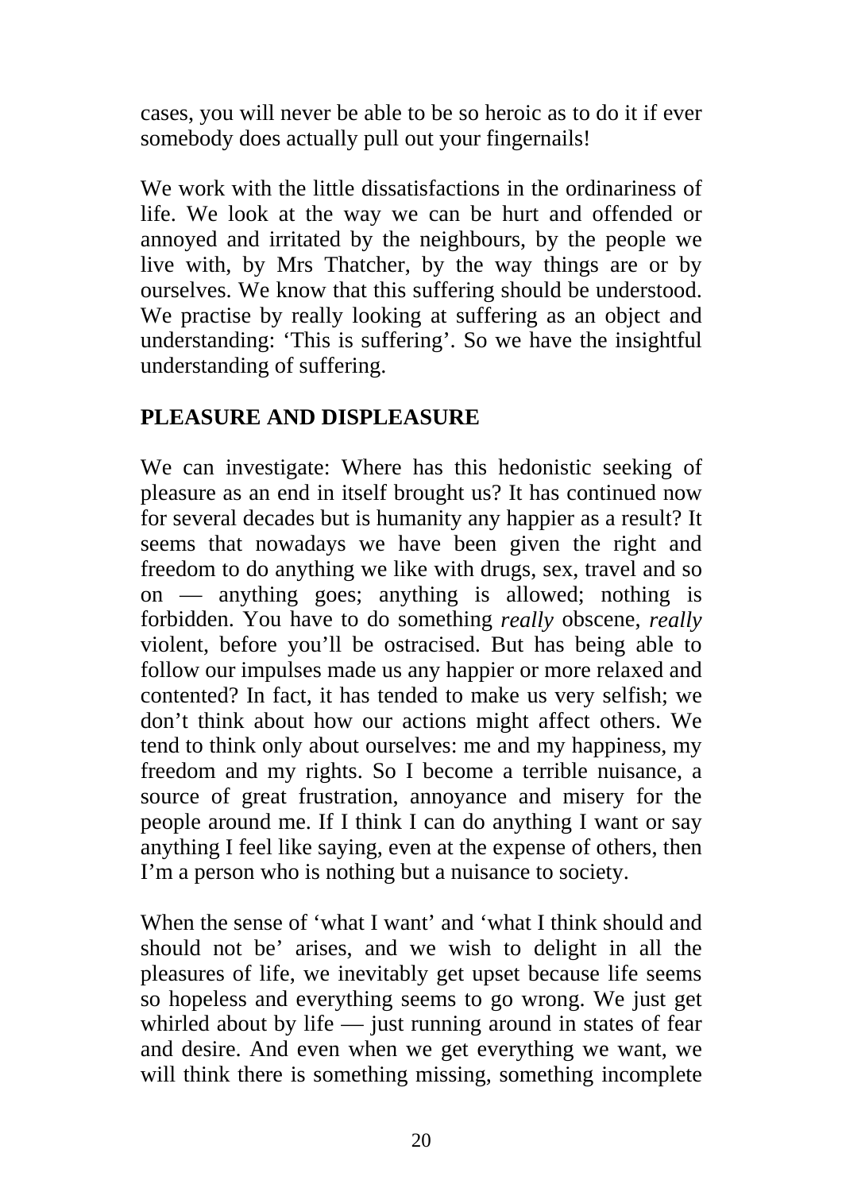cases, you will never be able to be so heroic as to do it if ever somebody does actually pull out your fingernails!

We work with the little dissatisfactions in the ordinariness of life. We look at the way we can be hurt and offended or annoyed and irritated by the neighbours, by the people we live with, by Mrs Thatcher, by the way things are or by ourselves. We know that this suffering should be understood. We practise by really looking at suffering as an object and understanding: 'This is suffering'. So we have the insightful understanding of suffering.

## PLEASURE AND DISPLEASURE

We can investigate: Where has this hedonistic seeking of pleasure as an end in itself brought us? It has continued now for several decades but is humanity any happier as a result? It seems that nowadays we have been given the right and freedom to do anything we like with drugs, sex, travel and so on — anything goes; anything is allowed; nothing is forbidden. You have to do something *really* obscene, *really* violent, before you'll be ostracised. But has being able to follow our impulses made us any happier or more relaxed and contented? In fact, it has tended to make us very selfish; we don't think about how our actions might affect others. We tend to think only about ourselves: me and my happiness, my freedom and my rights. So I become a terrible nuisance, a source of great frustration, annoyance and misery for the people around me. If I think I can do anything I want or say anything I feel like saying, even at the expense of others, then I'm a person who is nothing but a nuisance to society.

When the sense of 'what I want' and 'what I think should and should not be' arises, and we wish to delight in all the pleasures of life, we inevitably get upset because life seems so hopeless and everything seems to go wrong. We just get whirled about by life — just running around in states of fear and desire. And even when we get everything we want, we will think there is something missing, something incomplete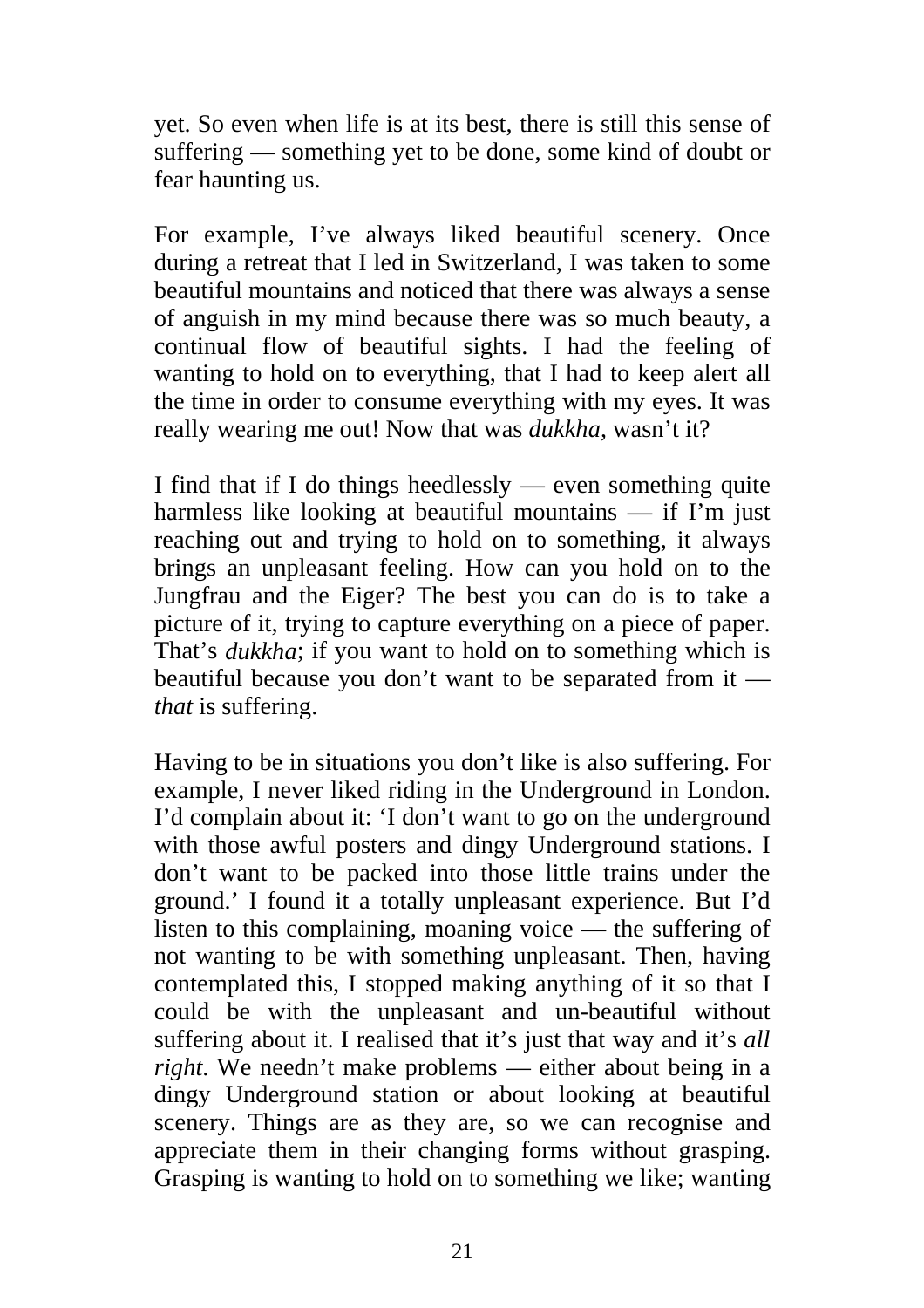yet. So even when life is at its best, there is still this sense of suffering — something yet to be done, some kind of doubt or fear haunting us.

For example, I've always liked beautiful scenery. Once during a retreat that I led in Switzerland, I was taken to some beautiful mountains and noticed that there was always a sense of anguish in my mind because there was so much beauty, a continual flow of beautiful sights. I had the feeling of wanting to hold on to everything, that I had to keep alert all the time in order to consume everything with my eyes. It was really wearing me out! Now that was *dukkha*, wasn't it?

I find that if I do things heedlessly — even something quite harmless like looking at beautiful mountains — if I'm just reaching out and trying to hold on to something, it always brings an unpleasant feeling. How can you hold on to the Jungfrau and the Eiger? The best you can do is to take a picture of it, trying to capture everything on a piece of paper. That's *dukkha*; if you want to hold on to something which is beautiful because you don't want to be separated from it — *that* is suffering.

Having to be in situations you don't like is also suffering. For example, I never liked riding in the Underground in London. I'd complain about it: 'I don't want to go on the underground with those awful posters and dingy Underground stations. I don't want to be packed into those little trains under the ground.' I found it a totally unpleasant experience. But I'd listen to this complaining, moaning voice — the suffering of not wanting to be with something unpleasant. Then, having contemplated this, I stopped making anything of it so that I could be with the unpleasant and un-beautiful without suffering about it. I realised that it's just that way and it's *all right*. We needn't make problems — either about being in a dingy Underground station or about looking at beautiful scenery. Things are as they are, so we can recognise and appreciate them in their changing forms without grasping. Grasping is wanting to hold on to something we like; wanting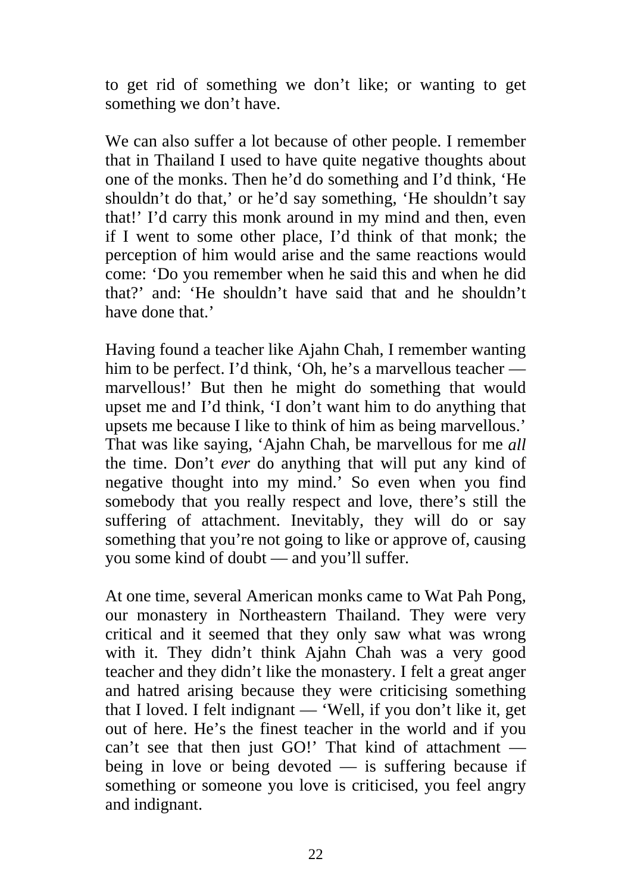to get rid of something we don't like; or wanting to get something we don't have.

We can also suffer a lot because of other people. I remember that in Thailand I used to have quite negative thoughts about one of the monks. Then he'd do something and I'd think, 'He shouldn't do that,' or he'd say something, 'He shouldn't say that!' I'd carry this monk around in my mind and then, even if I went to some other place, I'd think of that monk; the perception of him would arise and the same reactions would come: 'Do you remember when he said this and when he did that?' and: 'He shouldn't have said that and he shouldn't have done that.'

Having found a teacher like Ajahn Chah, I remember wanting him to be perfect. I'd think, 'Oh, he's a marvellous teacher — marvellous!' But then he might do something that would upset me and I'd think, 'I don't want him to do anything that upsets me because I like to think of him as being marvellous.' That was like saying, 'Ajahn Chah, be marvellous for me *all* the time. Don't *ever* do anything that will put any kind of negative thought into my mind.' So even when you find somebody that you really respect and love, there's still the suffering of attachment. Inevitably, they will do or say something that you're not going to like or approve of, causing you some kind of doubt — and you'll suffer.

At one time, several American monks came to Wat Pah Pong, our monastery in Northeastern Thailand. They were very critical and it seemed that they only saw what was wrong with it. They didn't think Ajahn Chah was a very good teacher and they didn't like the monastery. I felt a great anger and hatred arising because they were criticising something that I loved. I felt indignant — 'Well, if you don't like it, get out of here. He's the finest teacher in the world and if you can't see that then just GO!' That kind of attachment — being in love or being devoted — is suffering because if something or someone you love is criticised, you feel angry and indignant.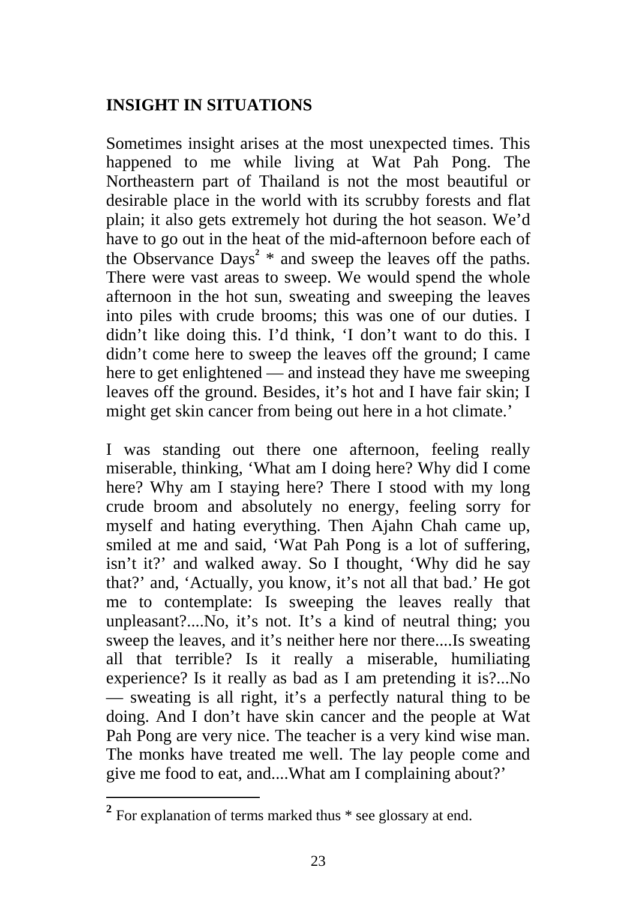## INSIGHT IN SITUATIONS

Sometimes insight arises at the most unexpected times. This happened to me while living at Wat Pah Pong. The Northeastern part of Thailand is not the most beautiful or desirable place in the world with its scrubby forests and flat plain; it also gets extremely hot during the hot season. We'd have to go out in the heat of the mid-afternoon before each of the Observance Days[2] * and sweep the leaves off the paths. There were vast areas to sweep. We would spend the whole afternoon in the hot sun, sweating and sweeping the leaves into piles with crude brooms; this was one of our duties. I didn't like doing this. I'd think, 'I don't want to do this. I didn't come here to sweep the leaves off the ground; I came here to get enlightened — and instead they have me sweeping leaves off the ground. Besides, it's hot and I have fair skin; I might get skin cancer from being out here in a hot climate.'

I was standing out there one afternoon, feeling really miserable, thinking, 'What am I doing here? Why did I come here? Why am I staying here? There I stood with my long crude broom and absolutely no energy, feeling sorry for myself and hating everything. Then Ajahn Chah came up, smiled at me and said, 'Wat Pah Pong is a lot of suffering, isn't it?' and walked away. So I thought, 'Why did he say that?' and, 'Actually, you know, it's not all that bad.' He got me to contemplate: Is sweeping the leaves really that unpleasant?....No, it's not. It's a kind of neutral thing; you sweep the leaves, and it's neither here nor there....Is sweating all that terrible? Is it really a miserable, humiliating experience? Is it really as bad as I am pretending it is?...No — sweating is all right, it's a perfectly natural thing to be doing. And I don't have skin cancer and the people at Wat Pah Pong are very nice. The teacher is a very kind wise man. The monks have treated me well. The lay people come and give me food to eat, and....What am I complaining about?'

---

[2] For explanation of terms marked thus * see glossary at end.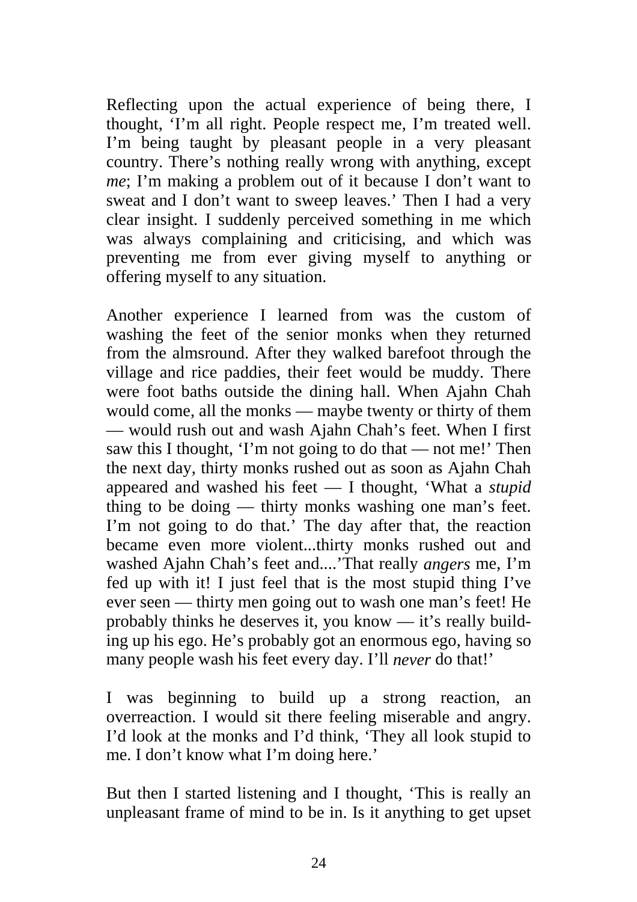Reflecting upon the actual experience of being there, I thought, 'I'm all right. People respect me, I'm treated well. I'm being taught by pleasant people in a very pleasant country. There's nothing really wrong with anything, except *me*; I'm making a problem out of it because I don't want to sweat and I don't want to sweep leaves.' Then I had a very clear insight. I suddenly perceived something in me which was always complaining and criticising, and which was preventing me from ever giving myself to anything or offering myself to any situation.

Another experience I learned from was the custom of washing the feet of the senior monks when they returned from the almsround. After they walked barefoot through the village and rice paddies, their feet would be muddy. There were foot baths outside the dining hall. When Ajahn Chah would come, all the monks — maybe twenty or thirty of them — would rush out and wash Ajahn Chah's feet. When I first saw this I thought, 'I'm not going to do that — not me!' Then the next day, thirty monks rushed out as soon as Ajahn Chah appeared and washed his feet — I thought, 'What a *stupid* thing to be doing — thirty monks washing one man's feet. I'm not going to do that.' The day after that, the reaction became even more violent...thirty monks rushed out and washed Ajahn Chah's feet and....'That really *angers* me, I'm fed up with it! I just feel that is the most stupid thing I've ever seen — thirty men going out to wash one man's feet! He probably thinks he deserves it, you know — it's really building up his ego. He's probably got an enormous ego, having so many people wash his feet every day. I'll *never* do that!'

I was beginning to build up a strong reaction, an overreaction. I would sit there feeling miserable and angry. I'd look at the monks and I'd think, 'They all look stupid to me. I don't know what I'm doing here.'

But then I started listening and I thought, 'This is really an unpleasant frame of mind to be in. Is it anything to get upset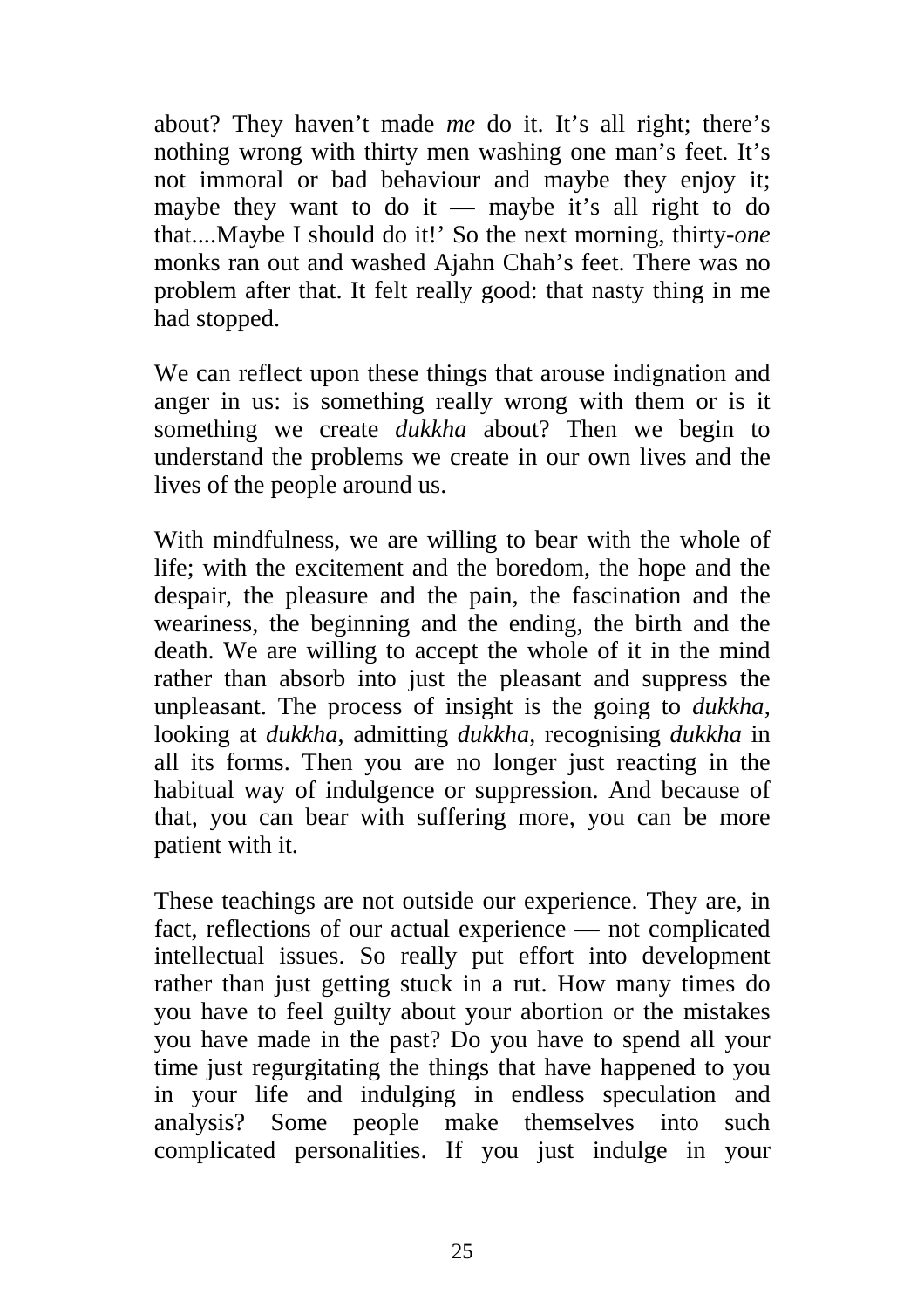about? They haven't made *me* do it. It's all right; there's nothing wrong with thirty men washing one man's feet. It's not immoral or bad behaviour and maybe they enjoy it; maybe they want to do it — maybe it's all right to do that....Maybe I should do it!' So the next morning, thirty-*one* monks ran out and washed Ajahn Chah's feet. There was no problem after that. It felt really good: that nasty thing in me had stopped.

We can reflect upon these things that arouse indignation and anger in us: is something really wrong with them or is it something we create *dukkha* about? Then we begin to understand the problems we create in our own lives and the lives of the people around us.

With mindfulness, we are willing to bear with the whole of life; with the excitement and the boredom, the hope and the despair, the pleasure and the pain, the fascination and the weariness, the beginning and the ending, the birth and the death. We are willing to accept the whole of it in the mind rather than absorb into just the pleasant and suppress the unpleasant. The process of insight is the going to *dukkha*, looking at *dukkha*, admitting *dukkha*, recognising *dukkha* in all its forms. Then you are no longer just reacting in the habitual way of indulgence or suppression. And because of that, you can bear with suffering more, you can be more patient with it.

These teachings are not outside our experience. They are, in fact, reflections of our actual experience — not complicated intellectual issues. So really put effort into development rather than just getting stuck in a rut. How many times do you have to feel guilty about your abortion or the mistakes you have made in the past? Do you have to spend all your time just regurgitating the things that have happened to you in your life and indulging in endless speculation and analysis? Some people make themselves into such complicated personalities. If you just indulge in your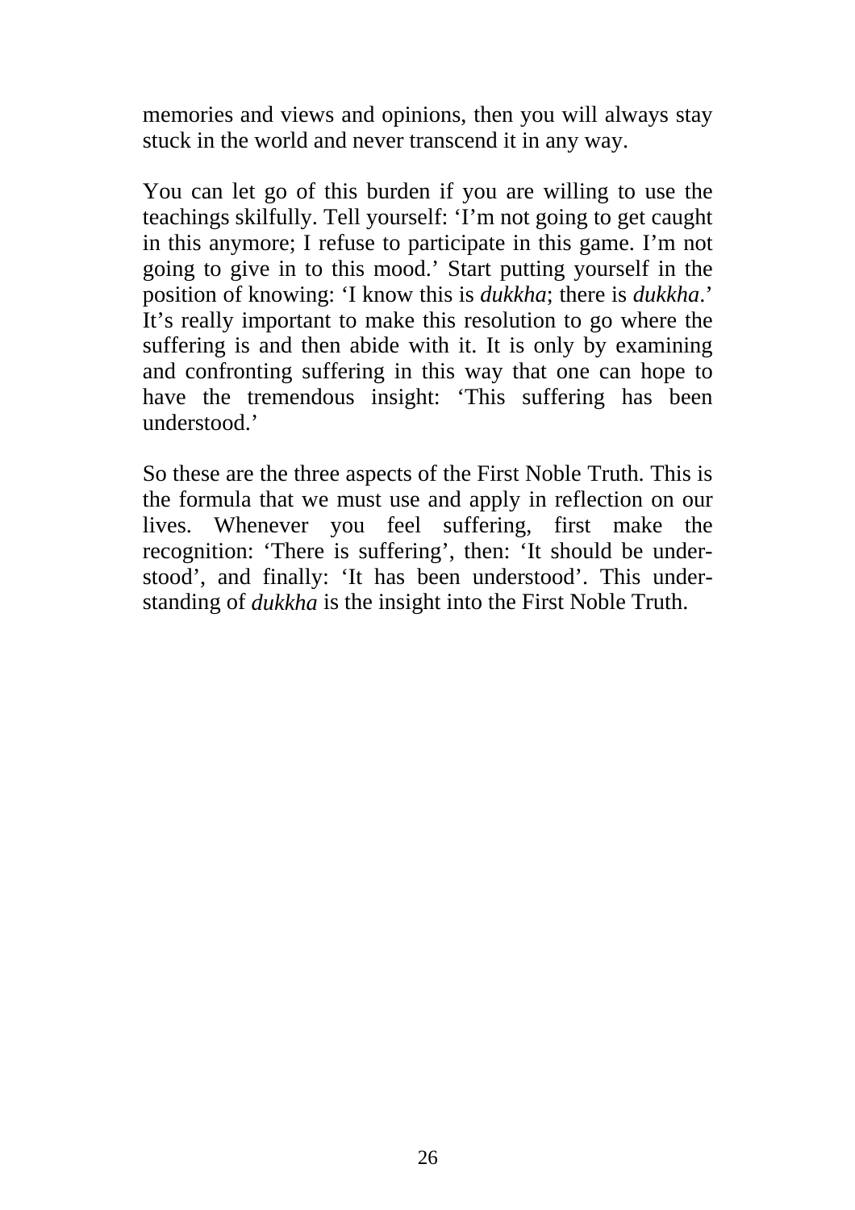memories and views and opinions, then you will always stay stuck in the world and never transcend it in any way.

You can let go of this burden if you are willing to use the teachings skilfully. Tell yourself: 'I'm not going to get caught in this anymore; I refuse to participate in this game. I'm not going to give in to this mood.' Start putting yourself in the position of knowing: 'I know this is *dukkha*; there is *dukkha*.' It's really important to make this resolution to go where the suffering is and then abide with it. It is only by examining and confronting suffering in this way that one can hope to have the tremendous insight: 'This suffering has been understood.'

So these are the three aspects of the First Noble Truth. This is the formula that we must use and apply in reflection on our lives. Whenever you feel suffering, first make the recognition: 'There is suffering', then: 'It should be understood', and finally: 'It has been understood'. This understanding of *dukkha* is the insight into the First Noble Truth.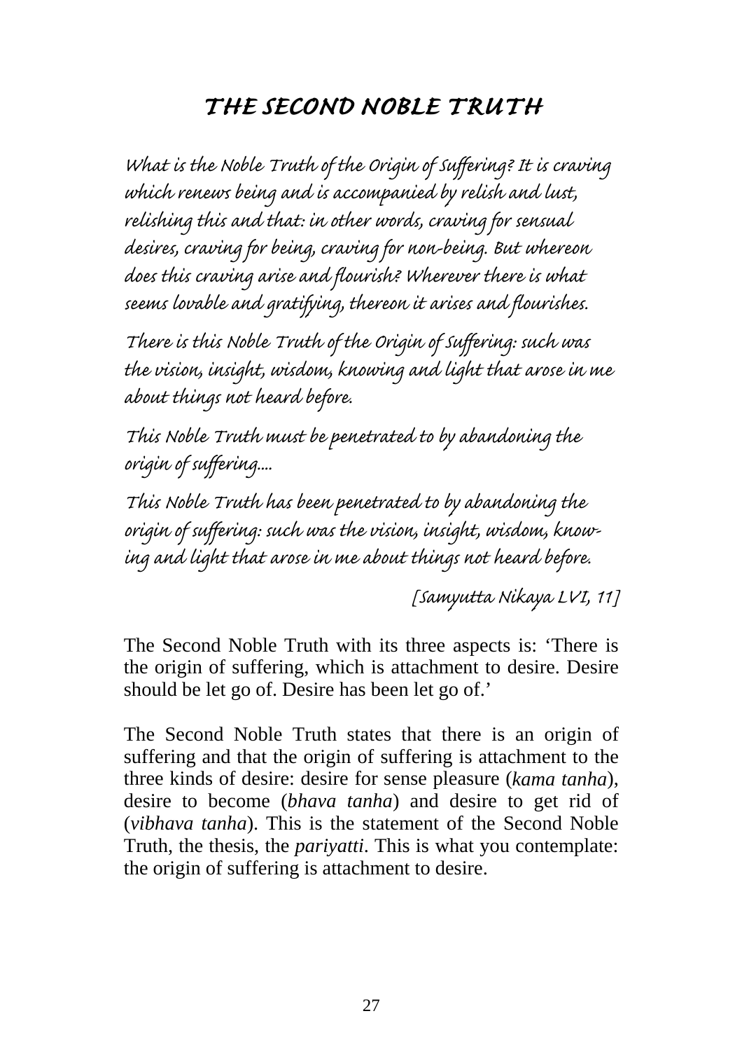# *THE SECOND NOBLE TRUTH*

*What is the Noble Truth of the Origin of Suffering? It is craving which renews being and is accompanied by relish and lust, relishing this and that: in other words, craving for sensual desires, craving for being, craving for non-being. But whereon does this craving arise and flourish? Wherever there is what seems lovable and gratifying, thereon it arises and flourishes.*

*There is this Noble Truth of the Origin of Suffering: such was the vision, insight, wisdom, knowing and light that arose in me about things not heard before.*

*This Noble Truth must be penetrated to by abandoning the origin of suffering....*

*This Noble Truth has been penetrated to by abandoning the origin of suffering: such was the vision, insight, wisdom, knowing and light that arose in me about things not heard before.*

*[Samyutta Nikaya LVI, 11]*

The Second Noble Truth with its three aspects is: 'There is the origin of suffering, which is attachment to desire. Desire should be let go of. Desire has been let go of.'

The Second Noble Truth states that there is an origin of suffering and that the origin of suffering is attachment to the three kinds of desire: desire for sense pleasure (*kama tanha*), desire to become (*bhava tanha*) and desire to get rid of (*vibhava tanha*). This is the statement of the Second Noble Truth, the thesis, the *pariyatti*. This is what you contemplate: the origin of suffering is attachment to desire.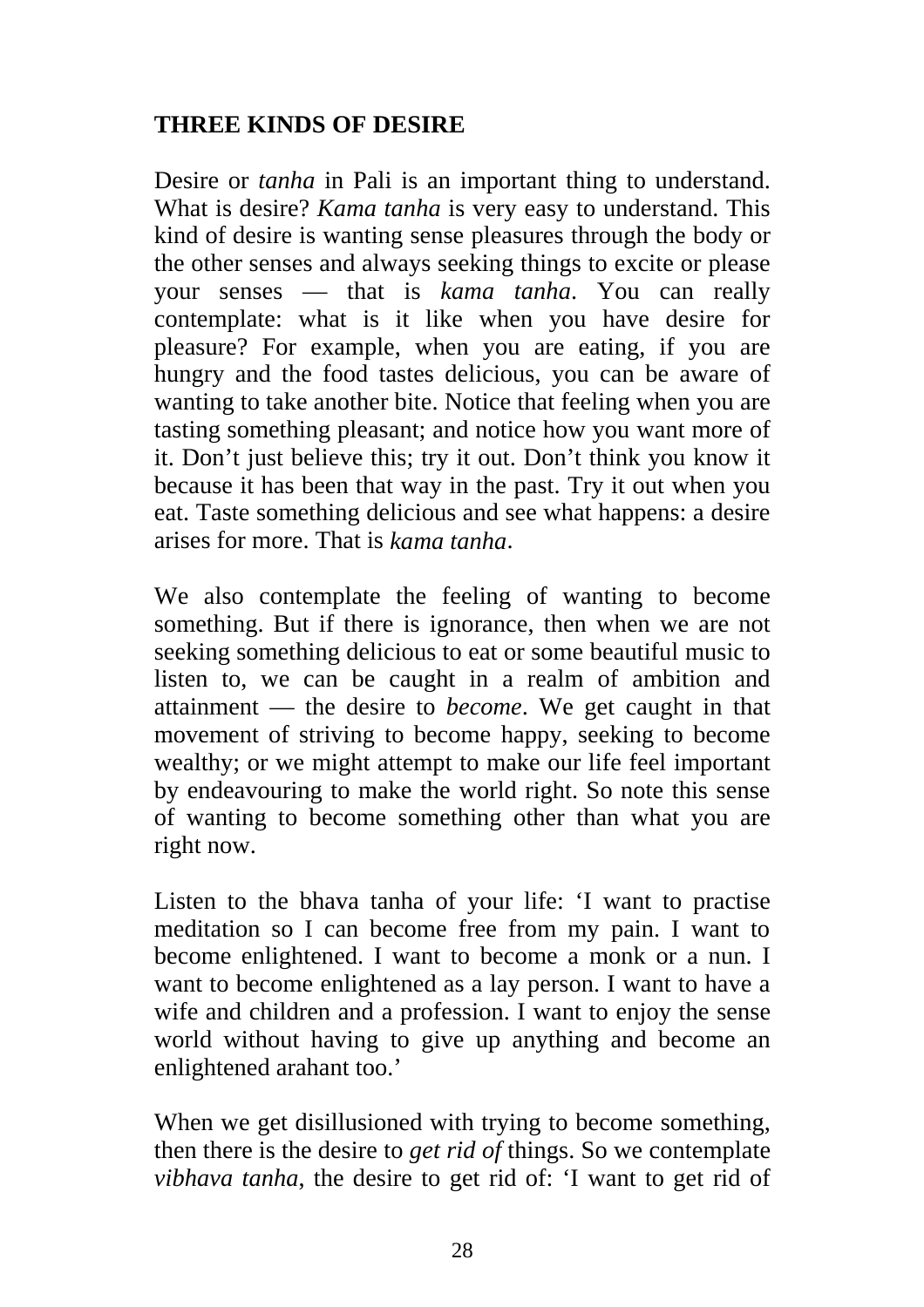## THREE KINDS OF DESIRE

Desire or *tanha* in Pali is an important thing to understand. What is desire? *Kama tanha* is very easy to understand. This kind of desire is wanting sense pleasures through the body or the other senses and always seeking things to excite or please your senses — that is *kama tanha*. You can really contemplate: what is it like when you have desire for pleasure? For example, when you are eating, if you are hungry and the food tastes delicious, you can be aware of wanting to take another bite. Notice that feeling when you are tasting something pleasant; and notice how you want more of it. Don't just believe this; try it out. Don't think you know it because it has been that way in the past. Try it out when you eat. Taste something delicious and see what happens: a desire arises for more. That is *kama tanha*.

We also contemplate the feeling of wanting to become something. But if there is ignorance, then when we are not seeking something delicious to eat or some beautiful music to listen to, we can be caught in a realm of ambition and attainment — the desire to *become*. We get caught in that movement of striving to become happy, seeking to become wealthy; or we might attempt to make our life feel important by endeavouring to make the world right. So note this sense of wanting to become something other than what you are right now.

Listen to the bhava tanha of your life: 'I want to practise meditation so I can become free from my pain. I want to become enlightened. I want to become a monk or a nun. I want to become enlightened as a lay person. I want to have a wife and children and a profession. I want to enjoy the sense world without having to give up anything and become an enlightened arahant too.'

When we get disillusioned with trying to become something, then there is the desire to *get rid of* things. So we contemplate *vibhava tanha*, the desire to get rid of: 'I want to get rid of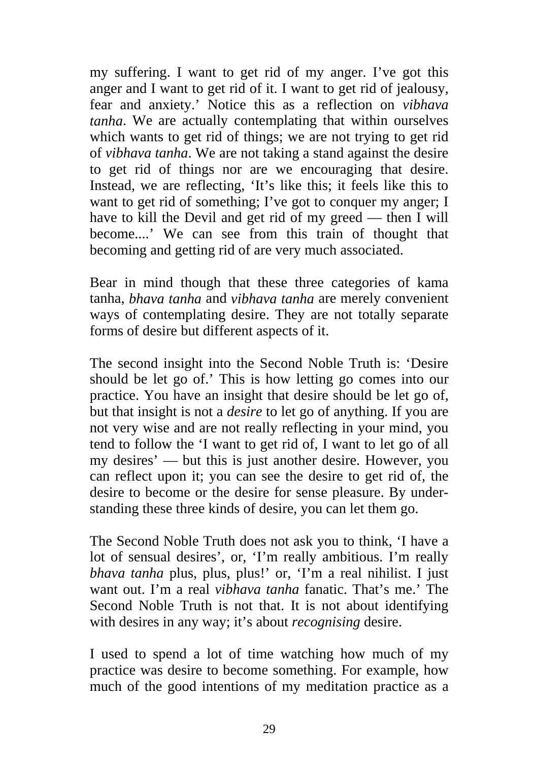my suffering. I want to get rid of my anger. I've got this anger and I want to get rid of it. I want to get rid of jealousy, fear and anxiety.' Notice this as a reflection on *vibhava tanha*. We are actually contemplating that within ourselves which wants to get rid of things; we are not trying to get rid of *vibhava tanha*. We are not taking a stand against the desire to get rid of things nor are we encouraging that desire. Instead, we are reflecting, 'It's like this; it feels like this to want to get rid of something; I've got to conquer my anger; I have to kill the Devil and get rid of my greed — then I will become....' We can see from this train of thought that becoming and getting rid of are very much associated.

Bear in mind though that these three categories of kama tanha, *bhava tanha* and *vibhava tanha* are merely convenient ways of contemplating desire. They are not totally separate forms of desire but different aspects of it.

The second insight into the Second Noble Truth is: 'Desire should be let go of.' This is how letting go comes into our practice. You have an insight that desire should be let go of, but that insight is not a *desire* to let go of anything. If you are not very wise and are not really reflecting in your mind, you tend to follow the 'I want to get rid of, I want to let go of all my desires' — but this is just another desire. However, you can reflect upon it; you can see the desire to get rid of, the desire to become or the desire for sense pleasure. By understanding these three kinds of desire, you can let them go.

The Second Noble Truth does not ask you to think, 'I have a lot of sensual desires', or, 'I'm really ambitious. I'm really *bhava tanha* plus, plus, plus!' or, 'I'm a real nihilist. I just want out. I'm a real *vibhava tanha* fanatic. That's me.' The Second Noble Truth is not that. It is not about identifying with desires in any way; it's about *recognising* desire.

I used to spend a lot of time watching how much of my practice was desire to become something. For example, how much of the good intentions of my meditation practice as a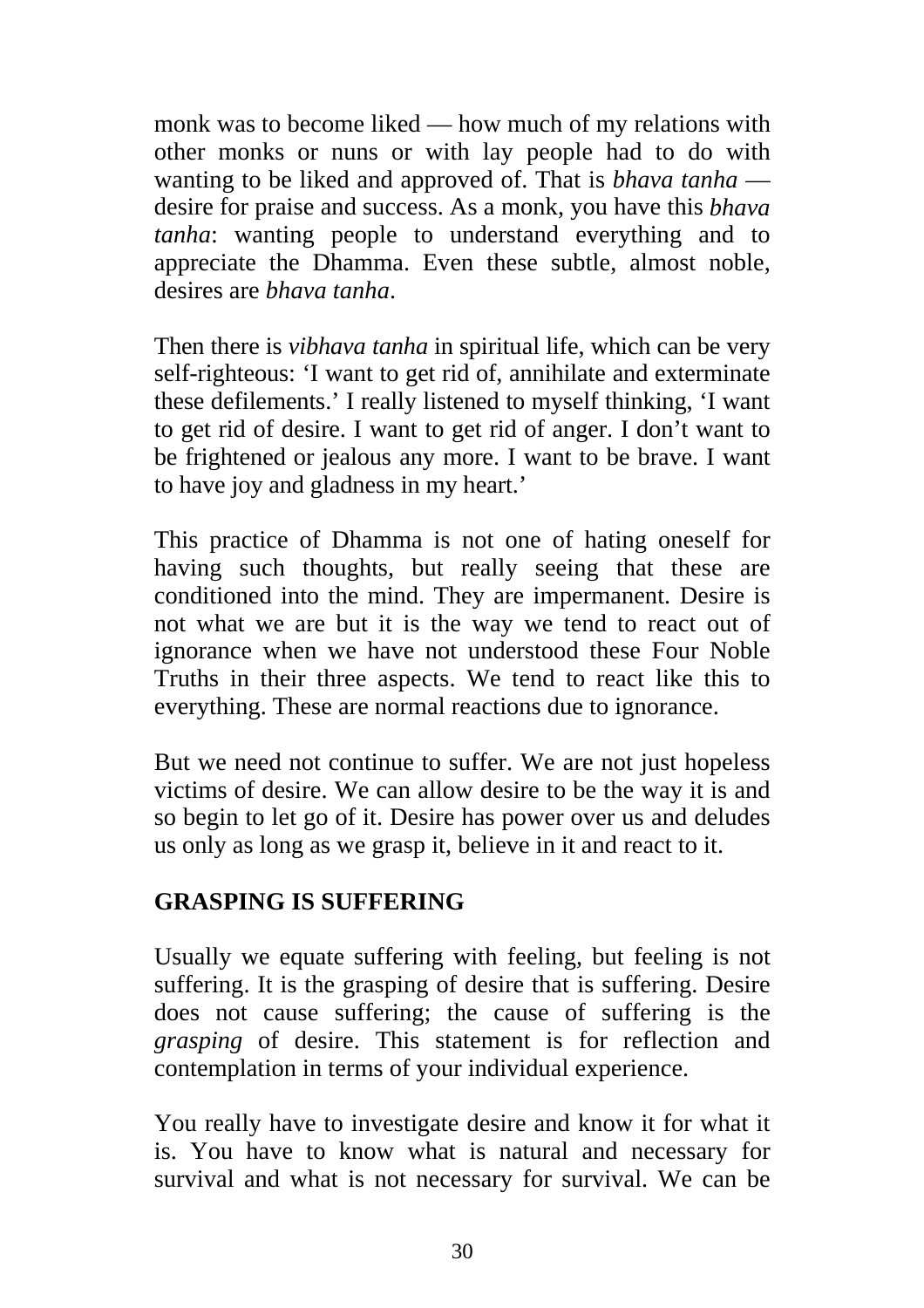monk was to become liked — how much of my relations with other monks or nuns or with lay people had to do with wanting to be liked and approved of. That is *bhava tanha* — desire for praise and success. As a monk, you have this *bhava tanha*: wanting people to understand everything and to appreciate the Dhamma. Even these subtle, almost noble, desires are *bhava tanha*.

Then there is *vibhava tanha* in spiritual life, which can be very self-righteous: 'I want to get rid of, annihilate and exterminate these defilements.' I really listened to myself thinking, 'I want to get rid of desire. I want to get rid of anger. I don't want to be frightened or jealous any more. I want to be brave. I want to have joy and gladness in my heart.'

This practice of Dhamma is not one of hating oneself for having such thoughts, but really seeing that these are conditioned into the mind. They are impermanent. Desire is not what we are but it is the way we tend to react out of ignorance when we have not understood these Four Noble Truths in their three aspects. We tend to react like this to everything. These are normal reactions due to ignorance.

But we need not continue to suffer. We are not just hopeless victims of desire. We can allow desire to be the way it is and so begin to let go of it. Desire has power over us and deludes us only as long as we grasp it, believe in it and react to it.

## GRASPING IS SUFFERING

Usually we equate suffering with feeling, but feeling is not suffering. It is the grasping of desire that is suffering. Desire does not cause suffering; the cause of suffering is the *grasping* of desire. This statement is for reflection and contemplation in terms of your individual experience.

You really have to investigate desire and know it for what it is. You have to know what is natural and necessary for survival and what is not necessary for survival. We can be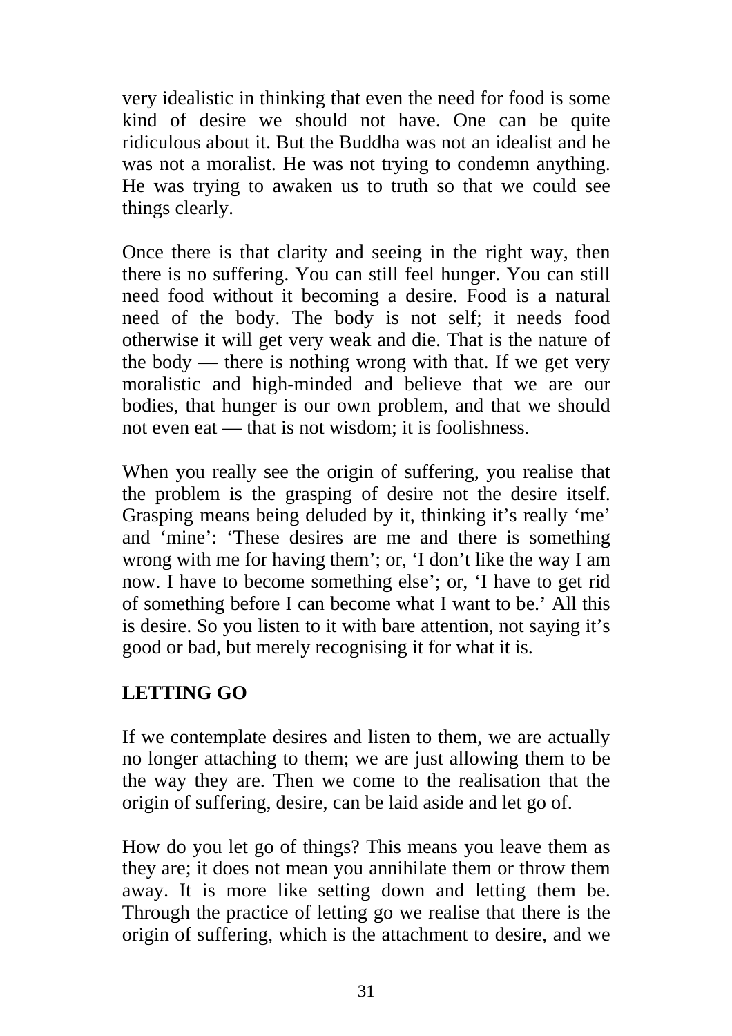very idealistic in thinking that even the need for food is some kind of desire we should not have. One can be quite ridiculous about it. But the Buddha was not an idealist and he was not a moralist. He was not trying to condemn anything. He was trying to awaken us to truth so that we could see things clearly.

Once there is that clarity and seeing in the right way, then there is no suffering. You can still feel hunger. You can still need food without it becoming a desire. Food is a natural need of the body. The body is not self; it needs food otherwise it will get very weak and die. That is the nature of the body — there is nothing wrong with that. If we get very moralistic and high-minded and believe that we are our bodies, that hunger is our own problem, and that we should not even eat — that is not wisdom; it is foolishness.

When you really see the origin of suffering, you realise that the problem is the grasping of desire not the desire itself. Grasping means being deluded by it, thinking it's really 'me' and 'mine': 'These desires are me and there is something wrong with me for having them'; or, 'I don't like the way I am now. I have to become something else'; or, 'I have to get rid of something before I can become what I want to be.' All this is desire. So you listen to it with bare attention, not saying it's good or bad, but merely recognising it for what it is.

## LETTING GO

If we contemplate desires and listen to them, we are actually no longer attaching to them; we are just allowing them to be the way they are. Then we come to the realisation that the origin of suffering, desire, can be laid aside and let go of.

How do you let go of things? This means you leave them as they are; it does not mean you annihilate them or throw them away. It is more like setting down and letting them be. Through the practice of letting go we realise that there is the origin of suffering, which is the attachment to desire, and we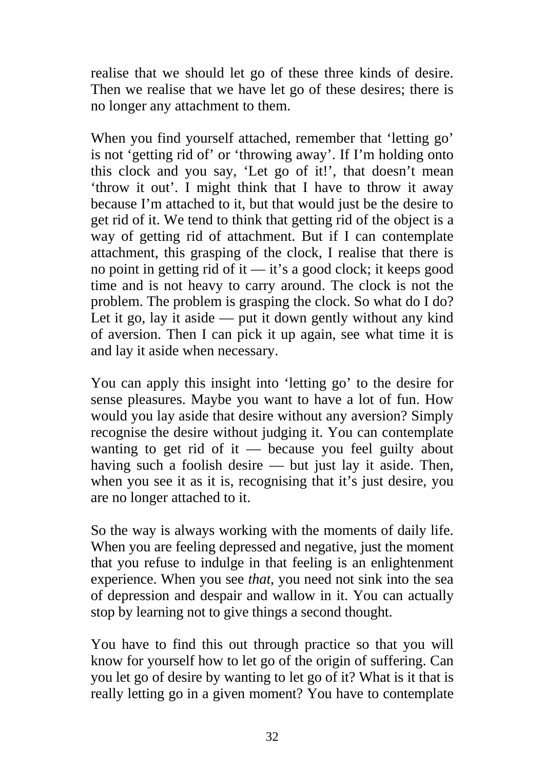realise that we should let go of these three kinds of desire. Then we realise that we have let go of these desires; there is no longer any attachment to them.

When you find yourself attached, remember that 'letting go' is not 'getting rid of' or 'throwing away'. If I'm holding onto this clock and you say, 'Let go of it!', that doesn't mean 'throw it out'. I might think that I have to throw it away because I'm attached to it, but that would just be the desire to get rid of it. We tend to think that getting rid of the object is a way of getting rid of attachment. But if I can contemplate attachment, this grasping of the clock, I realise that there is no point in getting rid of it — it's a good clock; it keeps good time and is not heavy to carry around. The clock is not the problem. The problem is grasping the clock. So what do I do? Let it go, lay it aside — put it down gently without any kind of aversion. Then I can pick it up again, see what time it is and lay it aside when necessary.

You can apply this insight into 'letting go' to the desire for sense pleasures. Maybe you want to have a lot of fun. How would you lay aside that desire without any aversion? Simply recognise the desire without judging it. You can contemplate wanting to get rid of it — because you feel guilty about having such a foolish desire — but just lay it aside. Then, when you see it as it is, recognising that it's just desire, you are no longer attached to it.

So the way is always working with the moments of daily life. When you are feeling depressed and negative, just the moment that you refuse to indulge in that feeling is an enlightenment experience. When you see *that*, you need not sink into the sea of depression and despair and wallow in it. You can actually stop by learning not to give things a second thought.

You have to find this out through practice so that you will know for yourself how to let go of the origin of suffering. Can you let go of desire by wanting to let go of it? What is it that is really letting go in a given moment? You have to contemplate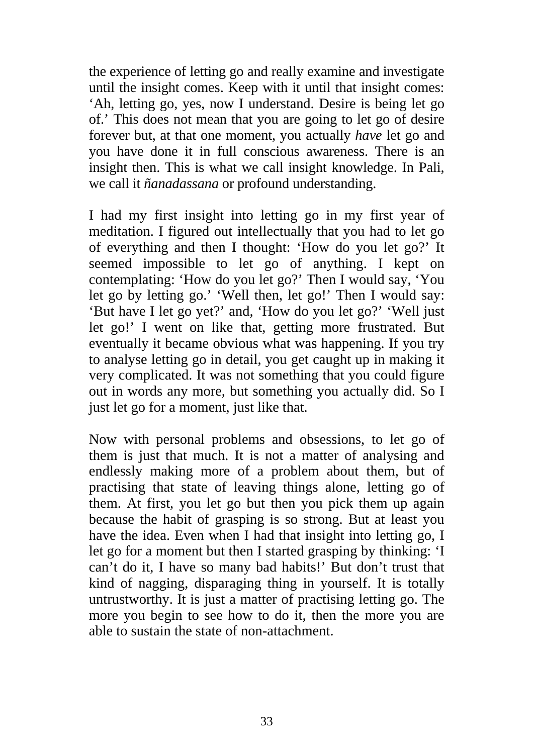the experience of letting go and really examine and investigate until the insight comes. Keep with it until that insight comes: 'Ah, letting go, yes, now I understand. Desire is being let go of.' This does not mean that you are going to let go of desire forever but, at that one moment, you actually *have* let go and you have done it in full conscious awareness. There is an insight then. This is what we call insight knowledge. In Pali, we call it *ñanadassana* or profound understanding.

I had my first insight into letting go in my first year of meditation. I figured out intellectually that you had to let go of everything and then I thought: 'How do you let go?' It seemed impossible to let go of anything. I kept on contemplating: 'How do you let go?' Then I would say, 'You let go by letting go.' 'Well then, let go!' Then I would say: 'But have I let go yet?' and, 'How do you let go?' 'Well just let go!' I went on like that, getting more frustrated. But eventually it became obvious what was happening. If you try to analyse letting go in detail, you get caught up in making it very complicated. It was not something that you could figure out in words any more, but something you actually did. So I just let go for a moment, just like that.

Now with personal problems and obsessions, to let go of them is just that much. It is not a matter of analysing and endlessly making more of a problem about them, but of practising that state of leaving things alone, letting go of them. At first, you let go but then you pick them up again because the habit of grasping is so strong. But at least you have the idea. Even when I had that insight into letting go, I let go for a moment but then I started grasping by thinking: 'I can't do it, I have so many bad habits!' But don't trust that kind of nagging, disparaging thing in yourself. It is totally untrustworthy. It is just a matter of practising letting go. The more you begin to see how to do it, then the more you are able to sustain the state of non-attachment.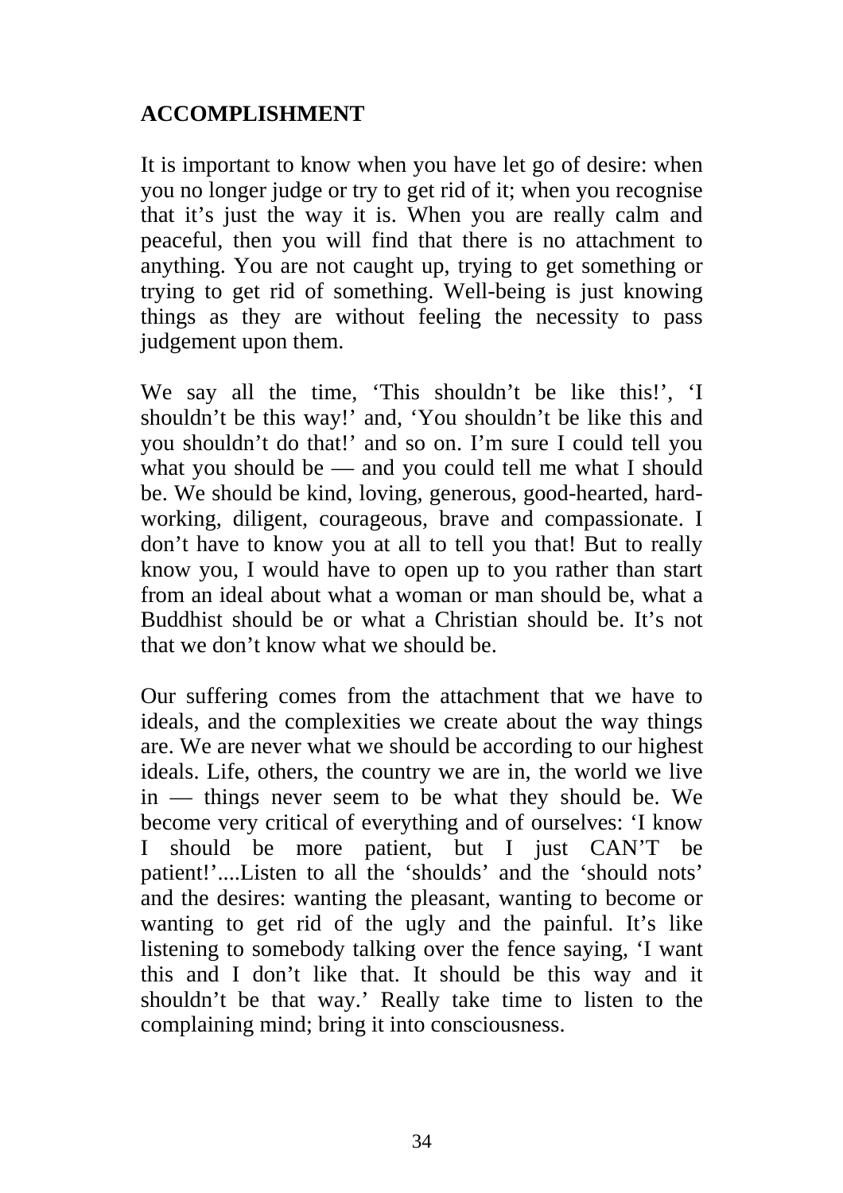## ACCOMPLISHMENT

It is important to know when you have let go of desire: when you no longer judge or try to get rid of it; when you recognise that it's just the way it is. When you are really calm and peaceful, then you will find that there is no attachment to anything. You are not caught up, trying to get something or trying to get rid of something. Well-being is just knowing things as they are without feeling the necessity to pass judgement upon them.

We say all the time, 'This shouldn't be like this!', 'I shouldn't be this way!' and, 'You shouldn't be like this and you shouldn't do that!' and so on. I'm sure I could tell you what you should be — and you could tell me what I should be. We should be kind, loving, generous, good-hearted, hard-working, diligent, courageous, brave and compassionate. I don't have to know you at all to tell you that! But to really know you, I would have to open up to you rather than start from an ideal about what a woman or man should be, what a Buddhist should be or what a Christian should be. It's not that we don't know what we should be.

Our suffering comes from the attachment that we have to ideals, and the complexities we create about the way things are. We are never what we should be according to our highest ideals. Life, others, the country we are in, the world we live in — things never seem to be what they should be. We become very critical of everything and of ourselves: 'I know I should be more patient, but I just CAN'T be patient!'....Listen to all the 'shoulds' and the 'should nots' and the desires: wanting the pleasant, wanting to become or wanting to get rid of the ugly and the painful. It's like listening to somebody talking over the fence saying, 'I want this and I don't like that. It should be this way and it shouldn't be that way.' Really take time to listen to the complaining mind; bring it into consciousness.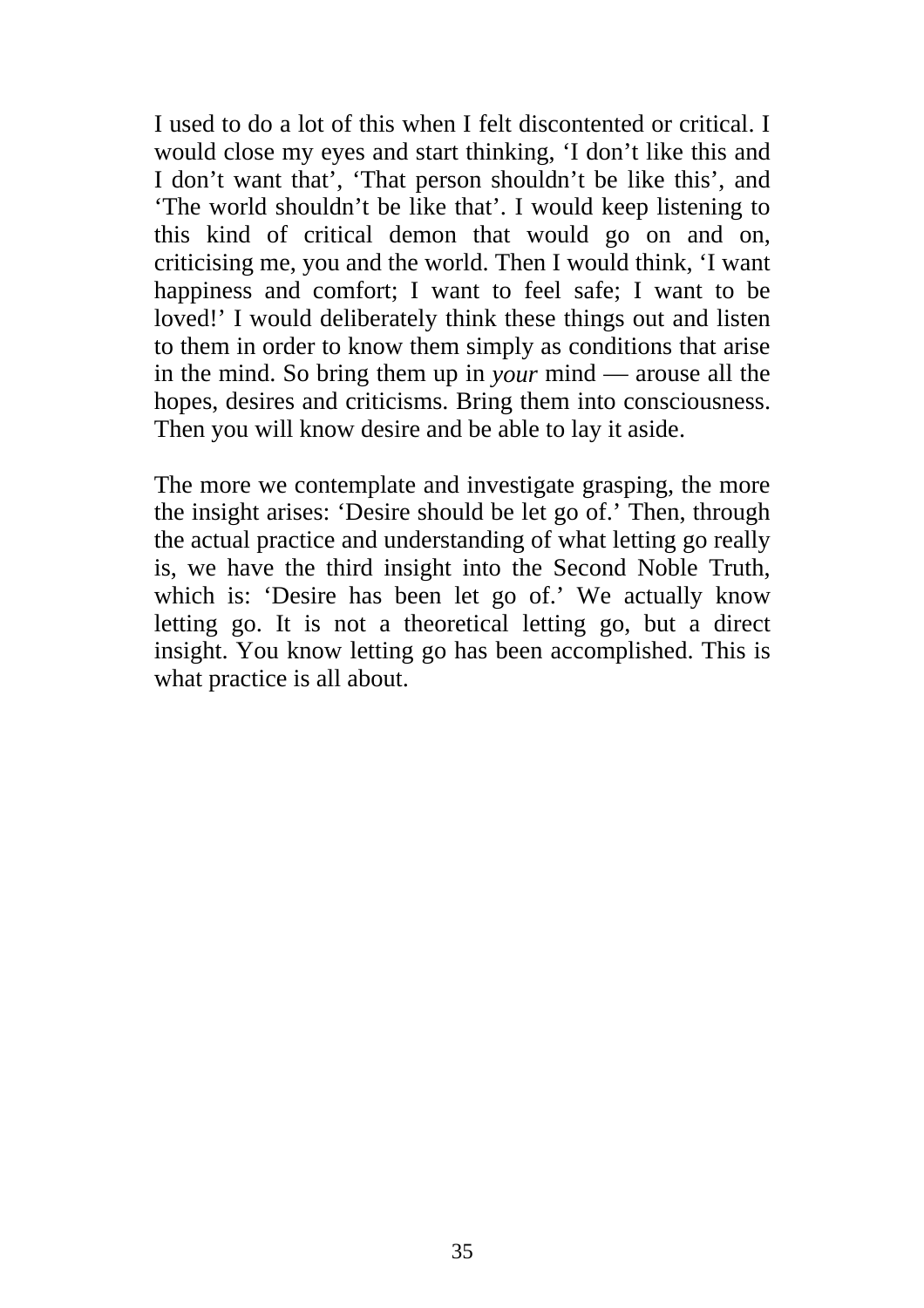I used to do a lot of this when I felt discontented or critical. I would close my eyes and start thinking, 'I don't like this and I don't want that', 'That person shouldn't be like this', and 'The world shouldn't be like that'. I would keep listening to this kind of critical demon that would go on and on, criticising me, you and the world. Then I would think, 'I want happiness and comfort; I want to feel safe; I want to be loved!' I would deliberately think these things out and listen to them in order to know them simply as conditions that arise in the mind. So bring them up in *your* mind — arouse all the hopes, desires and criticisms. Bring them into consciousness. Then you will know desire and be able to lay it aside.

The more we contemplate and investigate grasping, the more the insight arises: 'Desire should be let go of.' Then, through the actual practice and understanding of what letting go really is, we have the third insight into the Second Noble Truth, which is: 'Desire has been let go of.' We actually know letting go. It is not a theoretical letting go, but a direct insight. You know letting go has been accomplished. This is what practice is all about.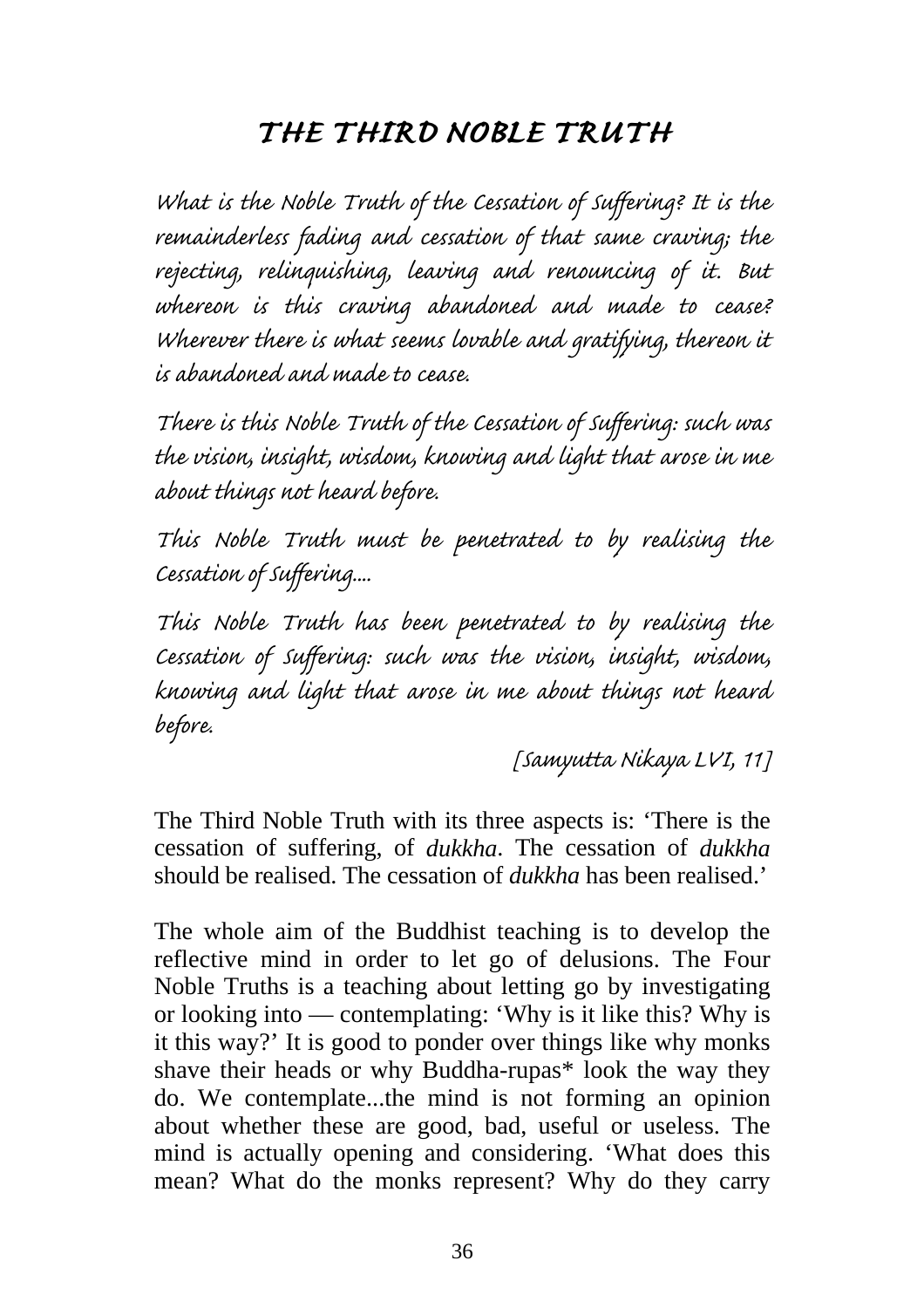# *THE THIRD NOBLE TRUTH*

*What is the Noble Truth of the Cessation of Suffering? It is the remainderless fading and cessation of that same craving; the rejecting, relinquishing, leaving and renouncing of it. But whereon is this craving abandoned and made to cease? Wherever there is what seems lovable and gratifying, thereon it is abandoned and made to cease.*

*There is this Noble Truth of the Cessation of Suffering: such was the vision, insight, wisdom, knowing and light that arose in me about things not heard before.*

*This Noble Truth must be penetrated to by realising the Cessation of Suffering....*

*This Noble Truth has been penetrated to by realising the Cessation of Suffering: such was the vision, insight, wisdom, knowing and light that arose in me about things not heard before.*

*[Samyutta Nikaya LVI, 11]*

The Third Noble Truth with its three aspects is: 'There is the cessation of suffering, of *dukkha*. The cessation of *dukkha* should be realised. The cessation of *dukkha* has been realised.'

The whole aim of the Buddhist teaching is to develop the reflective mind in order to let go of delusions. The Four Noble Truths is a teaching about letting go by investigating or looking into — contemplating: 'Why is it like this? Why is it this way?' It is good to ponder over things like why monks shave their heads or why Buddha-rupas* look the way they do. We contemplate...the mind is not forming an opinion about whether these are good, bad, useful or useless. The mind is actually opening and considering. 'What does this mean? What do the monks represent? Why do they carry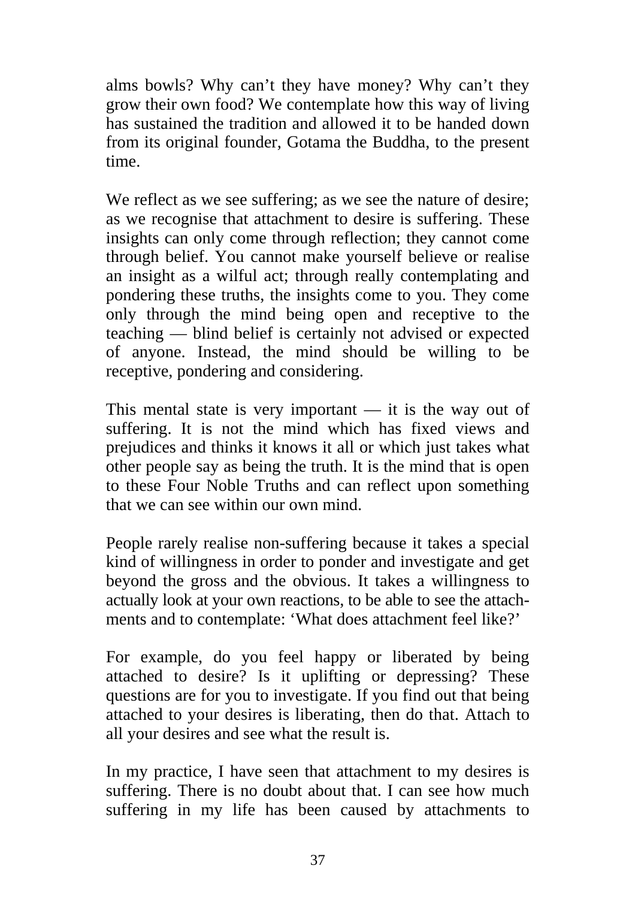alms bowls? Why can't they have money? Why can't they grow their own food? We contemplate how this way of living has sustained the tradition and allowed it to be handed down from its original founder, Gotama the Buddha, to the present time.

We reflect as we see suffering; as we see the nature of desire; as we recognise that attachment to desire is suffering. These insights can only come through reflection; they cannot come through belief. You cannot make yourself believe or realise an insight as a wilful act; through really contemplating and pondering these truths, the insights come to you. They come only through the mind being open and receptive to the teaching — blind belief is certainly not advised or expected of anyone. Instead, the mind should be willing to be receptive, pondering and considering.

This mental state is very important — it is the way out of suffering. It is not the mind which has fixed views and prejudices and thinks it knows it all or which just takes what other people say as being the truth. It is the mind that is open to these Four Noble Truths and can reflect upon something that we can see within our own mind.

People rarely realise non-suffering because it takes a special kind of willingness in order to ponder and investigate and get beyond the gross and the obvious. It takes a willingness to actually look at your own reactions, to be able to see the attachments and to contemplate: 'What does attachment feel like?'

For example, do you feel happy or liberated by being attached to desire? Is it uplifting or depressing? These questions are for you to investigate. If you find out that being attached to your desires is liberating, then do that. Attach to all your desires and see what the result is.

In my practice, I have seen that attachment to my desires is suffering. There is no doubt about that. I can see how much suffering in my life has been caused by attachments to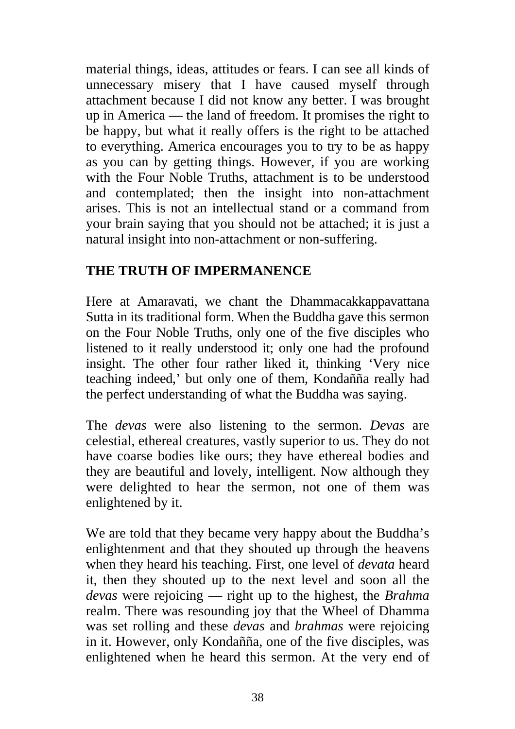material things, ideas, attitudes or fears. I can see all kinds of unnecessary misery that I have caused myself through attachment because I did not know any better. I was brought up in America — the land of freedom. It promises the right to be happy, but what it really offers is the right to be attached to everything. America encourages you to try to be as happy as you can by getting things. However, if you are working with the Four Noble Truths, attachment is to be understood and contemplated; then the insight into non-attachment arises. This is not an intellectual stand or a command from your brain saying that you should not be attached; it is just a natural insight into non-attachment or non-suffering.

## THE TRUTH OF IMPERMANENCE

Here at Amaravati, we chant the Dhammacakkappavattana Sutta in its traditional form. When the Buddha gave this sermon on the Four Noble Truths, only one of the five disciples who listened to it really understood it; only one had the profound insight. The other four rather liked it, thinking 'Very nice teaching indeed,' but only one of them, Kondañña really had the perfect understanding of what the Buddha was saying.

The *devas* were also listening to the sermon. *Devas* are celestial, ethereal creatures, vastly superior to us. They do not have coarse bodies like ours; they have ethereal bodies and they are beautiful and lovely, intelligent. Now although they were delighted to hear the sermon, not one of them was enlightened by it.

We are told that they became very happy about the Buddha's enlightenment and that they shouted up through the heavens when they heard his teaching. First, one level of *devata* heard it, then they shouted up to the next level and soon all the *devas* were rejoicing — right up to the highest, the *Brahma* realm. There was resounding joy that the Wheel of Dhamma was set rolling and these *devas* and *brahmas* were rejoicing in it. However, only Kondañña, one of the five disciples, was enlightened when he heard this sermon. At the very end of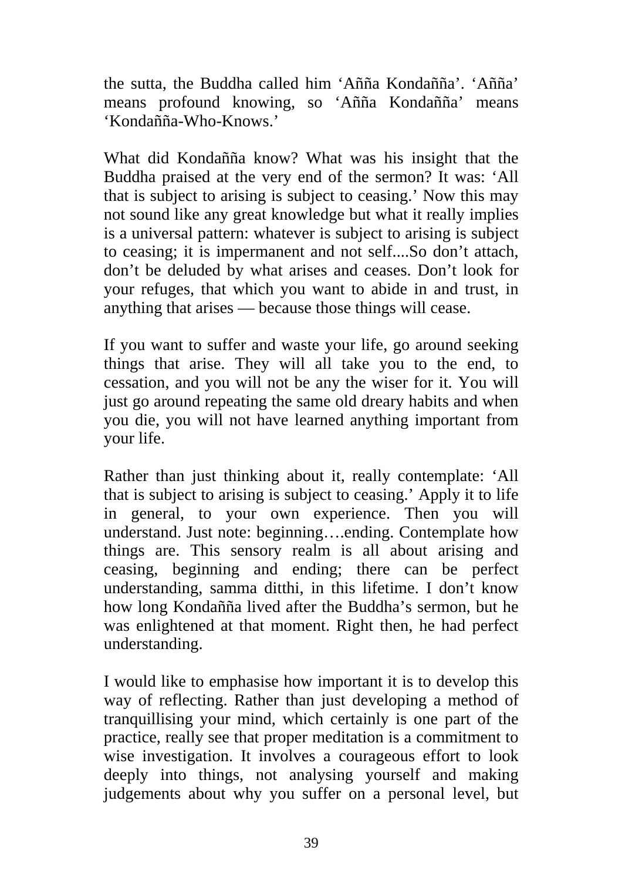the sutta, the Buddha called him ‘Añña Kondañña’. ‘Añña’ means profound knowing, so ‘Añña Kondañña’ means ‘Kondañña-Who-Knows.’

What did Kondañña know? What was his insight that the Buddha praised at the very end of the sermon? It was: ‘All that is subject to arising is subject to ceasing.’ Now this may not sound like any great knowledge but what it really implies is a universal pattern: whatever is subject to arising is subject to ceasing; it is impermanent and not self....So don’t attach, don’t be deluded by what arises and ceases. Don’t look for your refuges, that which you want to abide in and trust, in anything that arises — because those things will cease.

If you want to suffer and waste your life, go around seeking things that arise. They will all take you to the end, to cessation, and you will not be any the wiser for it. You will just go around repeating the same old dreary habits and when you die, you will not have learned anything important from your life.

Rather than just thinking about it, really contemplate: ‘All that is subject to arising is subject to ceasing.’ Apply it to life in general, to your own experience. Then you will understand. Just note: beginning….ending. Contemplate how things are. This sensory realm is all about arising and ceasing, beginning and ending; there can be perfect understanding, samma ditthi, in this lifetime. I don’t know how long Kondañña lived after the Buddha’s sermon, but he was enlightened at that moment. Right then, he had perfect understanding.

I would like to emphasise how important it is to develop this way of reflecting. Rather than just developing a method of tranquillising your mind, which certainly is one part of the practice, really see that proper meditation is a commitment to wise investigation. It involves a courageous effort to look deeply into things, not analysing yourself and making judgements about why you suffer on a personal level, but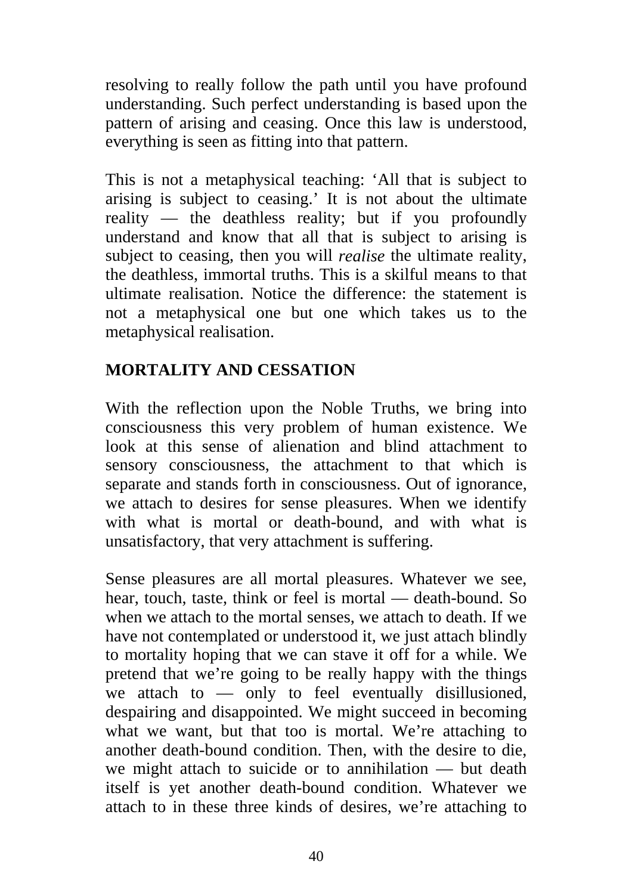resolving to really follow the path until you have profound understanding. Such perfect understanding is based upon the pattern of arising and ceasing. Once this law is understood, everything is seen as fitting into that pattern.

This is not a metaphysical teaching: 'All that is subject to arising is subject to ceasing.' It is not about the ultimate reality — the deathless reality; but if you profoundly understand and know that all that is subject to arising is subject to ceasing, then you will *realise* the ultimate reality, the deathless, immortal truths. This is a skilful means to that ultimate realisation. Notice the difference: the statement is not a metaphysical one but one which takes us to the metaphysical realisation.

## MORTALITY AND CESSATION

With the reflection upon the Noble Truths, we bring into consciousness this very problem of human existence. We look at this sense of alienation and blind attachment to sensory consciousness, the attachment to that which is separate and stands forth in consciousness. Out of ignorance, we attach to desires for sense pleasures. When we identify with what is mortal or death-bound, and with what is unsatisfactory, that very attachment is suffering.

Sense pleasures are all mortal pleasures. Whatever we see, hear, touch, taste, think or feel is mortal — death-bound. So when we attach to the mortal senses, we attach to death. If we have not contemplated or understood it, we just attach blindly to mortality hoping that we can stave it off for a while. We pretend that we're going to be really happy with the things we attach to — only to feel eventually disillusioned, despairing and disappointed. We might succeed in becoming what we want, but that too is mortal. We're attaching to another death-bound condition. Then, with the desire to die, we might attach to suicide or to annihilation — but death itself is yet another death-bound condition. Whatever we attach to in these three kinds of desires, we're attaching to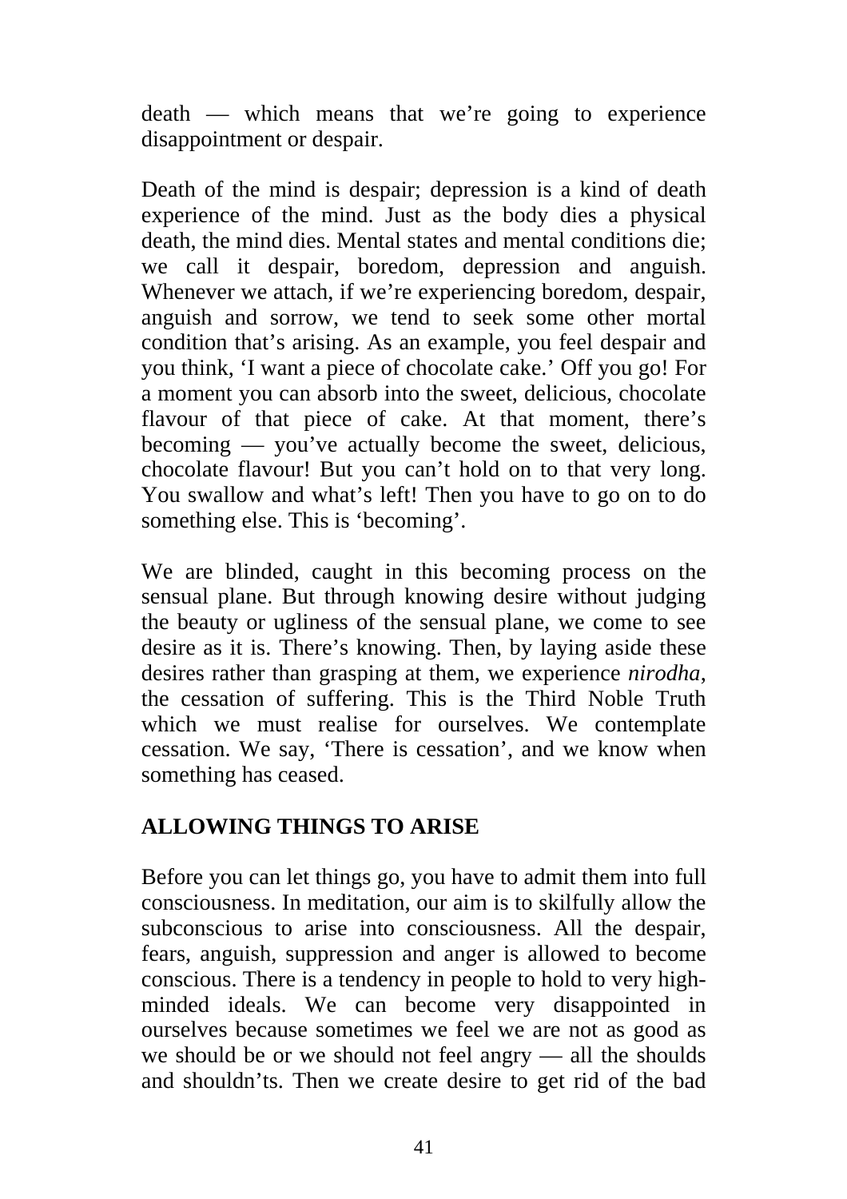death — which means that we're going to experience disappointment or despair.

Death of the mind is despair; depression is a kind of death experience of the mind. Just as the body dies a physical death, the mind dies. Mental states and mental conditions die; we call it despair, boredom, depression and anguish. Whenever we attach, if we're experiencing boredom, despair, anguish and sorrow, we tend to seek some other mortal condition that's arising. As an example, you feel despair and you think, 'I want a piece of chocolate cake.' Off you go! For a moment you can absorb into the sweet, delicious, chocolate flavour of that piece of cake. At that moment, there's becoming — you've actually become the sweet, delicious, chocolate flavour! But you can't hold on to that very long. You swallow and what's left! Then you have to go on to do something else. This is 'becoming'.

We are blinded, caught in this becoming process on the sensual plane. But through knowing desire without judging the beauty or ugliness of the sensual plane, we come to see desire as it is. There's knowing. Then, by laying aside these desires rather than grasping at them, we experience *nirodha*, the cessation of suffering. This is the Third Noble Truth which we must realise for ourselves. We contemplate cessation. We say, 'There is cessation', and we know when something has ceased.

## ALLOWING THINGS TO ARISE

Before you can let things go, you have to admit them into full consciousness. In meditation, our aim is to skilfully allow the subconscious to arise into consciousness. All the despair, fears, anguish, suppression and anger is allowed to become conscious. There is a tendency in people to hold to very high-minded ideals. We can become very disappointed in ourselves because sometimes we feel we are not as good as we should be or we should not feel angry — all the shoulds and shouldn'ts. Then we create desire to get rid of the bad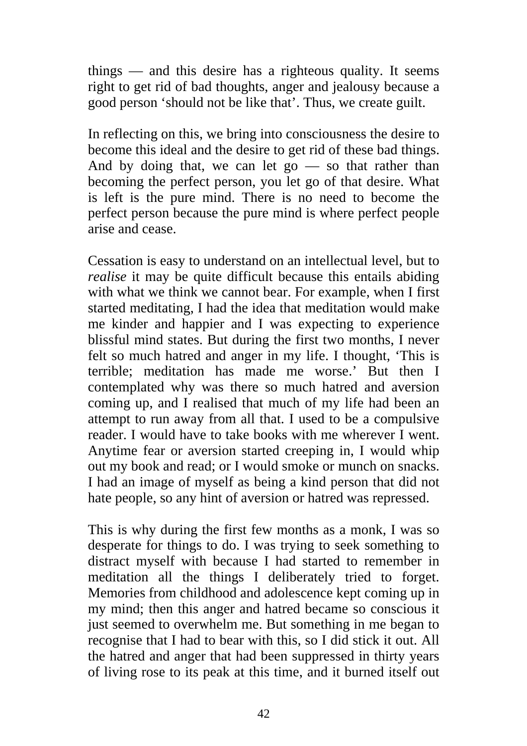things — and this desire has a righteous quality. It seems right to get rid of bad thoughts, anger and jealousy because a good person 'should not be like that'. Thus, we create guilt.

In reflecting on this, we bring into consciousness the desire to become this ideal and the desire to get rid of these bad things. And by doing that, we can let go — so that rather than becoming the perfect person, you let go of that desire. What is left is the pure mind. There is no need to become the perfect person because the pure mind is where perfect people arise and cease.

Cessation is easy to understand on an intellectual level, but to *realise* it may be quite difficult because this entails abiding with what we think we cannot bear. For example, when I first started meditating, I had the idea that meditation would make me kinder and happier and I was expecting to experience blissful mind states. But during the first two months, I never felt so much hatred and anger in my life. I thought, 'This is terrible; meditation has made me worse.' But then I contemplated why was there so much hatred and aversion coming up, and I realised that much of my life had been an attempt to run away from all that. I used to be a compulsive reader. I would have to take books with me wherever I went. Anytime fear or aversion started creeping in, I would whip out my book and read; or I would smoke or munch on snacks. I had an image of myself as being a kind person that did not hate people, so any hint of aversion or hatred was repressed.

This is why during the first few months as a monk, I was so desperate for things to do. I was trying to seek something to distract myself with because I had started to remember in meditation all the things I deliberately tried to forget. Memories from childhood and adolescence kept coming up in my mind; then this anger and hatred became so conscious it just seemed to overwhelm me. But something in me began to recognise that I had to bear with this, so I did stick it out. All the hatred and anger that had been suppressed in thirty years of living rose to its peak at this time, and it burned itself out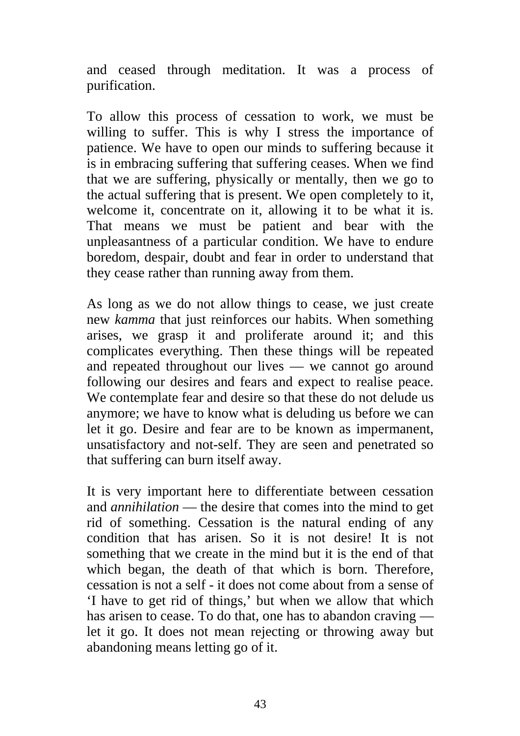and ceased through meditation. It was a process of purification.

To allow this process of cessation to work, we must be willing to suffer. This is why I stress the importance of patience. We have to open our minds to suffering because it is in embracing suffering that suffering ceases. When we find that we are suffering, physically or mentally, then we go to the actual suffering that is present. We open completely to it, welcome it, concentrate on it, allowing it to be what it is. That means we must be patient and bear with the unpleasantness of a particular condition. We have to endure boredom, despair, doubt and fear in order to understand that they cease rather than running away from them.

As long as we do not allow things to cease, we just create new *kamma* that just reinforces our habits. When something arises, we grasp it and proliferate around it; and this complicates everything. Then these things will be repeated and repeated throughout our lives — we cannot go around following our desires and fears and expect to realise peace. We contemplate fear and desire so that these do not delude us anymore; we have to know what is deluding us before we can let it go. Desire and fear are to be known as impermanent, unsatisfactory and not-self. They are seen and penetrated so that suffering can burn itself away.

It is very important here to differentiate between cessation and *annihilation* — the desire that comes into the mind to get rid of something. Cessation is the natural ending of any condition that has arisen. So it is not desire! It is not something that we create in the mind but it is the end of that which began, the death of that which is born. Therefore, cessation is not a self - it does not come about from a sense of 'I have to get rid of things,' but when we allow that which has arisen to cease. To do that, one has to abandon craving — let it go. It does not mean rejecting or throwing away but abandoning means letting go of it.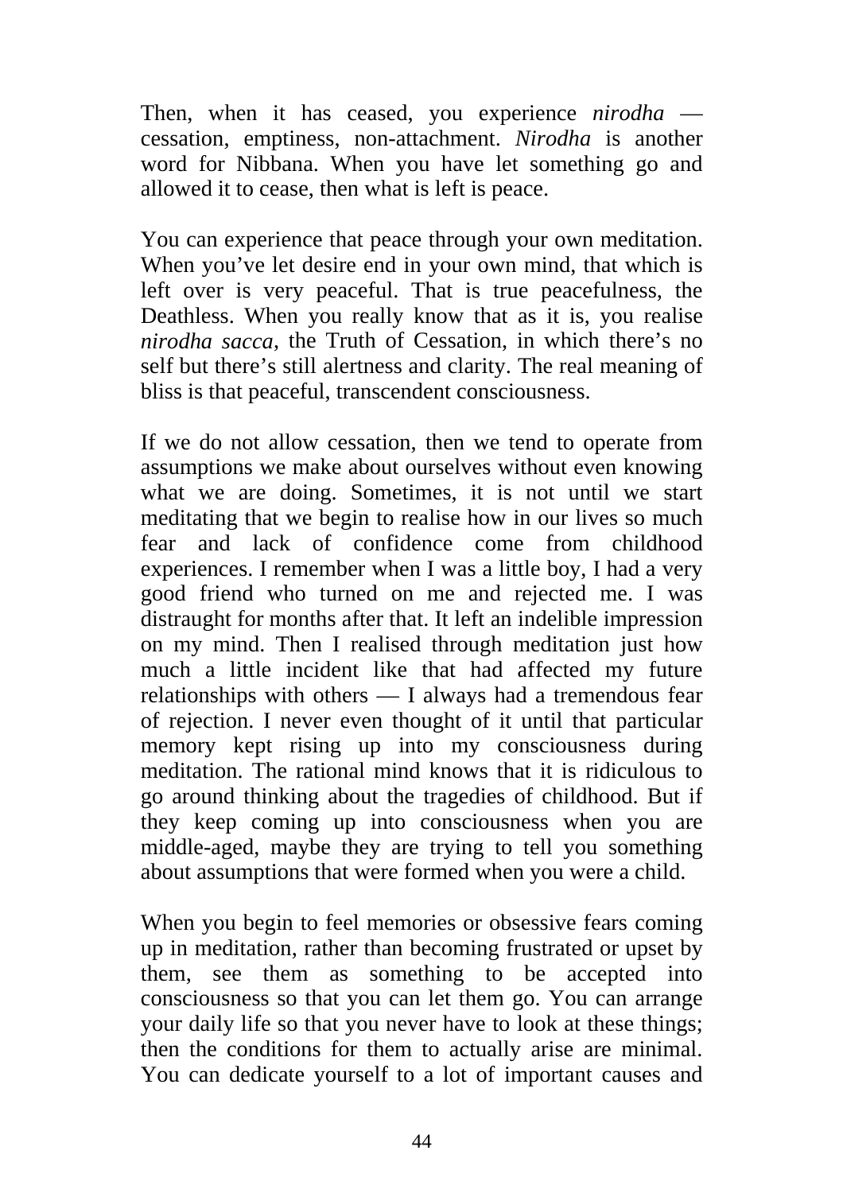Then, when it has ceased, you experience *nirodha* — cessation, emptiness, non-attachment. *Nirodha* is another word for Nibbana. When you have let something go and allowed it to cease, then what is left is peace.

You can experience that peace through your own meditation. When you've let desire end in your own mind, that which is left over is very peaceful. That is true peacefulness, the Deathless. When you really know that as it is, you realise *nirodha sacca*, the Truth of Cessation, in which there's no self but there's still alertness and clarity. The real meaning of bliss is that peaceful, transcendent consciousness.

If we do not allow cessation, then we tend to operate from assumptions we make about ourselves without even knowing what we are doing. Sometimes, it is not until we start meditating that we begin to realise how in our lives so much fear and lack of confidence come from childhood experiences. I remember when I was a little boy, I had a very good friend who turned on me and rejected me. I was distraught for months after that. It left an indelible impression on my mind. Then I realised through meditation just how much a little incident like that had affected my future relationships with others — I always had a tremendous fear of rejection. I never even thought of it until that particular memory kept rising up into my consciousness during meditation. The rational mind knows that it is ridiculous to go around thinking about the tragedies of childhood. But if they keep coming up into consciousness when you are middle-aged, maybe they are trying to tell you something about assumptions that were formed when you were a child.

When you begin to feel memories or obsessive fears coming up in meditation, rather than becoming frustrated or upset by them, see them as something to be accepted into consciousness so that you can let them go. You can arrange your daily life so that you never have to look at these things; then the conditions for them to actually arise are minimal. You can dedicate yourself to a lot of important causes and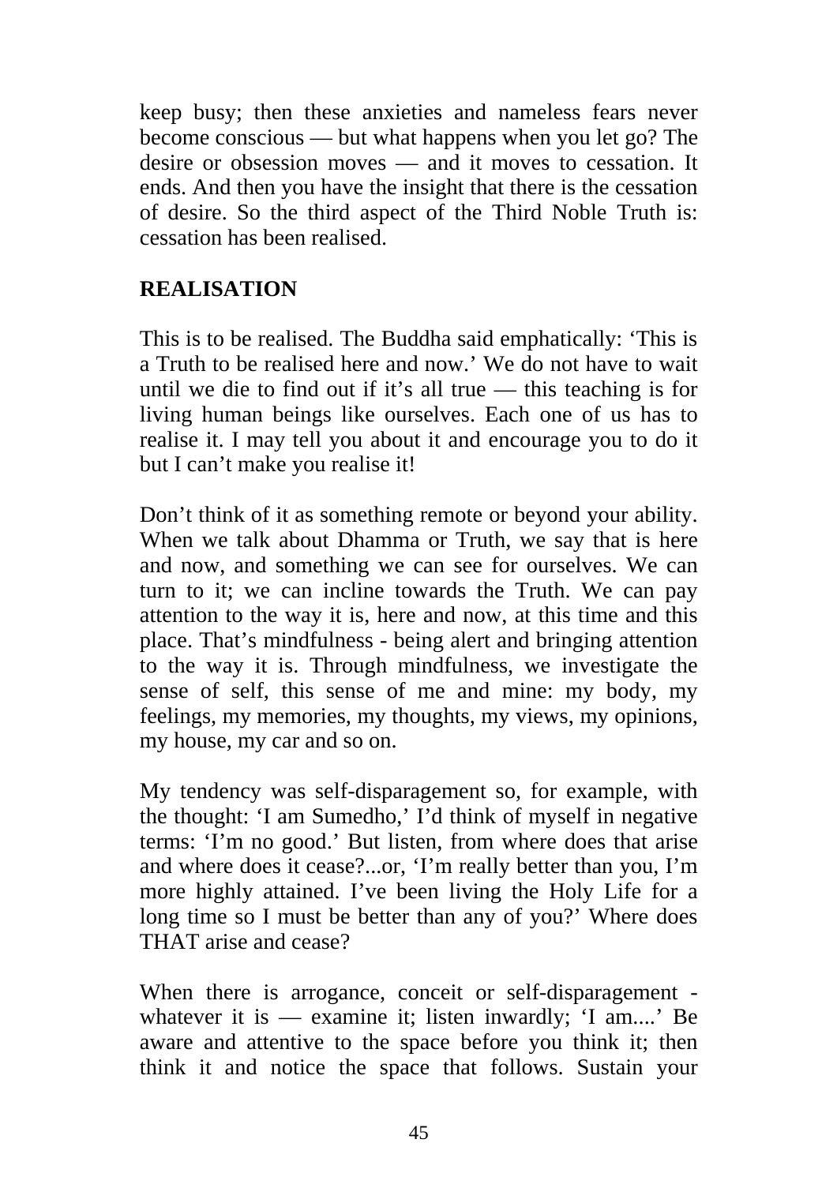keep busy; then these anxieties and nameless fears never become conscious — but what happens when you let go? The desire or obsession moves — and it moves to cessation. It ends. And then you have the insight that there is the cessation of desire. So the third aspect of the Third Noble Truth is: cessation has been realised.

## REALISATION

This is to be realised. The Buddha said emphatically: 'This is a Truth to be realised here and now.' We do not have to wait until we die to find out if it's all true — this teaching is for living human beings like ourselves. Each one of us has to realise it. I may tell you about it and encourage you to do it but I can't make you realise it!

Don't think of it as something remote or beyond your ability. When we talk about Dhamma or Truth, we say that is here and now, and something we can see for ourselves. We can turn to it; we can incline towards the Truth. We can pay attention to the way it is, here and now, at this time and this place. That's mindfulness - being alert and bringing attention to the way it is. Through mindfulness, we investigate the sense of self, this sense of me and mine: my body, my feelings, my memories, my thoughts, my views, my opinions, my house, my car and so on.

My tendency was self-disparagement so, for example, with the thought: 'I am Sumedho,' I'd think of myself in negative terms: 'I'm no good.' But listen, from where does that arise and where does it cease?...or, 'I'm really better than you, I'm more highly attained. I've been living the Holy Life for a long time so I must be better than any of you?' Where does THAT arise and cease?

When there is arrogance, conceit or self-disparagement - whatever it is — examine it; listen inwardly; 'I am....' Be aware and attentive to the space before you think it; then think it and notice the space that follows. Sustain your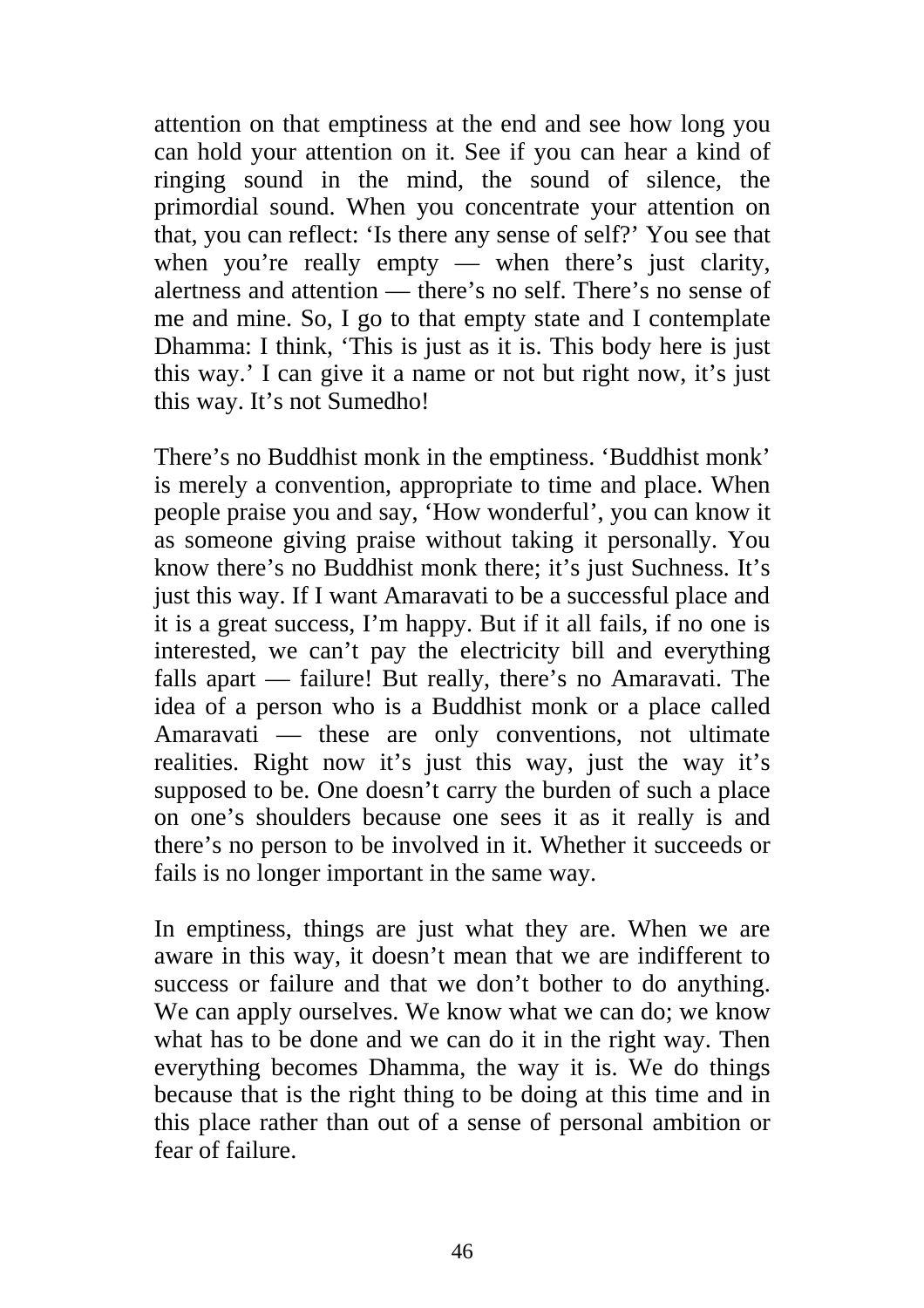attention on that emptiness at the end and see how long you can hold your attention on it. See if you can hear a kind of ringing sound in the mind, the sound of silence, the primordial sound. When you concentrate your attention on that, you can reflect: 'Is there any sense of self?' You see that when you're really empty — when there's just clarity, alertness and attention — there's no self. There's no sense of me and mine. So, I go to that empty state and I contemplate Dhamma: I think, 'This is just as it is. This body here is just this way.' I can give it a name or not but right now, it's just this way. It's not Sumedho!

There's no Buddhist monk in the emptiness. 'Buddhist monk' is merely a convention, appropriate to time and place. When people praise you and say, 'How wonderful', you can know it as someone giving praise without taking it personally. You know there's no Buddhist monk there; it's just Suchness. It's just this way. If I want Amaravati to be a successful place and it is a great success, I'm happy. But if it all fails, if no one is interested, we can't pay the electricity bill and everything falls apart — failure! But really, there's no Amaravati. The idea of a person who is a Buddhist monk or a place called Amaravati — these are only conventions, not ultimate realities. Right now it's just this way, just the way it's supposed to be. One doesn't carry the burden of such a place on one's shoulders because one sees it as it really is and there's no person to be involved in it. Whether it succeeds or fails is no longer important in the same way.

In emptiness, things are just what they are. When we are aware in this way, it doesn't mean that we are indifferent to success or failure and that we don't bother to do anything. We can apply ourselves. We know what we can do; we know what has to be done and we can do it in the right way. Then everything becomes Dhamma, the way it is. We do things because that is the right thing to be doing at this time and in this place rather than out of a sense of personal ambition or fear of failure.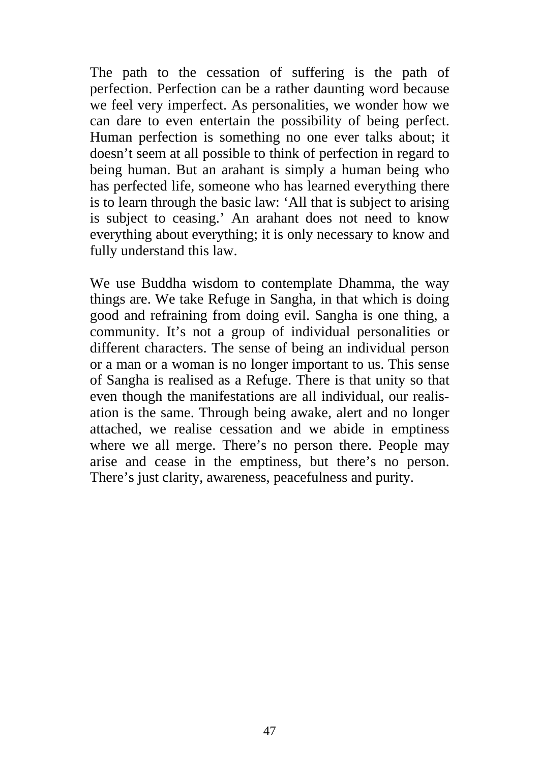The path to the cessation of suffering is the path of perfection. Perfection can be a rather daunting word because we feel very imperfect. As personalities, we wonder how we can dare to even entertain the possibility of being perfect. Human perfection is something no one ever talks about; it doesn't seem at all possible to think of perfection in regard to being human. But an arahant is simply a human being who has perfected life, someone who has learned everything there is to learn through the basic law: 'All that is subject to arising is subject to ceasing.' An arahant does not need to know everything about everything; it is only necessary to know and fully understand this law.

We use Buddha wisdom to contemplate Dhamma, the way things are. We take Refuge in Sangha, in that which is doing good and refraining from doing evil. Sangha is one thing, a community. It's not a group of individual personalities or different characters. The sense of being an individual person or a man or a woman is no longer important to us. This sense of Sangha is realised as a Refuge. There is that unity so that even though the manifestations are all individual, our realisation is the same. Through being awake, alert and no longer attached, we realise cessation and we abide in emptiness where we all merge. There's no person there. People may arise and cease in the emptiness, but there's no person. There's just clarity, awareness, peacefulness and purity.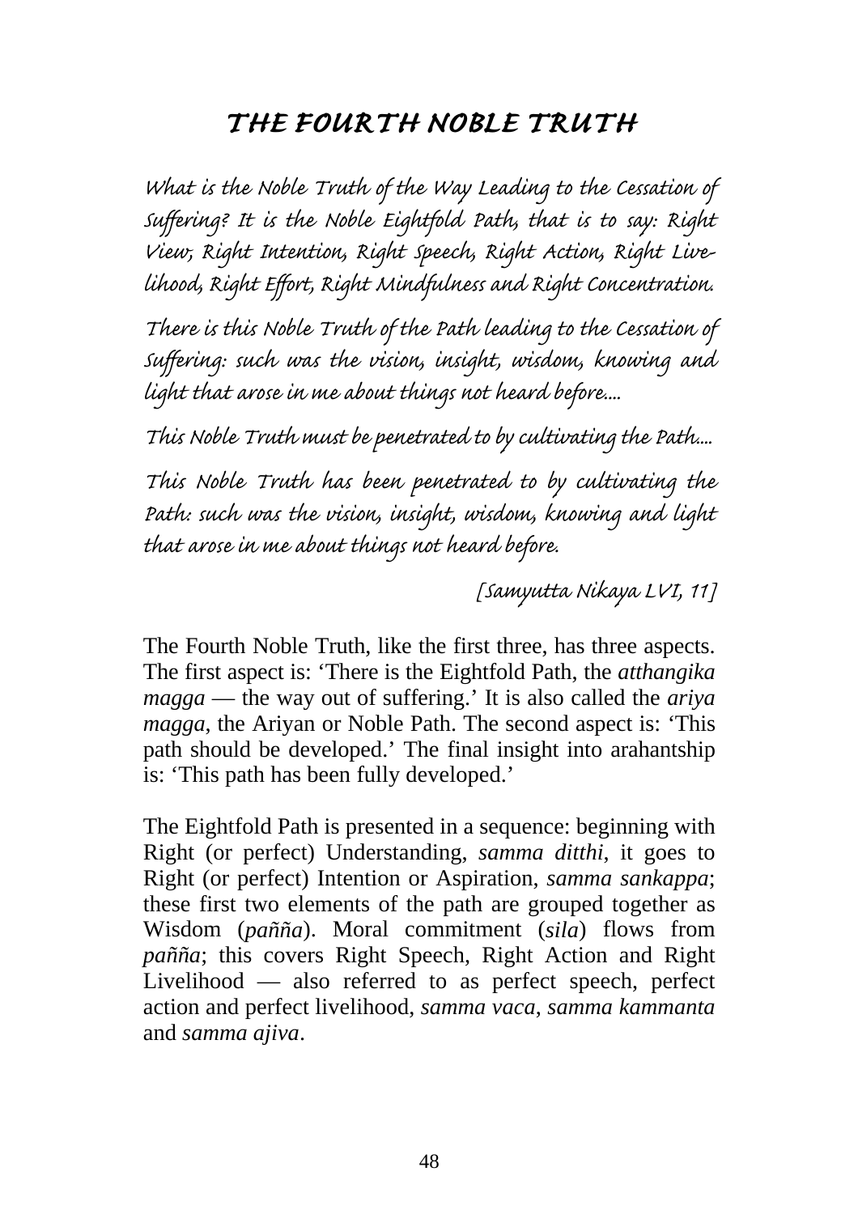# *THE FOURTH NOBLE TRUTH*

*What is the Noble Truth of the Way Leading to the Cessation of Suffering? It is the Noble Eightfold Path, that is to say: Right View, Right Intention, Right Speech, Right Action, Right Livelihood, Right Effort, Right Mindfulness and Right Concentration.*

*There is this Noble Truth of the Path leading to the Cessation of Suffering: such was the vision, insight, wisdom, knowing and light that arose in me about things not heard before....*

*This Noble Truth must be penetrated to by cultivating the Path....*

*This Noble Truth has been penetrated to by cultivating the Path: such was the vision, insight, wisdom, knowing and light that arose in me about things not heard before.*

*[Samyutta Nikaya LVI, 11]*

The Fourth Noble Truth, like the first three, has three aspects. The first aspect is: 'There is the Eightfold Path, the *atthangika magga* — the way out of suffering.' It is also called the *ariya magga*, the Ariyan or Noble Path. The second aspect is: 'This path should be developed.' The final insight into arahantship is: 'This path has been fully developed.'

The Eightfold Path is presented in a sequence: beginning with Right (or perfect) Understanding, *samma ditthi*, it goes to Right (or perfect) Intention or Aspiration, *samma sankappa*; these first two elements of the path are grouped together as Wisdom (*pañña*). Moral commitment (*sila*) flows from *pañña*; this covers Right Speech, Right Action and Right Livelihood — also referred to as perfect speech, perfect action and perfect livelihood, *samma vaca*, *samma kammanta* and *samma ajiva*.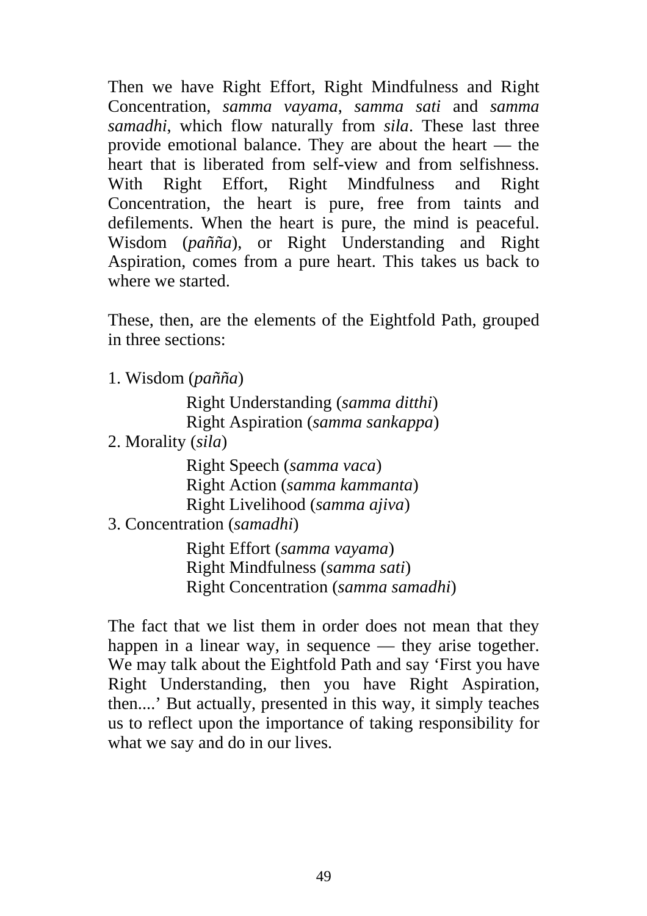Then we have Right Effort, Right Mindfulness and Right Concentration, *samma vayama*, *samma sati* and *samma samadhi*, which flow naturally from *sila*. These last three provide emotional balance. They are about the heart — the heart that is liberated from self-view and from selfishness. With Right Effort, Right Mindfulness and Right Concentration, the heart is pure, free from taints and defilements. When the heart is pure, the mind is peaceful. Wisdom (*pañña*), or Right Understanding and Right Aspiration, comes from a pure heart. This takes us back to where we started.

These, then, are the elements of the Eightfold Path, grouped in three sections:

1. Wisdom (*pañña*)
    - Right Understanding (*samma ditthi*)
    - Right Aspiration (*samma sankappa*)
2. Morality (*sila*)
    - Right Speech (*samma vaca*)
    - Right Action (*samma kammanta*)
    - Right Livelihood (*samma ajiva*)
3. Concentration (*samadhi*)
    - Right Effort (*samma vayama*)
    - Right Mindfulness (*samma sati*)
    - Right Concentration (*samma samadhi*)

The fact that we list them in order does not mean that they happen in a linear way, in sequence — they arise together. We may talk about the Eightfold Path and say 'First you have Right Understanding, then you have Right Aspiration, then....' But actually, presented in this way, it simply teaches us to reflect upon the importance of taking responsibility for what we say and do in our lives.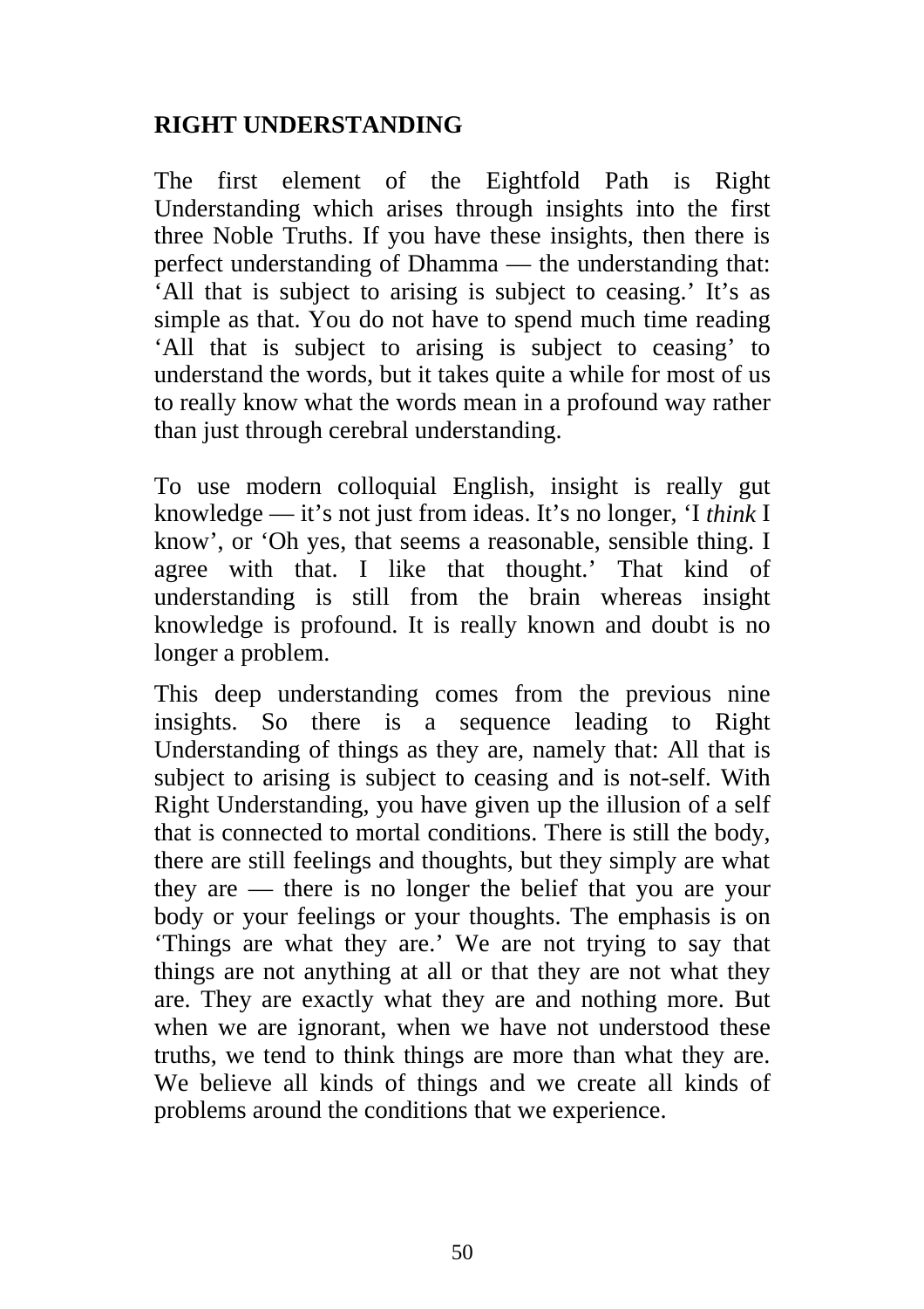## RIGHT UNDERSTANDING

The first element of the Eightfold Path is Right Understanding which arises through insights into the first three Noble Truths. If you have these insights, then there is perfect understanding of Dhamma — the understanding that: 'All that is subject to arising is subject to ceasing.' It's as simple as that. You do not have to spend much time reading 'All that is subject to arising is subject to ceasing' to understand the words, but it takes quite a while for most of us to really know what the words mean in a profound way rather than just through cerebral understanding.

To use modern colloquial English, insight is really gut knowledge — it's not just from ideas. It's no longer, 'I *think* I know', or 'Oh yes, that seems a reasonable, sensible thing. I agree with that. I like that thought.' That kind of understanding is still from the brain whereas insight knowledge is profound. It is really known and doubt is no longer a problem.

This deep understanding comes from the previous nine insights. So there is a sequence leading to Right Understanding of things as they are, namely that: All that is subject to arising is subject to ceasing and is not-self. With Right Understanding, you have given up the illusion of a self that is connected to mortal conditions. There is still the body, there are still feelings and thoughts, but they simply are what they are — there is no longer the belief that you are your body or your feelings or your thoughts. The emphasis is on 'Things are what they are.' We are not trying to say that things are not anything at all or that they are not what they are. They are exactly what they are and nothing more. But when we are ignorant, when we have not understood these truths, we tend to think things are more than what they are. We believe all kinds of things and we create all kinds of problems around the conditions that we experience.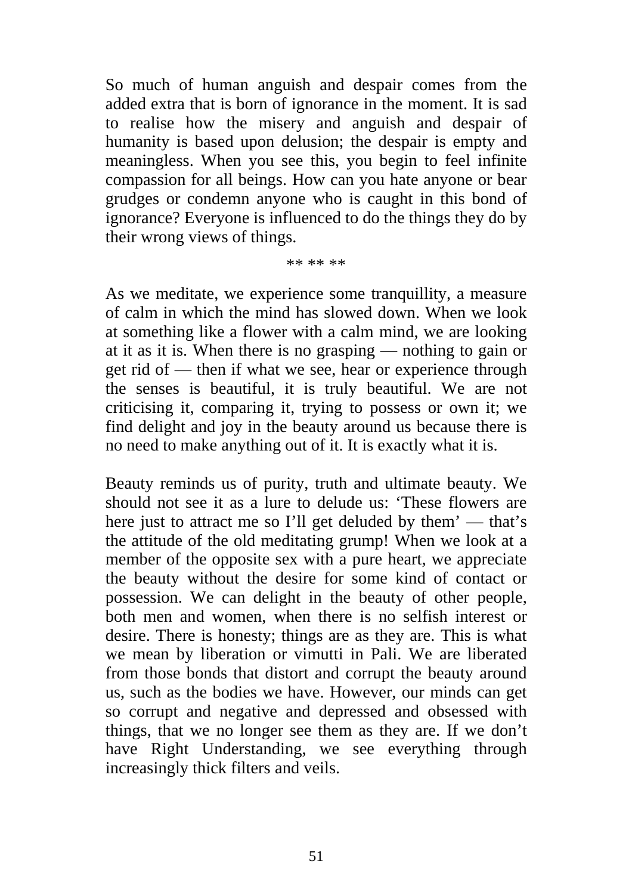So much of human anguish and despair comes from the added extra that is born of ignorance in the moment. It is sad to realise how the misery and anguish and despair of humanity is based upon delusion; the despair is empty and meaningless. When you see this, you begin to feel infinite compassion for all beings. How can you hate anyone or bear grudges or condemn anyone who is caught in this bond of ignorance? Everyone is influenced to do the things they do by their wrong views of things.

** ** **

As we meditate, we experience some tranquillity, a measure of calm in which the mind has slowed down. When we look at something like a flower with a calm mind, we are looking at it as it is. When there is no grasping — nothing to gain or get rid of — then if what we see, hear or experience through the senses is beautiful, it is truly beautiful. We are not criticising it, comparing it, trying to possess or own it; we find delight and joy in the beauty around us because there is no need to make anything out of it. It is exactly what it is.

Beauty reminds us of purity, truth and ultimate beauty. We should not see it as a lure to delude us: 'These flowers are here just to attract me so I'll get deluded by them' — that's the attitude of the old meditating grump! When we look at a member of the opposite sex with a pure heart, we appreciate the beauty without the desire for some kind of contact or possession. We can delight in the beauty of other people, both men and women, when there is no selfish interest or desire. There is honesty; things are as they are. This is what we mean by liberation or vimutti in Pali. We are liberated from those bonds that distort and corrupt the beauty around us, such as the bodies we have. However, our minds can get so corrupt and negative and depressed and obsessed with things, that we no longer see them as they are. If we don't have Right Understanding, we see everything through increasingly thick filters and veils.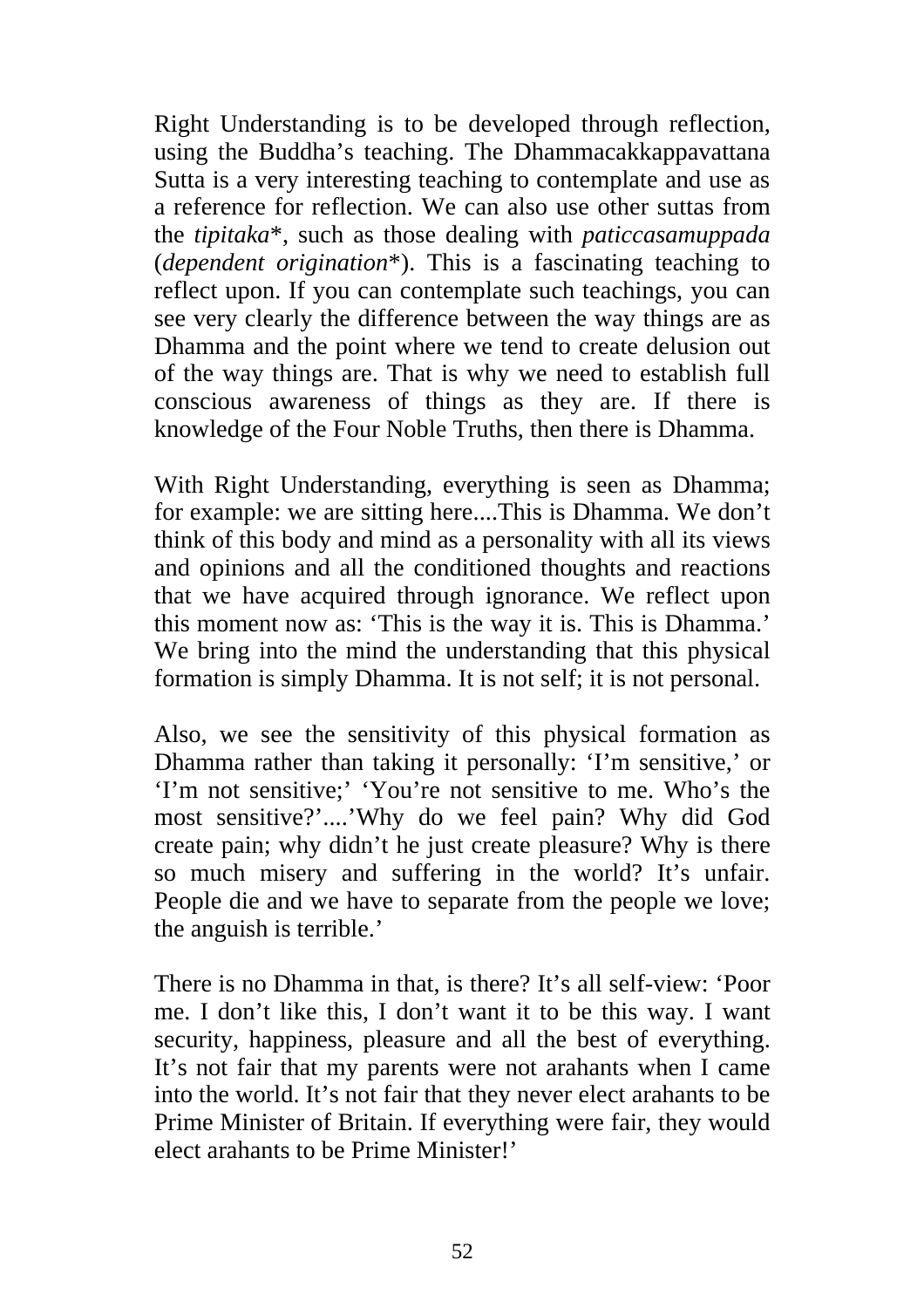Right Understanding is to be developed through reflection, using the Buddha's teaching. The Dhammacakkappavattana Sutta is a very interesting teaching to contemplate and use as a reference for reflection. We can also use other suttas from the *tipitaka*\*, such as those dealing with *paticcasamuppada* (*dependent origination*\*). This is a fascinating teaching to reflect upon. If you can contemplate such teachings, you can see very clearly the difference between the way things are as Dhamma and the point where we tend to create delusion out of the way things are. That is why we need to establish full conscious awareness of things as they are. If there is knowledge of the Four Noble Truths, then there is Dhamma.

With Right Understanding, everything is seen as Dhamma; for example: we are sitting here....This is Dhamma. We don't think of this body and mind as a personality with all its views and opinions and all the conditioned thoughts and reactions that we have acquired through ignorance. We reflect upon this moment now as: 'This is the way it is. This is Dhamma.' We bring into the mind the understanding that this physical formation is simply Dhamma. It is not self; it is not personal.

Also, we see the sensitivity of this physical formation as Dhamma rather than taking it personally: 'I'm sensitive,' or 'I'm not sensitive;' 'You're not sensitive to me. Who's the most sensitive?'....'Why do we feel pain? Why did God create pain; why didn't he just create pleasure? Why is there so much misery and suffering in the world? It's unfair. People die and we have to separate from the people we love; the anguish is terrible.'

There is no Dhamma in that, is there? It's all self-view: 'Poor me. I don't like this, I don't want it to be this way. I want security, happiness, pleasure and all the best of everything. It's not fair that my parents were not arahants when I came into the world. It's not fair that they never elect arahants to be Prime Minister of Britain. If everything were fair, they would elect arahants to be Prime Minister!'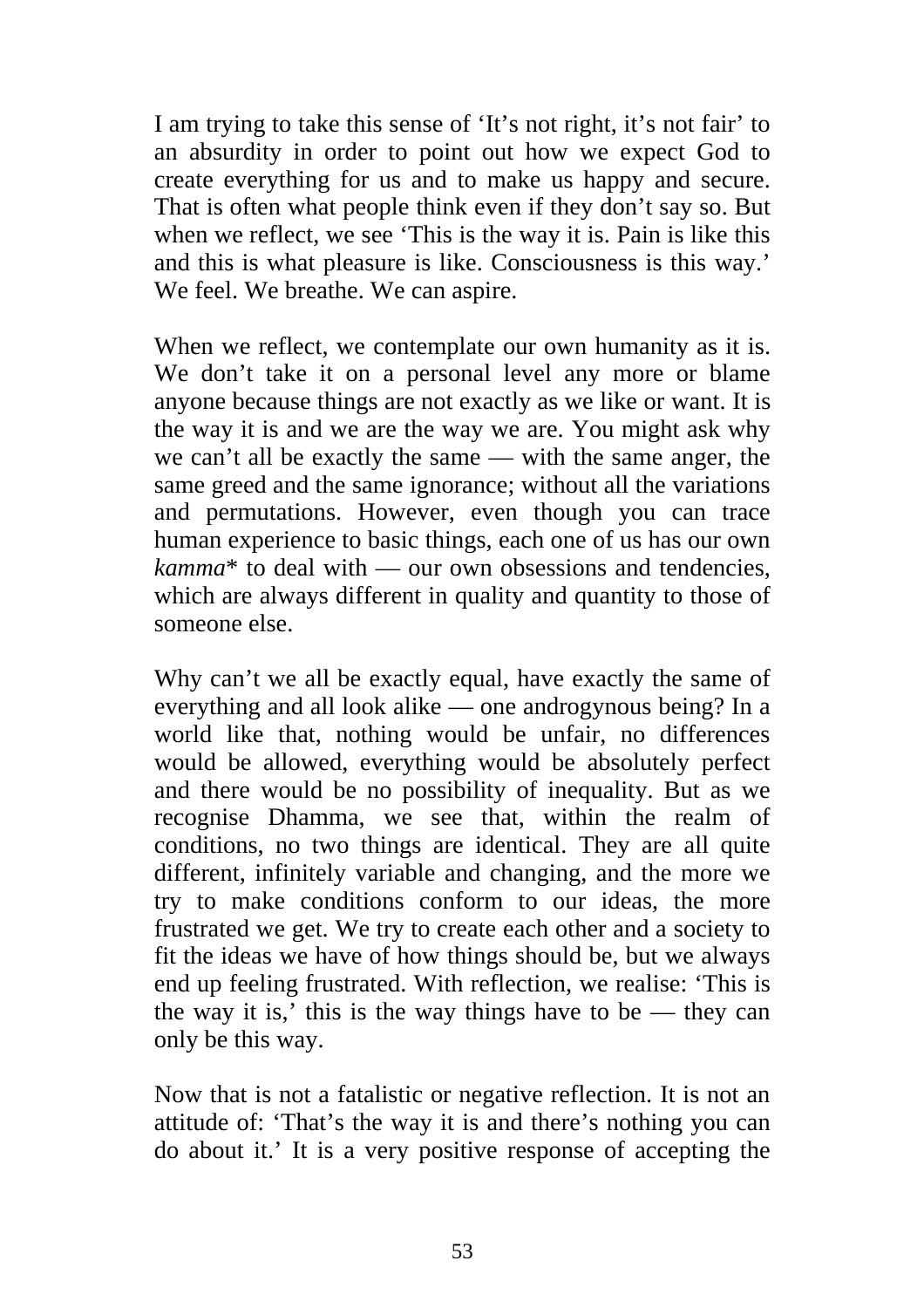I am trying to take this sense of 'It's not right, it's not fair' to an absurdity in order to point out how we expect God to create everything for us and to make us happy and secure. That is often what people think even if they don't say so. But when we reflect, we see 'This is the way it is. Pain is like this and this is what pleasure is like. Consciousness is this way.' We feel. We breathe. We can aspire.

When we reflect, we contemplate our own humanity as it is. We don't take it on a personal level any more or blame anyone because things are not exactly as we like or want. It is the way it is and we are the way we are. You might ask why we can't all be exactly the same — with the same anger, the same greed and the same ignorance; without all the variations and permutations. However, even though you can trace human experience to basic things, each one of us has our own *kamma** to deal with — our own obsessions and tendencies, which are always different in quality and quantity to those of someone else.

Why can't we all be exactly equal, have exactly the same of everything and all look alike — one androgynous being? In a world like that, nothing would be unfair, no differences would be allowed, everything would be absolutely perfect and there would be no possibility of inequality. But as we recognise Dhamma, we see that, within the realm of conditions, no two things are identical. They are all quite different, infinitely variable and changing, and the more we try to make conditions conform to our ideas, the more frustrated we get. We try to create each other and a society to fit the ideas we have of how things should be, but we always end up feeling frustrated. With reflection, we realise: 'This is the way it is,' this is the way things have to be — they can only be this way.

Now that is not a fatalistic or negative reflection. It is not an attitude of: 'That's the way it is and there's nothing you can do about it.' It is a very positive response of accepting the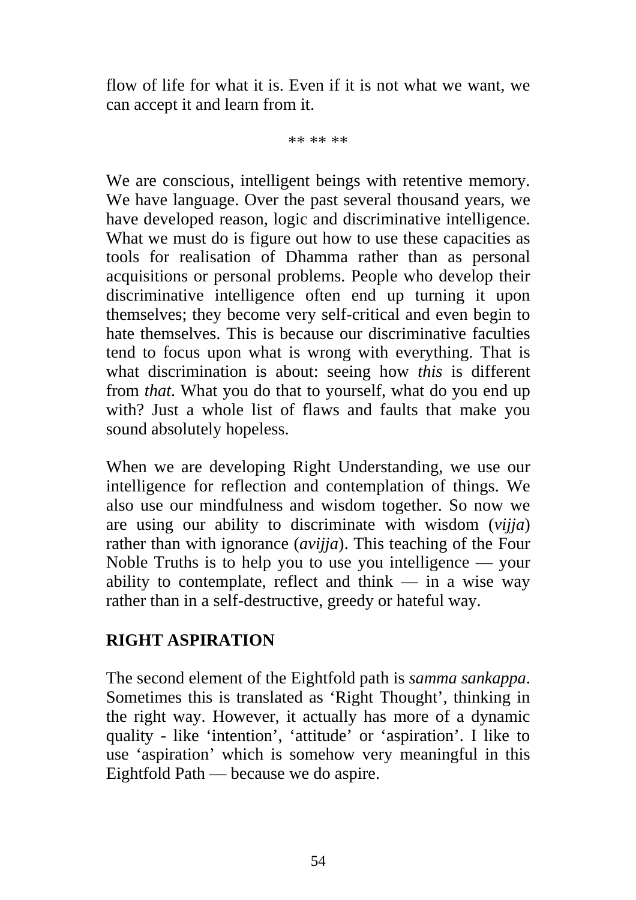flow of life for what it is. Even if it is not what we want, we can accept it and learn from it.

** ** **

We are conscious, intelligent beings with retentive memory. We have language. Over the past several thousand years, we have developed reason, logic and discriminative intelligence. What we must do is figure out how to use these capacities as tools for realisation of Dhamma rather than as personal acquisitions or personal problems. People who develop their discriminative intelligence often end up turning it upon themselves; they become very self-critical and even begin to hate themselves. This is because our discriminative faculties tend to focus upon what is wrong with everything. That is what discrimination is about: seeing how *this* is different from *that*. What you do that to yourself, what do you end up with? Just a whole list of flaws and faults that make you sound absolutely hopeless.

When we are developing Right Understanding, we use our intelligence for reflection and contemplation of things. We also use our mindfulness and wisdom together. So now we are using our ability to discriminate with wisdom (*vijja*) rather than with ignorance (*avijja*). This teaching of the Four Noble Truths is to help you to use you intelligence — your ability to contemplate, reflect and think — in a wise way rather than in a self-destructive, greedy or hateful way.

## RIGHT ASPIRATION

The second element of the Eightfold path is *samma sankappa*. Sometimes this is translated as 'Right Thought', thinking in the right way. However, it actually has more of a dynamic quality - like 'intention', 'attitude' or 'aspiration'. I like to use 'aspiration' which is somehow very meaningful in this Eightfold Path — because we do aspire.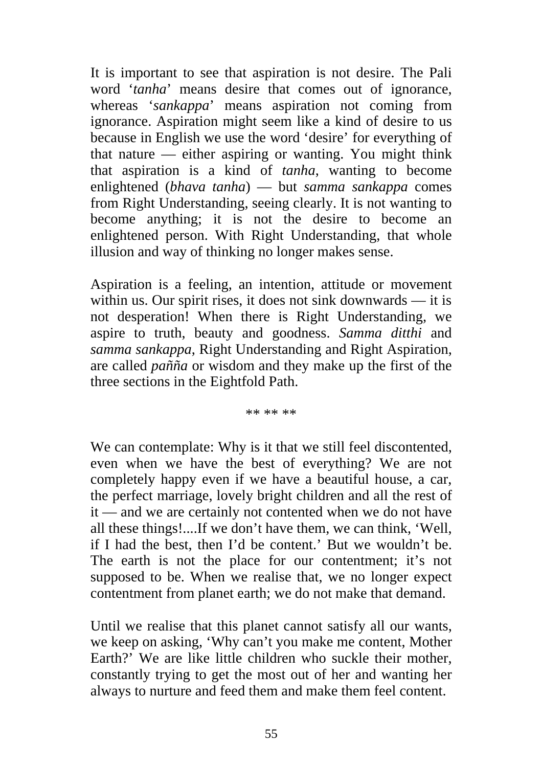It is important to see that aspiration is not desire. The Pali word '*tanha*' means desire that comes out of ignorance, whereas '*sankappa*' means aspiration not coming from ignorance. Aspiration might seem like a kind of desire to us because in English we use the word 'desire' for everything of that nature — either aspiring or wanting. You might think that aspiration is a kind of *tanha*, wanting to become enlightened (*bhava tanha*) — but *samma sankappa* comes from Right Understanding, seeing clearly. It is not wanting to become anything; it is not the desire to become an enlightened person. With Right Understanding, that whole illusion and way of thinking no longer makes sense.

Aspiration is a feeling, an intention, attitude or movement within us. Our spirit rises, it does not sink downwards — it is not desperation! When there is Right Understanding, we aspire to truth, beauty and goodness. *Samma ditthi* and *samma sankappa*, Right Understanding and Right Aspiration, are called *pañña* or wisdom and they make up the first of the three sections in the Eightfold Path.

** ** **

We can contemplate: Why is it that we still feel discontented, even when we have the best of everything? We are not completely happy even if we have a beautiful house, a car, the perfect marriage, lovely bright children and all the rest of it — and we are certainly not contented when we do not have all these things!....If we don't have them, we can think, 'Well, if I had the best, then I'd be content.' But we wouldn't be. The earth is not the place for our contentment; it's not supposed to be. When we realise that, we no longer expect contentment from planet earth; we do not make that demand.

Until we realise that this planet cannot satisfy all our wants, we keep on asking, 'Why can't you make me content, Mother Earth?' We are like little children who suckle their mother, constantly trying to get the most out of her and wanting her always to nurture and feed them and make them feel content.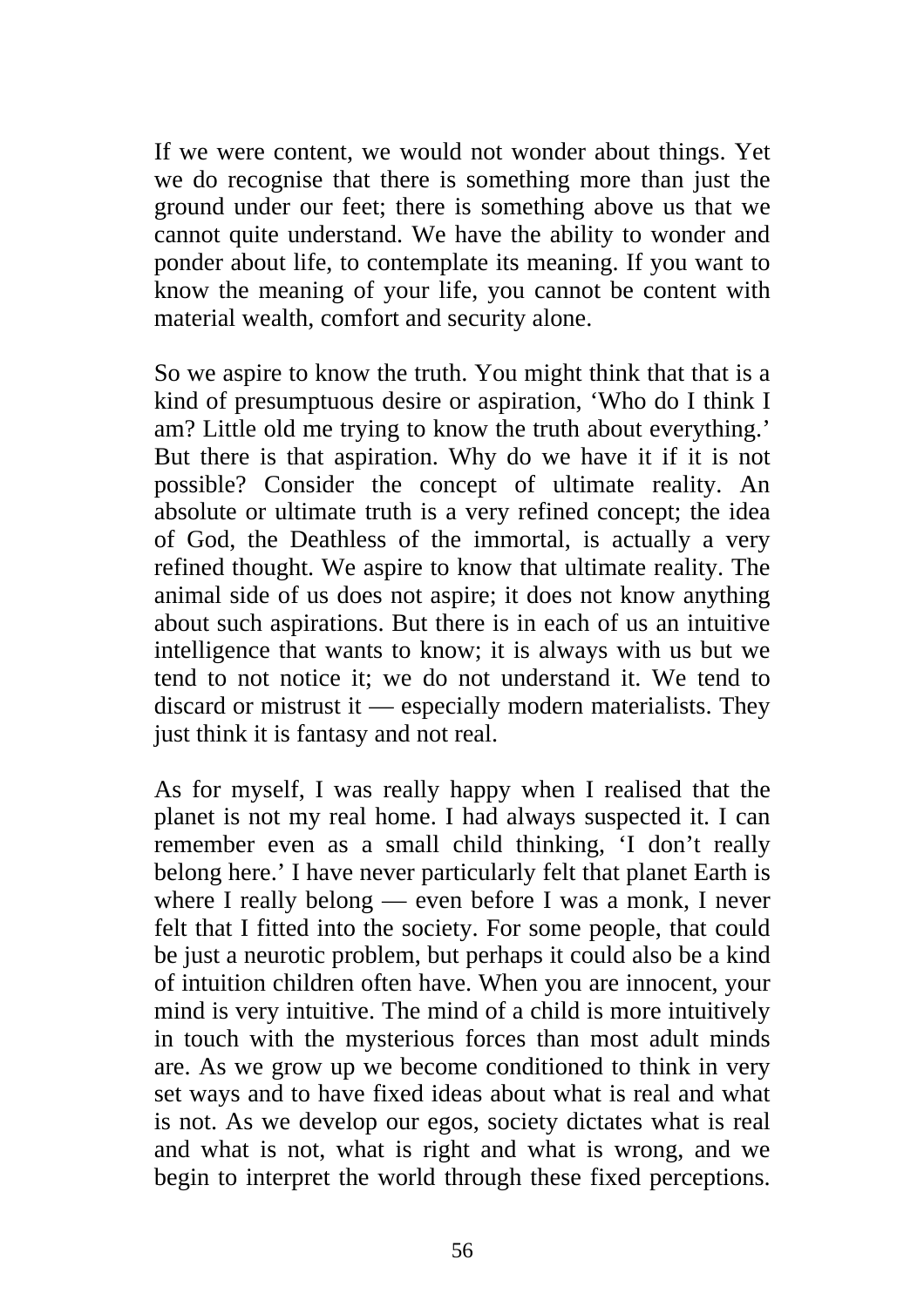If we were content, we would not wonder about things. Yet we do recognise that there is something more than just the ground under our feet; there is something above us that we cannot quite understand. We have the ability to wonder and ponder about life, to contemplate its meaning. If you want to know the meaning of your life, you cannot be content with material wealth, comfort and security alone.

So we aspire to know the truth. You might think that that is a kind of presumptuous desire or aspiration, 'Who do I think I am? Little old me trying to know the truth about everything.' But there is that aspiration. Why do we have it if it is not possible? Consider the concept of ultimate reality. An absolute or ultimate truth is a very refined concept; the idea of God, the Deathless of the immortal, is actually a very refined thought. We aspire to know that ultimate reality. The animal side of us does not aspire; it does not know anything about such aspirations. But there is in each of us an intuitive intelligence that wants to know; it is always with us but we tend to not notice it; we do not understand it. We tend to discard or mistrust it — especially modern materialists. They just think it is fantasy and not real.

As for myself, I was really happy when I realised that the planet is not my real home. I had always suspected it. I can remember even as a small child thinking, 'I don't really belong here.' I have never particularly felt that planet Earth is where I really belong — even before I was a monk, I never felt that I fitted into the society. For some people, that could be just a neurotic problem, but perhaps it could also be a kind of intuition children often have. When you are innocent, your mind is very intuitive. The mind of a child is more intuitively in touch with the mysterious forces than most adult minds are. As we grow up we become conditioned to think in very set ways and to have fixed ideas about what is real and what is not. As we develop our egos, society dictates what is real and what is not, what is right and what is wrong, and we begin to interpret the world through these fixed perceptions.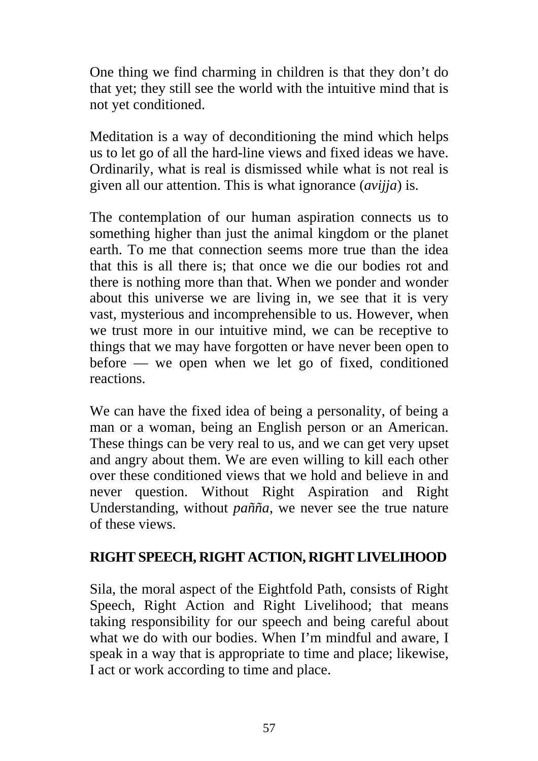One thing we find charming in children is that they don't do that yet; they still see the world with the intuitive mind that is not yet conditioned.

Meditation is a way of deconditioning the mind which helps us to let go of all the hard-line views and fixed ideas we have. Ordinarily, what is real is dismissed while what is not real is given all our attention. This is what ignorance (*avijja*) is.

The contemplation of our human aspiration connects us to something higher than just the animal kingdom or the planet earth. To me that connection seems more true than the idea that this is all there is; that once we die our bodies rot and there is nothing more than that. When we ponder and wonder about this universe we are living in, we see that it is very vast, mysterious and incomprehensible to us. However, when we trust more in our intuitive mind, we can be receptive to things that we may have forgotten or have never been open to before — we open when we let go of fixed, conditioned reactions.

We can have the fixed idea of being a personality, of being a man or a woman, being an English person or an American. These things can be very real to us, and we can get very upset and angry about them. We are even willing to kill each other over these conditioned views that we hold and believe in and never question. Without Right Aspiration and Right Understanding, without *pañña*, we never see the true nature of these views.

## RIGHT SPEECH, RIGHT ACTION, RIGHT LIVELIHOOD

Sila, the moral aspect of the Eightfold Path, consists of Right Speech, Right Action and Right Livelihood; that means taking responsibility for our speech and being careful about what we do with our bodies. When I'm mindful and aware, I speak in a way that is appropriate to time and place; likewise, I act or work according to time and place.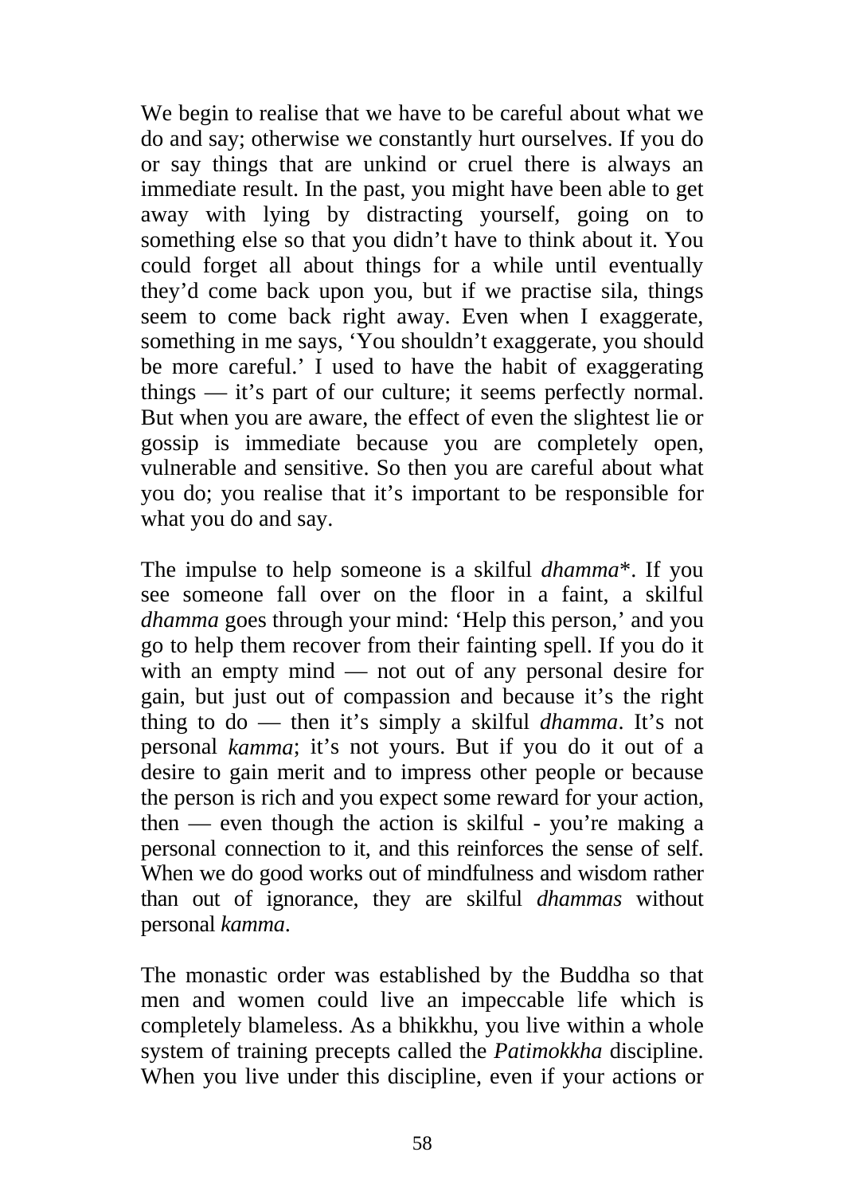We begin to realise that we have to be careful about what we do and say; otherwise we constantly hurt ourselves. If you do or say things that are unkind or cruel there is always an immediate result. In the past, you might have been able to get away with lying by distracting yourself, going on to something else so that you didn't have to think about it. You could forget all about things for a while until eventually they'd come back upon you, but if we practise sila, things seem to come back right away. Even when I exaggerate, something in me says, 'You shouldn't exaggerate, you should be more careful.' I used to have the habit of exaggerating things — it's part of our culture; it seems perfectly normal. But when you are aware, the effect of even the slightest lie or gossip is immediate because you are completely open, vulnerable and sensitive. So then you are careful about what you do; you realise that it's important to be responsible for what you do and say.

The impulse to help someone is a skilful *dhamma*\*. If you see someone fall over on the floor in a faint, a skilful *dhamma* goes through your mind: 'Help this person,' and you go to help them recover from their fainting spell. If you do it with an empty mind — not out of any personal desire for gain, but just out of compassion and because it's the right thing to do — then it's simply a skilful *dhamma*. It's not personal *kamma*; it's not yours. But if you do it out of a desire to gain merit and to impress other people or because the person is rich and you expect some reward for your action, then — even though the action is skilful - you're making a personal connection to it, and this reinforces the sense of self. When we do good works out of mindfulness and wisdom rather than out of ignorance, they are skilful *dhammas* without personal *kamma*.

The monastic order was established by the Buddha so that men and women could live an impeccable life which is completely blameless. As a bhikkhu, you live within a whole system of training precepts called the *Patimokkha* discipline. When you live under this discipline, even if your actions or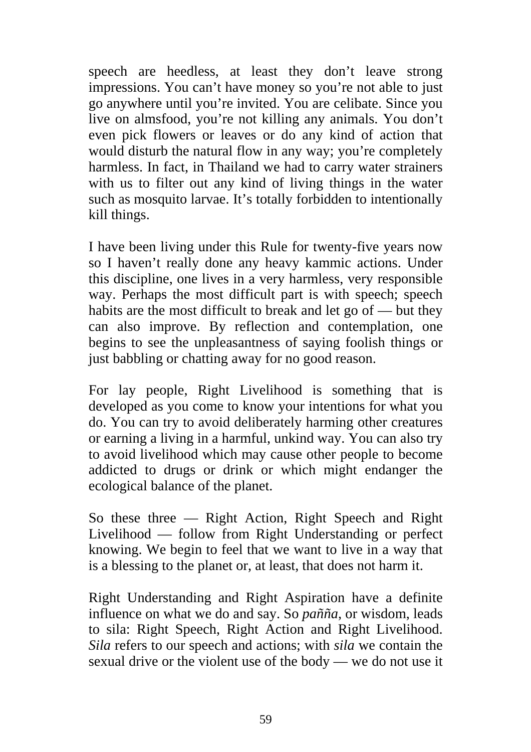speech are heedless, at least they don't leave strong impressions. You can't have money so you're not able to just go anywhere until you're invited. You are celibate. Since you live on almsfood, you're not killing any animals. You don't even pick flowers or leaves or do any kind of action that would disturb the natural flow in any way; you're completely harmless. In fact, in Thailand we had to carry water strainers with us to filter out any kind of living things in the water such as mosquito larvae. It's totally forbidden to intentionally kill things.

I have been living under this Rule for twenty-five years now so I haven't really done any heavy kammic actions. Under this discipline, one lives in a very harmless, very responsible way. Perhaps the most difficult part is with speech; speech habits are the most difficult to break and let go of — but they can also improve. By reflection and contemplation, one begins to see the unpleasantness of saying foolish things or just babbling or chatting away for no good reason.

For lay people, Right Livelihood is something that is developed as you come to know your intentions for what you do. You can try to avoid deliberately harming other creatures or earning a living in a harmful, unkind way. You can also try to avoid livelihood which may cause other people to become addicted to drugs or drink or which might endanger the ecological balance of the planet.

So these three — Right Action, Right Speech and Right Livelihood — follow from Right Understanding or perfect knowing. We begin to feel that we want to live in a way that is a blessing to the planet or, at least, that does not harm it.

Right Understanding and Right Aspiration have a definite influence on what we do and say. So *pañña*, or wisdom, leads to sila: Right Speech, Right Action and Right Livelihood. *Sila* refers to our speech and actions; with *sila* we contain the sexual drive or the violent use of the body — we do not use it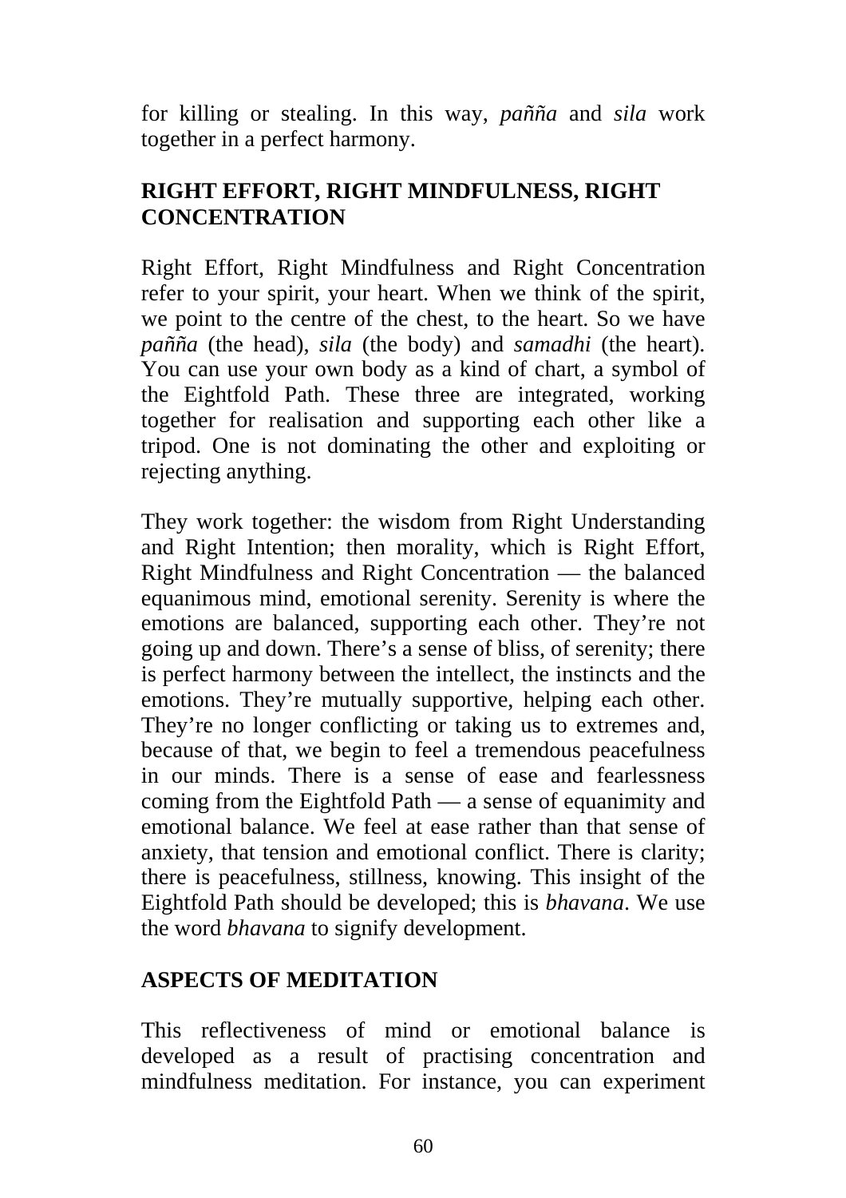for killing or stealing. In this way, *pañña* and *sila* work together in a perfect harmony.

## RIGHT EFFORT, RIGHT MINDFULNESS, RIGHT CONCENTRATION

Right Effort, Right Mindfulness and Right Concentration refer to your spirit, your heart. When we think of the spirit, we point to the centre of the chest, to the heart. So we have *pañña* (the head), *sila* (the body) and *samadhi* (the heart). You can use your own body as a kind of chart, a symbol of the Eightfold Path. These three are integrated, working together for realisation and supporting each other like a tripod. One is not dominating the other and exploiting or rejecting anything.

They work together: the wisdom from Right Understanding and Right Intention; then morality, which is Right Effort, Right Mindfulness and Right Concentration — the balanced equanimous mind, emotional serenity. Serenity is where the emotions are balanced, supporting each other. They're not going up and down. There's a sense of bliss, of serenity; there is perfect harmony between the intellect, the instincts and the emotions. They're mutually supportive, helping each other. They're no longer conflicting or taking us to extremes and, because of that, we begin to feel a tremendous peacefulness in our minds. There is a sense of ease and fearlessness coming from the Eightfold Path — a sense of equanimity and emotional balance. We feel at ease rather than that sense of anxiety, that tension and emotional conflict. There is clarity; there is peacefulness, stillness, knowing. This insight of the Eightfold Path should be developed; this is *bhavana*. We use the word *bhavana* to signify development.

## ASPECTS OF MEDITATION

This reflectiveness of mind or emotional balance is developed as a result of practising concentration and mindfulness meditation. For instance, you can experiment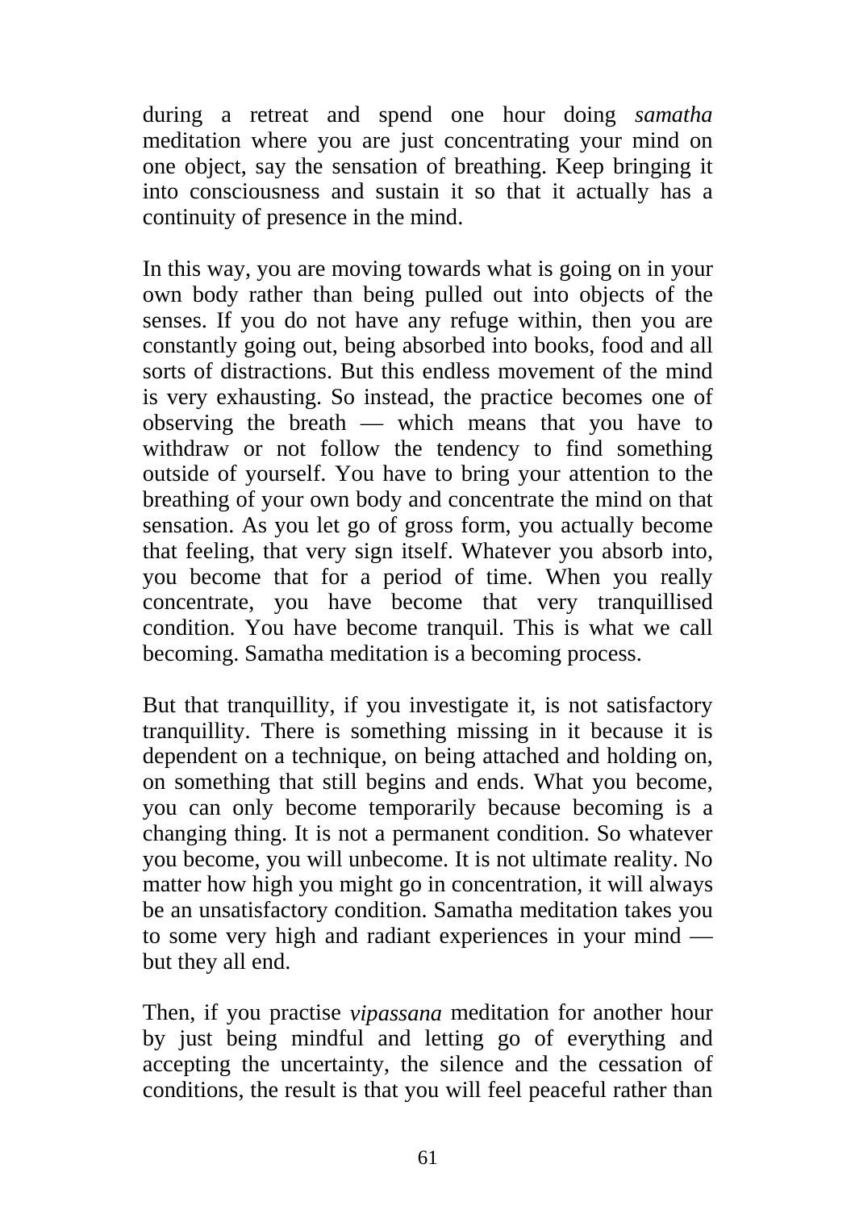during a retreat and spend one hour doing *samatha* meditation where you are just concentrating your mind on one object, say the sensation of breathing. Keep bringing it into consciousness and sustain it so that it actually has a continuity of presence in the mind.

In this way, you are moving towards what is going on in your own body rather than being pulled out into objects of the senses. If you do not have any refuge within, then you are constantly going out, being absorbed into books, food and all sorts of distractions. But this endless movement of the mind is very exhausting. So instead, the practice becomes one of observing the breath — which means that you have to withdraw or not follow the tendency to find something outside of yourself. You have to bring your attention to the breathing of your own body and concentrate the mind on that sensation. As you let go of gross form, you actually become that feeling, that very sign itself. Whatever you absorb into, you become that for a period of time. When you really concentrate, you have become that very tranquillised condition. You have become tranquil. This is what we call becoming. Samatha meditation is a becoming process.

But that tranquillity, if you investigate it, is not satisfactory tranquillity. There is something missing in it because it is dependent on a technique, on being attached and holding on, on something that still begins and ends. What you become, you can only become temporarily because becoming is a changing thing. It is not a permanent condition. So whatever you become, you will unbecome. It is not ultimate reality. No matter how high you might go in concentration, it will always be an unsatisfactory condition. Samatha meditation takes you to some very high and radiant experiences in your mind — but they all end.

Then, if you practise *vipassana* meditation for another hour by just being mindful and letting go of everything and accepting the uncertainty, the silence and the cessation of conditions, the result is that you will feel peaceful rather than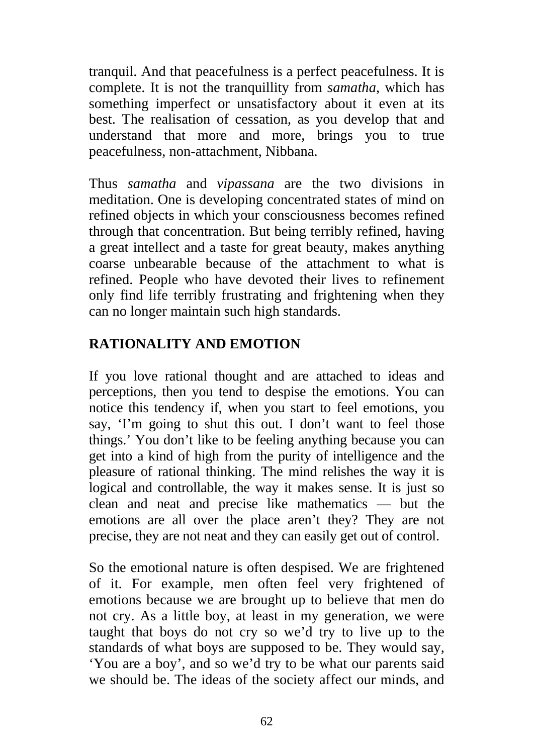tranquil. And that peacefulness is a perfect peacefulness. It is complete. It is not the tranquillity from *samatha,* which has something imperfect or unsatisfactory about it even at its best. The realisation of cessation, as you develop that and understand that more and more, brings you to true peacefulness, non-attachment, Nibbana.

Thus *samatha* and *vipassana* are the two divisions in meditation. One is developing concentrated states of mind on refined objects in which your consciousness becomes refined through that concentration. But being terribly refined, having a great intellect and a taste for great beauty, makes anything coarse unbearable because of the attachment to what is refined. People who have devoted their lives to refinement only find life terribly frustrating and frightening when they can no longer maintain such high standards.

## RATIONALITY AND EMOTION

If you love rational thought and are attached to ideas and perceptions, then you tend to despise the emotions. You can notice this tendency if, when you start to feel emotions, you say, 'I'm going to shut this out. I don't want to feel those things.' You don't like to be feeling anything because you can get into a kind of high from the purity of intelligence and the pleasure of rational thinking. The mind relishes the way it is logical and controllable, the way it makes sense. It is just so clean and neat and precise like mathematics — but the emotions are all over the place aren't they? They are not precise, they are not neat and they can easily get out of control.

So the emotional nature is often despised. We are frightened of it. For example, men often feel very frightened of emotions because we are brought up to believe that men do not cry. As a little boy, at least in my generation, we were taught that boys do not cry so we'd try to live up to the standards of what boys are supposed to be. They would say, 'You are a boy', and so we'd try to be what our parents said we should be. The ideas of the society affect our minds, and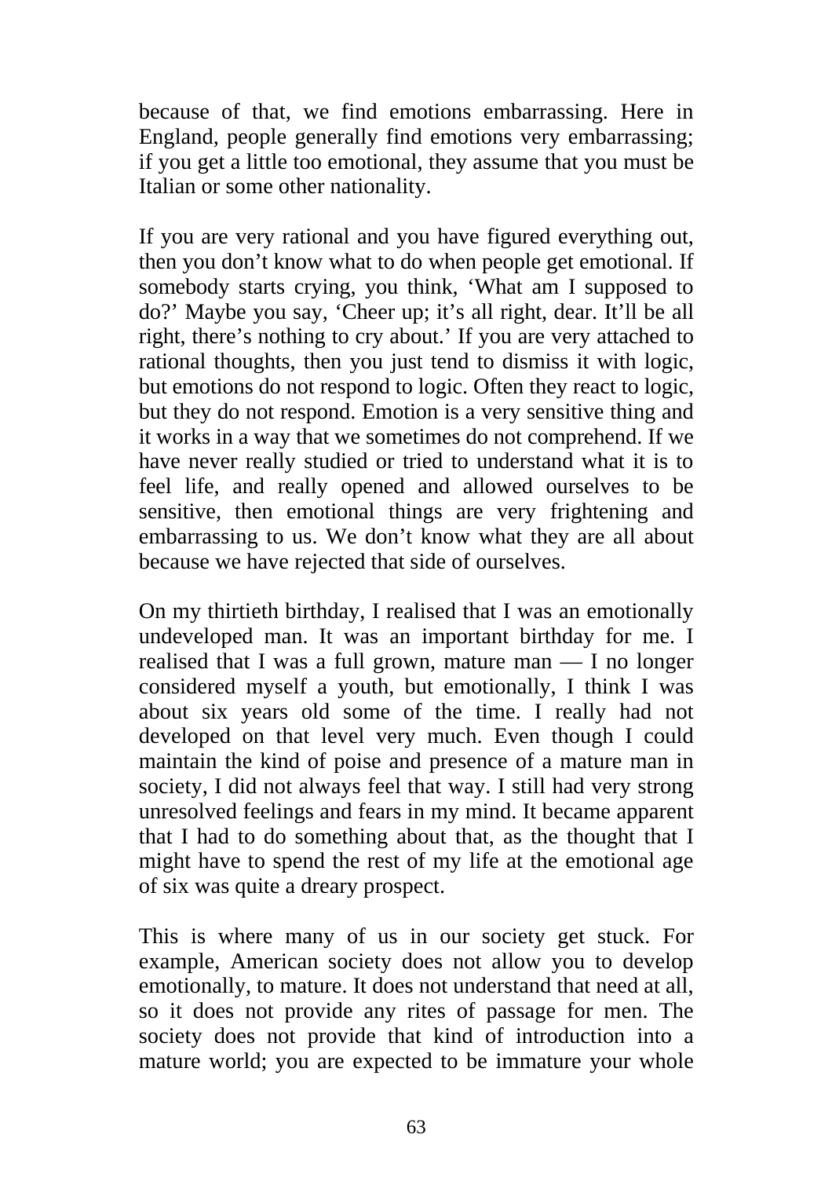because of that, we find emotions embarrassing. Here in England, people generally find emotions very embarrassing; if you get a little too emotional, they assume that you must be Italian or some other nationality.

If you are very rational and you have figured everything out, then you don't know what to do when people get emotional. If somebody starts crying, you think, 'What am I supposed to do?' Maybe you say, 'Cheer up; it's all right, dear. It'll be all right, there's nothing to cry about.' If you are very attached to rational thoughts, then you just tend to dismiss it with logic, but emotions do not respond to logic. Often they react to logic, but they do not respond. Emotion is a very sensitive thing and it works in a way that we sometimes do not comprehend. If we have never really studied or tried to understand what it is to feel life, and really opened and allowed ourselves to be sensitive, then emotional things are very frightening and embarrassing to us. We don't know what they are all about because we have rejected that side of ourselves.

On my thirtieth birthday, I realised that I was an emotionally undeveloped man. It was an important birthday for me. I realised that I was a full grown, mature man — I no longer considered myself a youth, but emotionally, I think I was about six years old some of the time. I really had not developed on that level very much. Even though I could maintain the kind of poise and presence of a mature man in society, I did not always feel that way. I still had very strong unresolved feelings and fears in my mind. It became apparent that I had to do something about that, as the thought that I might have to spend the rest of my life at the emotional age of six was quite a dreary prospect.

This is where many of us in our society get stuck. For example, American society does not allow you to develop emotionally, to mature. It does not understand that need at all, so it does not provide any rites of passage for men. The society does not provide that kind of introduction into a mature world; you are expected to be immature your whole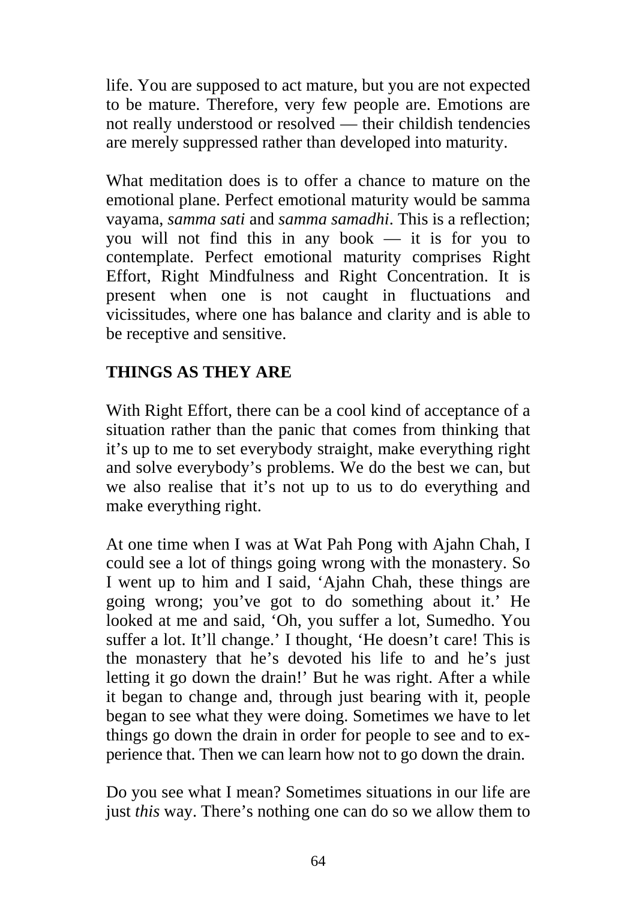life. You are supposed to act mature, but you are not expected to be mature. Therefore, very few people are. Emotions are not really understood or resolved — their childish tendencies are merely suppressed rather than developed into maturity.

What meditation does is to offer a chance to mature on the emotional plane. Perfect emotional maturity would be samma vayama, *samma sati* and *samma samadhi*. This is a reflection; you will not find this in any book — it is for you to contemplate. Perfect emotional maturity comprises Right Effort, Right Mindfulness and Right Concentration. It is present when one is not caught in fluctuations and vicissitudes, where one has balance and clarity and is able to be receptive and sensitive.

## THINGS AS THEY ARE

With Right Effort, there can be a cool kind of acceptance of a situation rather than the panic that comes from thinking that it's up to me to set everybody straight, make everything right and solve everybody's problems. We do the best we can, but we also realise that it's not up to us to do everything and make everything right.

At one time when I was at Wat Pah Pong with Ajahn Chah, I could see a lot of things going wrong with the monastery. So I went up to him and I said, 'Ajahn Chah, these things are going wrong; you've got to do something about it.' He looked at me and said, 'Oh, you suffer a lot, Sumedho. You suffer a lot. It'll change.' I thought, 'He doesn't care! This is the monastery that he's devoted his life to and he's just letting it go down the drain!' But he was right. After a while it began to change and, through just bearing with it, people began to see what they were doing. Sometimes we have to let things go down the drain in order for people to see and to experience that. Then we can learn how not to go down the drain.

Do you see what I mean? Sometimes situations in our life are just *this* way. There's nothing one can do so we allow them to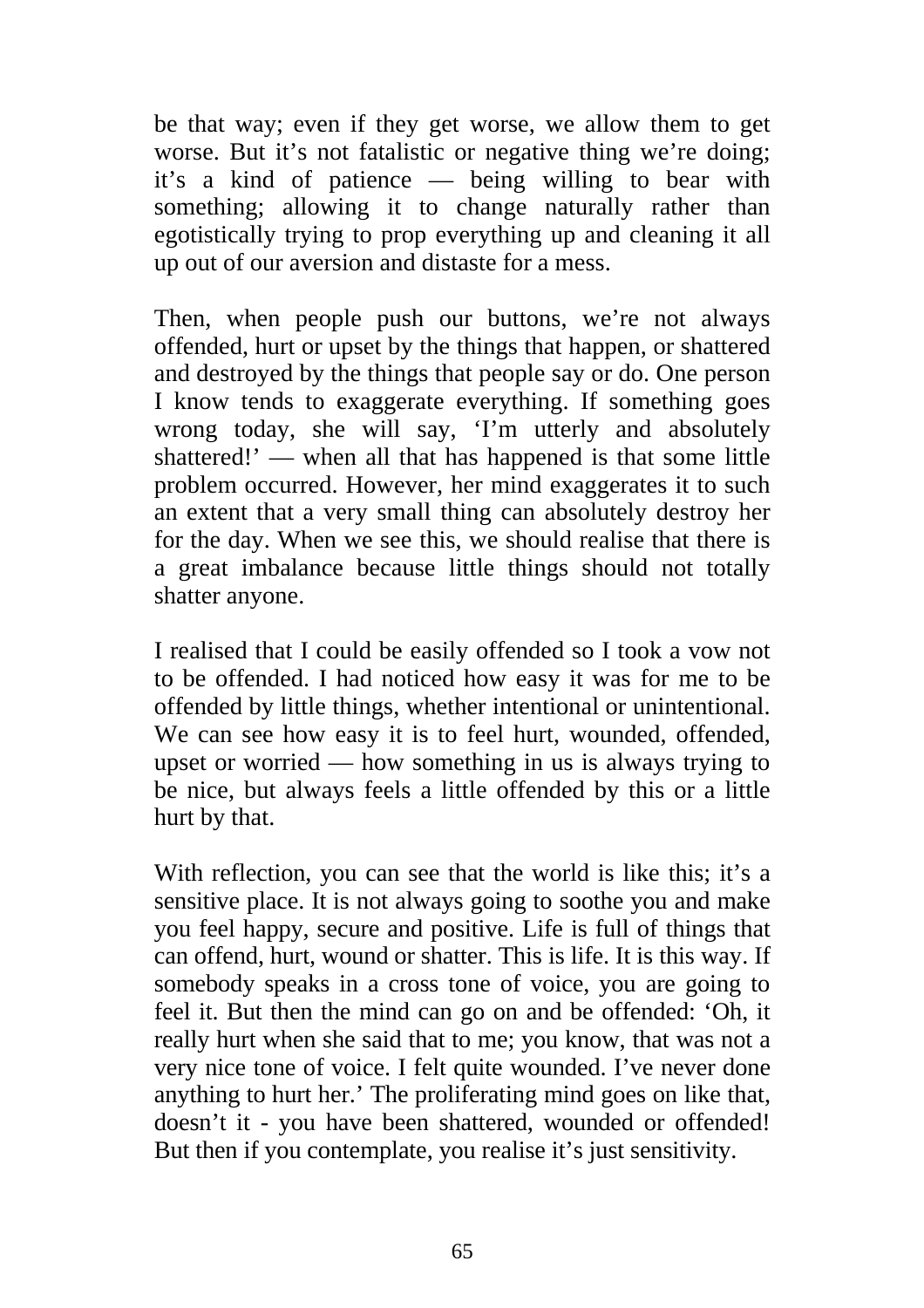be that way; even if they get worse, we allow them to get worse. But it's not fatalistic or negative thing we're doing; it's a kind of patience — being willing to bear with something; allowing it to change naturally rather than egotistically trying to prop everything up and cleaning it all up out of our aversion and distaste for a mess.

Then, when people push our buttons, we're not always offended, hurt or upset by the things that happen, or shattered and destroyed by the things that people say or do. One person I know tends to exaggerate everything. If something goes wrong today, she will say, 'I'm utterly and absolutely shattered!' — when all that has happened is that some little problem occurred. However, her mind exaggerates it to such an extent that a very small thing can absolutely destroy her for the day. When we see this, we should realise that there is a great imbalance because little things should not totally shatter anyone.

I realised that I could be easily offended so I took a vow not to be offended. I had noticed how easy it was for me to be offended by little things, whether intentional or unintentional. We can see how easy it is to feel hurt, wounded, offended, upset or worried — how something in us is always trying to be nice, but always feels a little offended by this or a little hurt by that.

With reflection, you can see that the world is like this; it's a sensitive place. It is not always going to soothe you and make you feel happy, secure and positive. Life is full of things that can offend, hurt, wound or shatter. This is life. It is this way. If somebody speaks in a cross tone of voice, you are going to feel it. But then the mind can go on and be offended: 'Oh, it really hurt when she said that to me; you know, that was not a very nice tone of voice. I felt quite wounded. I've never done anything to hurt her.' The proliferating mind goes on like that, doesn't it - you have been shattered, wounded or offended! But then if you contemplate, you realise it's just sensitivity.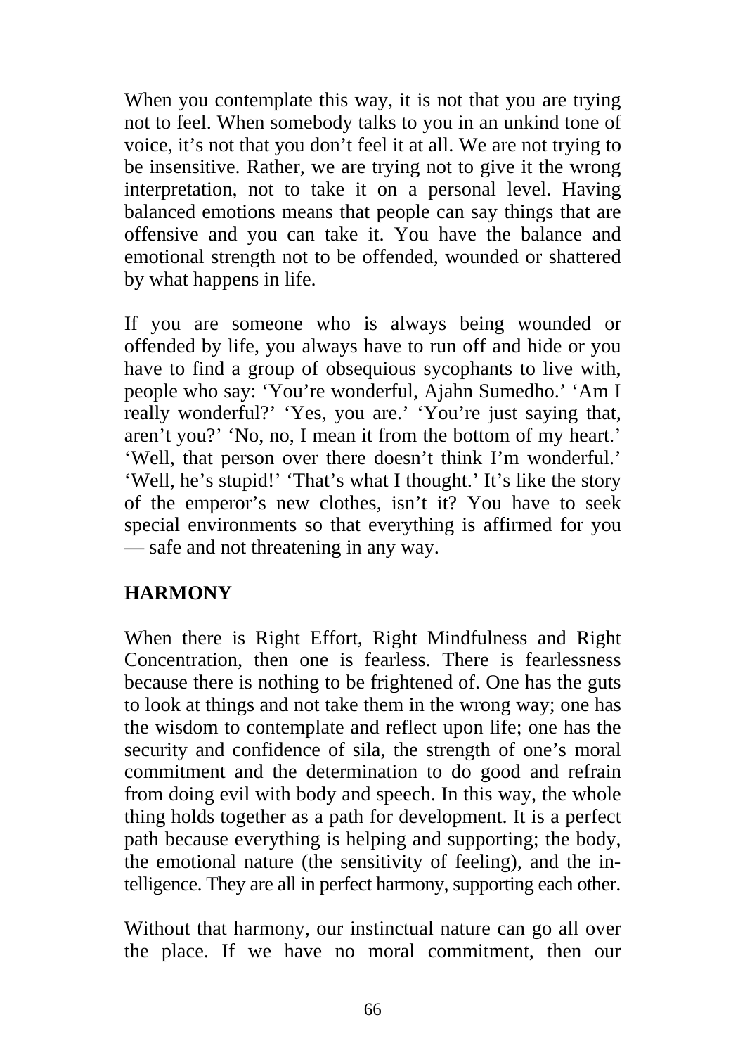When you contemplate this way, it is not that you are trying not to feel. When somebody talks to you in an unkind tone of voice, it's not that you don't feel it at all. We are not trying to be insensitive. Rather, we are trying not to give it the wrong interpretation, not to take it on a personal level. Having balanced emotions means that people can say things that are offensive and you can take it. You have the balance and emotional strength not to be offended, wounded or shattered by what happens in life.

If you are someone who is always being wounded or offended by life, you always have to run off and hide or you have to find a group of obsequious sycophants to live with, people who say: 'You're wonderful, Ajahn Sumedho.' 'Am I really wonderful?' 'Yes, you are.' 'You're just saying that, aren't you?' 'No, no, I mean it from the bottom of my heart.' 'Well, that person over there doesn't think I'm wonderful.' 'Well, he's stupid!' 'That's what I thought.' It's like the story of the emperor's new clothes, isn't it? You have to seek special environments so that everything is affirmed for you — safe and not threatening in any way.

## HARMONY

When there is Right Effort, Right Mindfulness and Right Concentration, then one is fearless. There is fearlessness because there is nothing to be frightened of. One has the guts to look at things and not take them in the wrong way; one has the wisdom to contemplate and reflect upon life; one has the security and confidence of sila, the strength of one's moral commitment and the determination to do good and refrain from doing evil with body and speech. In this way, the whole thing holds together as a path for development. It is a perfect path because everything is helping and supporting; the body, the emotional nature (the sensitivity of feeling), and the intelligence. They are all in perfect harmony, supporting each other.

Without that harmony, our instinctual nature can go all over the place. If we have no moral commitment, then our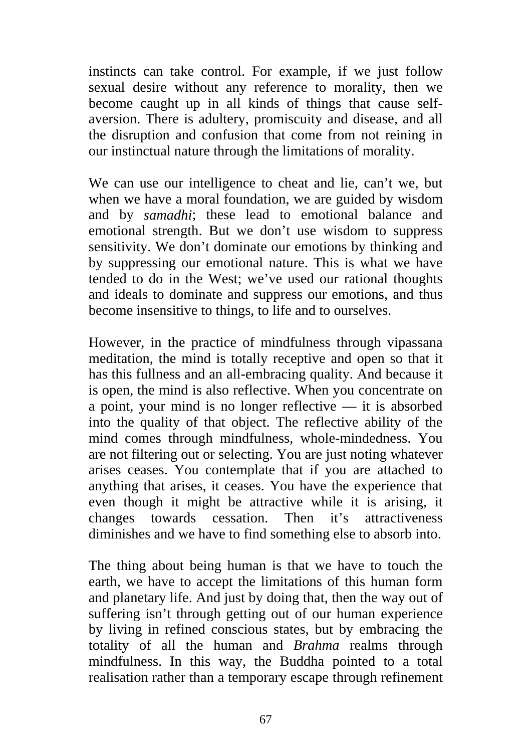instincts can take control. For example, if we just follow sexual desire without any reference to morality, then we become caught up in all kinds of things that cause self-aversion. There is adultery, promiscuity and disease, and all the disruption and confusion that come from not reining in our instinctual nature through the limitations of morality.

We can use our intelligence to cheat and lie, can't we, but when we have a moral foundation, we are guided by wisdom and by *samadhi*; these lead to emotional balance and emotional strength. But we don't use wisdom to suppress sensitivity. We don't dominate our emotions by thinking and by suppressing our emotional nature. This is what we have tended to do in the West; we've used our rational thoughts and ideals to dominate and suppress our emotions, and thus become insensitive to things, to life and to ourselves.

However, in the practice of mindfulness through vipassana meditation, the mind is totally receptive and open so that it has this fullness and an all-embracing quality. And because it is open, the mind is also reflective. When you concentrate on a point, your mind is no longer reflective — it is absorbed into the quality of that object. The reflective ability of the mind comes through mindfulness, whole-mindedness. You are not filtering out or selecting. You are just noting whatever arises ceases. You contemplate that if you are attached to anything that arises, it ceases. You have the experience that even though it might be attractive while it is arising, it changes towards cessation. Then it's attractiveness diminishes and we have to find something else to absorb into.

The thing about being human is that we have to touch the earth, we have to accept the limitations of this human form and planetary life. And just by doing that, then the way out of suffering isn't through getting out of our human experience by living in refined conscious states, but by embracing the totality of all the human and *Brahma* realms through mindfulness. In this way, the Buddha pointed to a total realisation rather than a temporary escape through refinement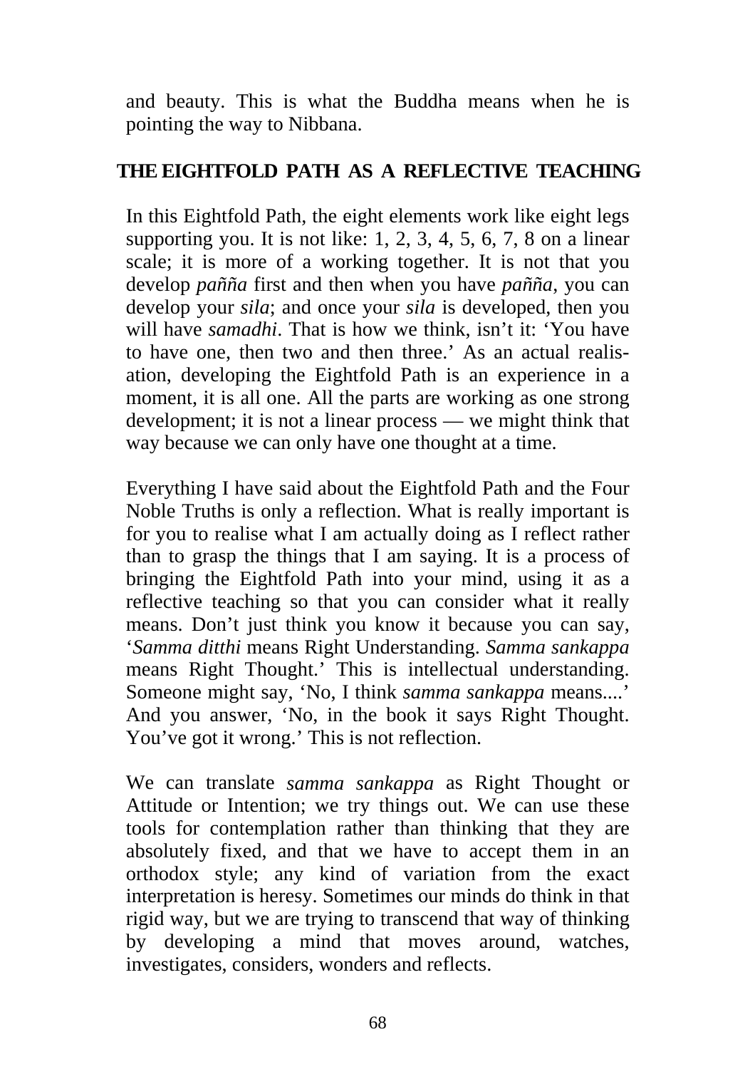and beauty. This is what the Buddha means when he is pointing the way to Nibbana.

## THE EIGHTFOLD PATH AS A REFLECTIVE TEACHING

In this Eightfold Path, the eight elements work like eight legs supporting you. It is not like: 1, 2, 3, 4, 5, 6, 7, 8 on a linear scale; it is more of a working together. It is not that you develop *pañña* first and then when you have *pañña*, you can develop your *sila*; and once your *sila* is developed, then you will have *samadhi*. That is how we think, isn't it: 'You have to have one, then two and then three.' As an actual realisation, developing the Eightfold Path is an experience in a moment, it is all one. All the parts are working as one strong development; it is not a linear process — we might think that way because we can only have one thought at a time.

Everything I have said about the Eightfold Path and the Four Noble Truths is only a reflection. What is really important is for you to realise what I am actually doing as I reflect rather than to grasp the things that I am saying. It is a process of bringing the Eightfold Path into your mind, using it as a reflective teaching so that you can consider what it really means. Don't just think you know it because you can say, '*Samma ditthi* means Right Understanding. *Samma sankappa* means Right Thought.' This is intellectual understanding. Someone might say, 'No, I think *samma sankappa* means....' And you answer, 'No, in the book it says Right Thought. You've got it wrong.' This is not reflection.

We can translate *samma sankappa* as Right Thought or Attitude or Intention; we try things out. We can use these tools for contemplation rather than thinking that they are absolutely fixed, and that we have to accept them in an orthodox style; any kind of variation from the exact interpretation is heresy. Sometimes our minds do think in that rigid way, but we are trying to transcend that way of thinking by developing a mind that moves around, watches, investigates, considers, wonders and reflects.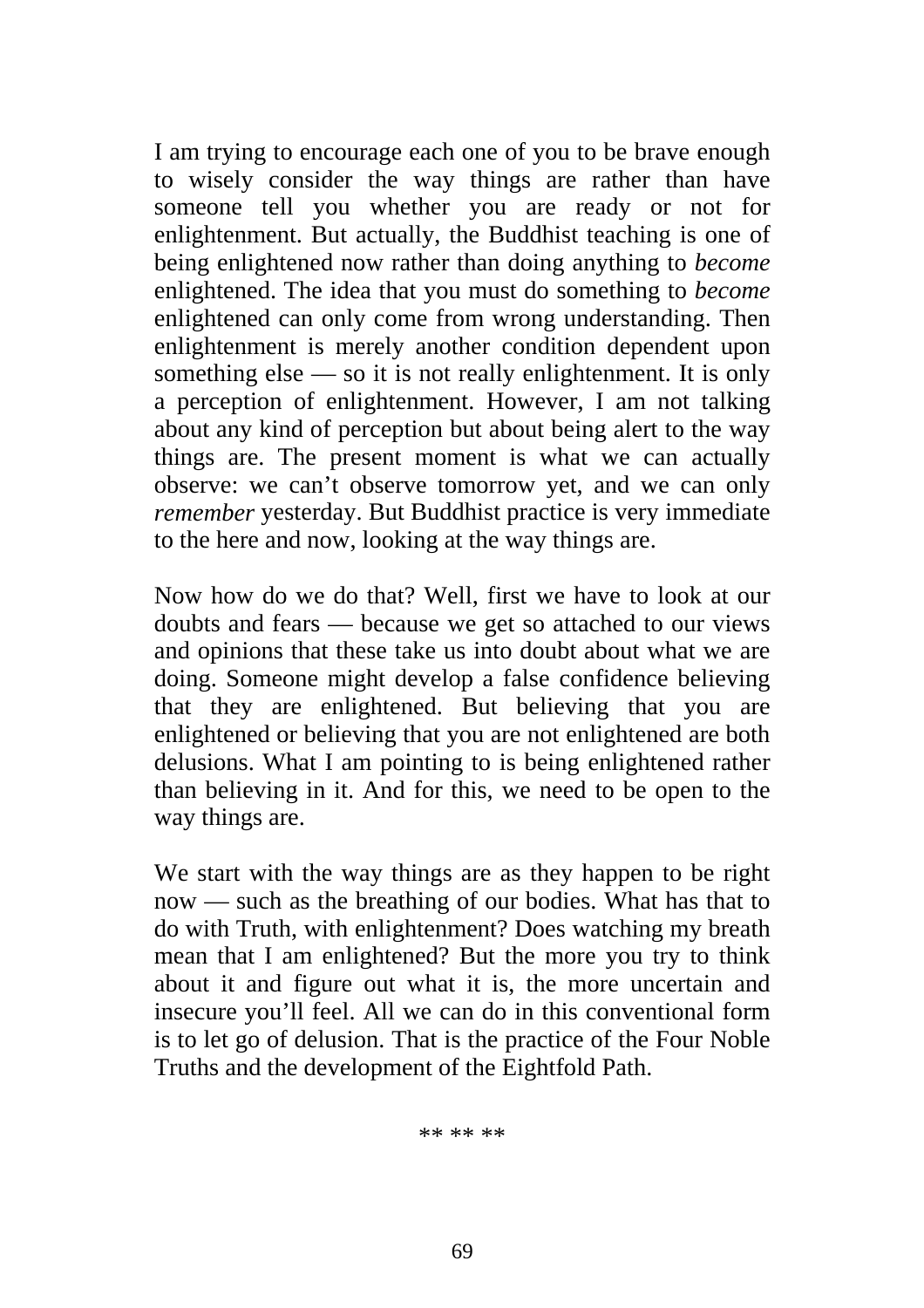I am trying to encourage each one of you to be brave enough to wisely consider the way things are rather than have someone tell you whether you are ready or not for enlightenment. But actually, the Buddhist teaching is one of being enlightened now rather than doing anything to *become* enlightened. The idea that you must do something to *become* enlightened can only come from wrong understanding. Then enlightenment is merely another condition dependent upon something else — so it is not really enlightenment. It is only a perception of enlightenment. However, I am not talking about any kind of perception but about being alert to the way things are. The present moment is what we can actually observe: we can't observe tomorrow yet, and we can only *remember* yesterday. But Buddhist practice is very immediate to the here and now, looking at the way things are.

Now how do we do that? Well, first we have to look at our doubts and fears — because we get so attached to our views and opinions that these take us into doubt about what we are doing. Someone might develop a false confidence believing that they are enlightened. But believing that you are enlightened or believing that you are not enlightened are both delusions. What I am pointing to is being enlightened rather than believing in it. And for this, we need to be open to the way things are.

We start with the way things are as they happen to be right now — such as the breathing of our bodies. What has that to do with Truth, with enlightenment? Does watching my breath mean that I am enlightened? But the more you try to think about it and figure out what it is, the more uncertain and insecure you'll feel. All we can do in this conventional form is to let go of delusion. That is the practice of the Four Noble Truths and the development of the Eightfold Path.

** ** **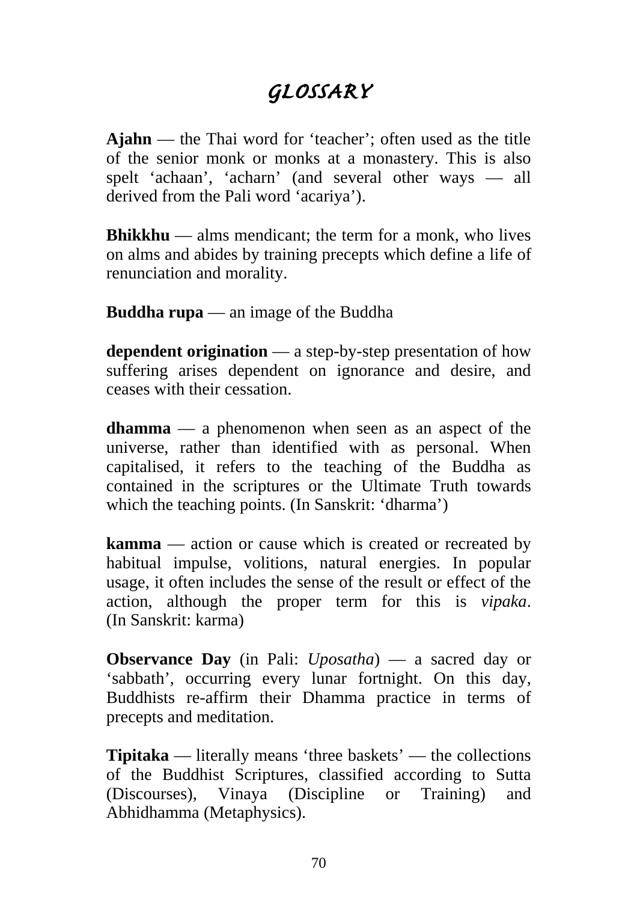# GLOSSARY

**Ajahn** — the Thai word for 'teacher'; often used as the title of the senior monk or monks at a monastery. This is also spelt 'achaan', 'acharn' (and several other ways — all derived from the Pali word 'acariya').

**Bhikkhu** — alms mendicant; the term for a monk, who lives on alms and abides by training precepts which define a life of renunciation and morality.

**Buddha rupa** — an image of the Buddha

**dependent origination** — a step-by-step presentation of how suffering arises dependent on ignorance and desire, and ceases with their cessation.

**dhamma** — a phenomenon when seen as an aspect of the universe, rather than identified with as personal. When capitalised, it refers to the teaching of the Buddha as contained in the scriptures or the Ultimate Truth towards which the teaching points. (In Sanskrit: 'dharma')

**kamma** — action or cause which is created or recreated by habitual impulse, volitions, natural energies. In popular usage, it often includes the sense of the result or effect of the action, although the proper term for this is *vipaka*. (In Sanskrit: karma)

**Observance Day** (in Pali: *Uposatha*) — a sacred day or 'sabbath', occurring every lunar fortnight. On this day, Buddhists re-affirm their Dhamma practice in terms of precepts and meditation.

**Tipitaka** — literally means 'three baskets' — the collections of the Buddhist Scriptures, classified according to Sutta (Discourses), Vinaya (Discipline or Training) and Abhidhamma (Metaphysics).